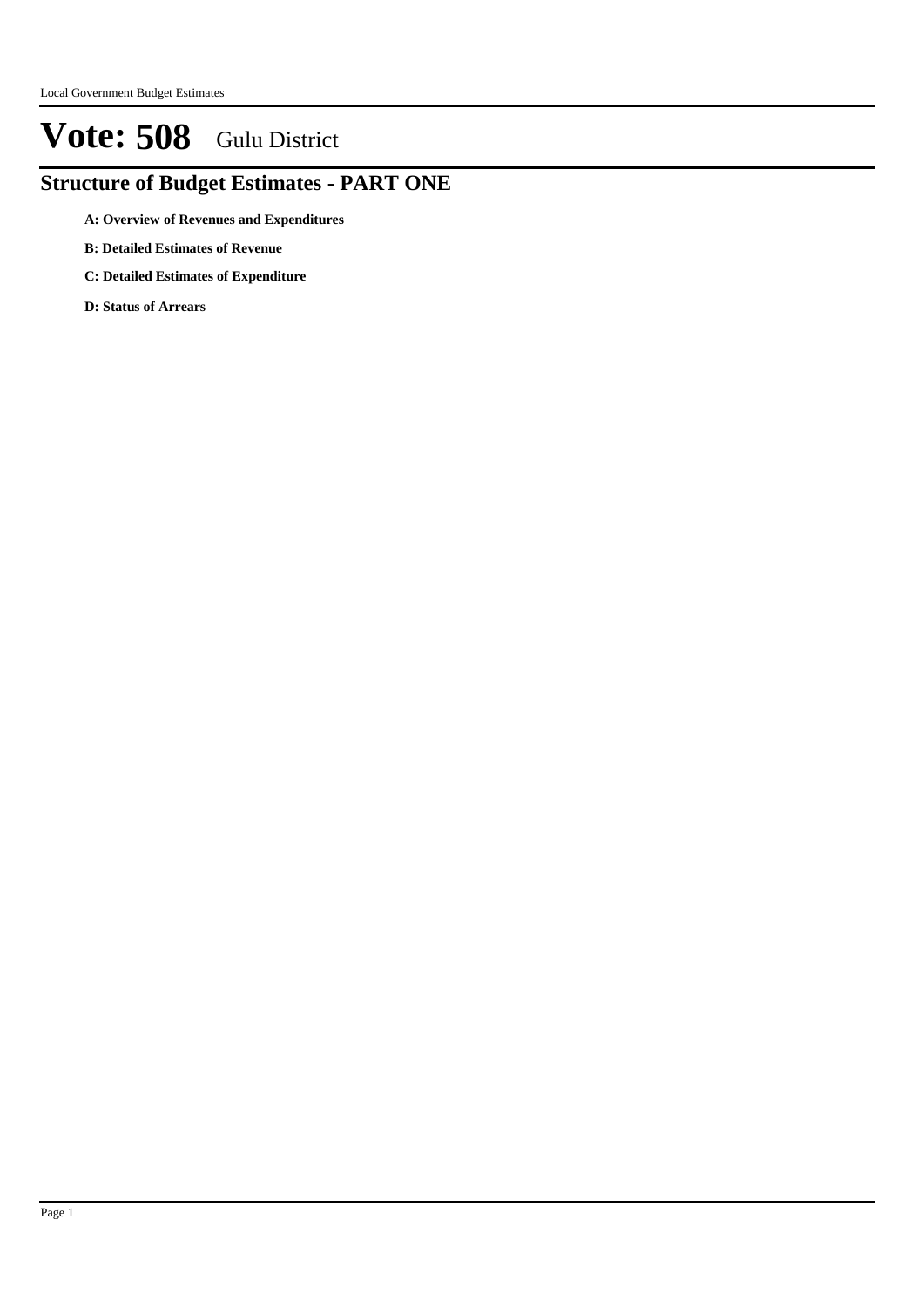# Vote: 508 Gulu District

## Structure of Budget Estimates - PART ONE

**A: Overview of Revenues and Expenditures**

**B: Detailed Estimates of Revenue**

**C: Detailed Estimates of Expenditure**

**D: Status of Arrears**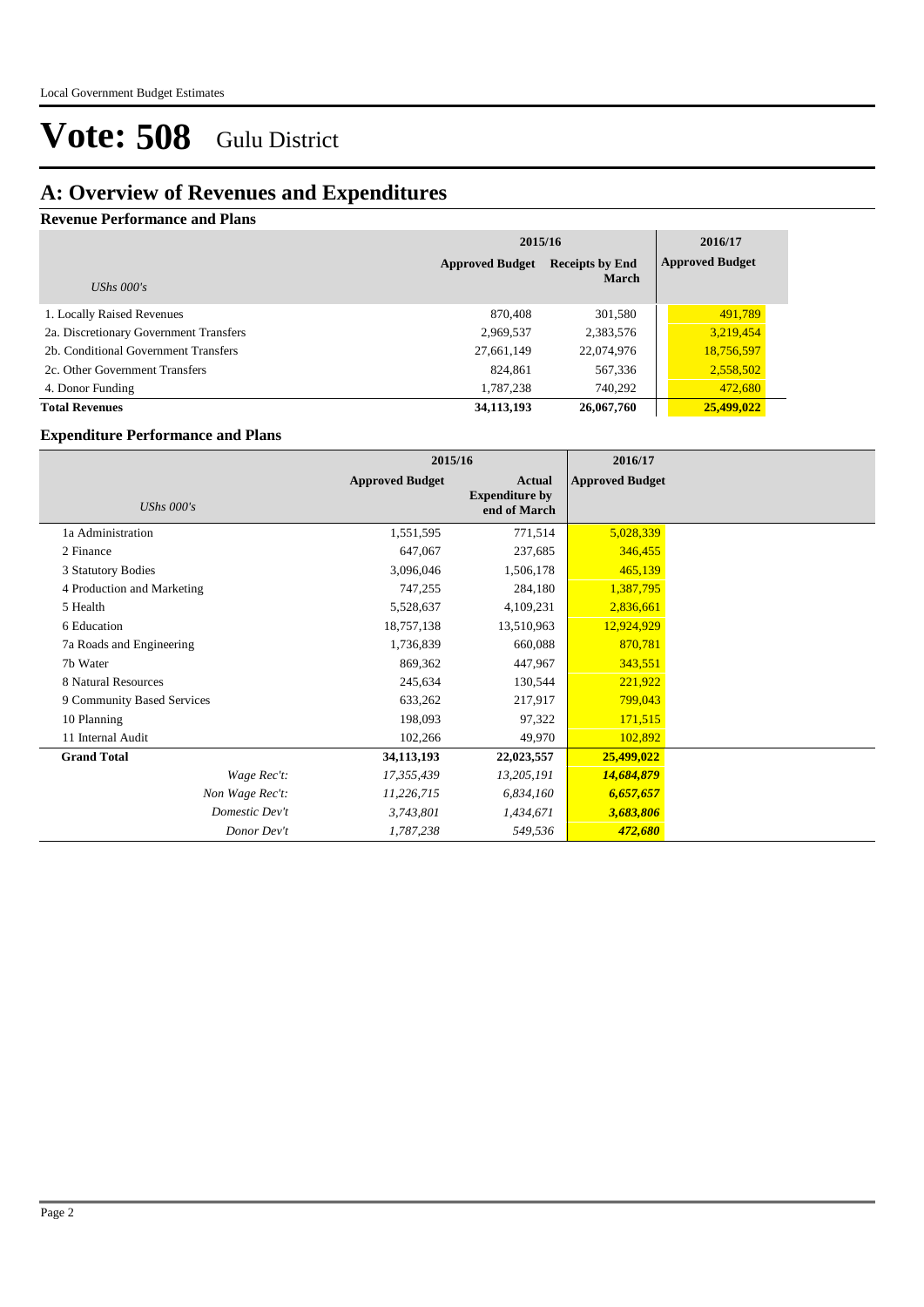# Vote: 508 Gulu District

## A: Overview of Revenues and Expenditures

### Revenue Performance and Plans

| *UShs 000's* | 2015/16 Approved Budget | 2015/16 Receipts by End March | 2016/17 Approved Budget |
|---|---|---|---|
| 1. Locally Raised Revenues | 870,408 | 301,580 | 491,789 |
| 2a. Discretionary Government Transfers | 2,969,537 | 2,383,576 | 3,219,454 |
| 2b. Conditional Government Transfers | 27,661,149 | 22,074,976 | 18,756,597 |
| 2c. Other Government Transfers | 824,861 | 567,336 | 2,558,502 |
| 4. Donor Funding | 1,787,238 | 740,292 | 472,680 |
| **Total Revenues** | **34,113,193** | **26,067,760** | **25,499,022** |

### Expenditure Performance and Plans

| *UShs 000's* | 2015/16 Approved Budget | 2015/16 Actual Expenditure by end of March | 2016/17 Approved Budget |
|---|---|---|---|
| 1a Administration | 1,551,595 | 771,514 | 5,028,339 |
| 2 Finance | 647,067 | 237,685 | 346,455 |
| 3 Statutory Bodies | 3,096,046 | 1,506,178 | 465,139 |
| 4 Production and Marketing | 747,255 | 284,180 | 1,387,795 |
| 5 Health | 5,528,637 | 4,109,231 | 2,836,661 |
| 6 Education | 18,757,138 | 13,510,963 | 12,924,929 |
| 7a Roads and Engineering | 1,736,839 | 660,088 | 870,781 |
| 7b Water | 869,362 | 447,967 | 343,551 |
| 8 Natural Resources | 245,634 | 130,544 | 221,922 |
| 9 Community Based Services | 633,262 | 217,917 | 799,043 |
| 10 Planning | 198,093 | 97,322 | 171,515 |
| 11 Internal Audit | 102,266 | 49,970 | 102,892 |
| **Grand Total** | **34,113,193** | **22,023,557** | **25,499,022** |
| *Wage Rec't:* | *17,355,439* | *13,205,191* | ***14,684,879*** |
| *Non Wage Rec't:* | *11,226,715* | *6,834,160* | ***6,657,657*** |
| *Domestic Dev't* | *3,743,801* | *1,434,671* | ***3,683,806*** |
| *Donor Dev't* | *1,787,238* | *549,536* | ***472,680*** |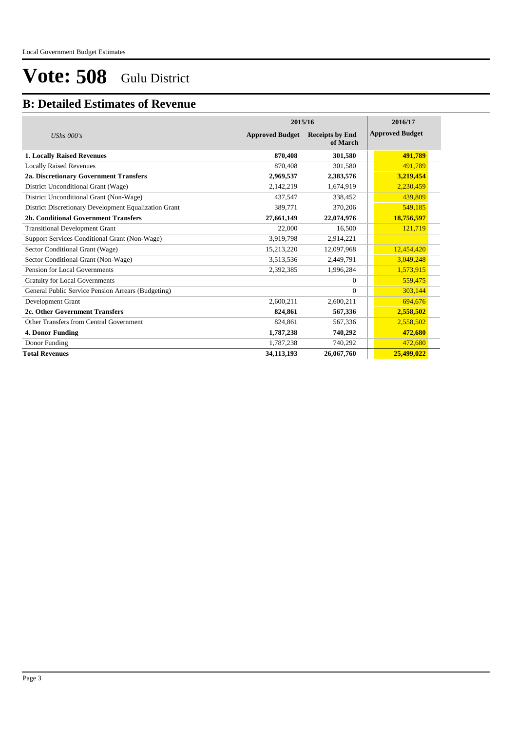# Vote: 508 Gulu District

## B: Detailed Estimates of Revenue

| UShs 000's | 2015/16 Approved Budget | 2015/16 Receipts by End of March | 2016/17 Approved Budget |
|---|---|---|---|
| **1. Locally Raised Revenues** | **870,408** | **301,580** | **491,789** |
| Locally Raised Revenues | 870,408 | 301,580 | 491,789 |
| **2a. Discretionary Government Transfers** | **2,969,537** | **2,383,576** | **3,219,454** |
| District Unconditional Grant (Wage) | 2,142,219 | 1,674,919 | 2,230,459 |
| District Unconditional Grant (Non-Wage) | 437,547 | 338,452 | 439,809 |
| District Discretionary Development Equalization Grant | 389,771 | 370,206 | 549,185 |
| **2b. Conditional Government Transfers** | **27,661,149** | **22,074,976** | **18,756,597** |
| Transitional Development Grant | 22,000 | 16,500 | 121,719 |
| Support Services Conditional Grant (Non-Wage) | 3,919,798 | 2,914,221 | |
| Sector Conditional Grant (Wage) | 15,213,220 | 12,097,968 | 12,454,420 |
| Sector Conditional Grant (Non-Wage) | 3,513,536 | 2,449,791 | 3,049,248 |
| Pension for Local Governments | 2,392,385 | 1,996,284 | 1,573,915 |
| Gratuity for Local Governments | | 0 | 559,475 |
| General Public Service Pension Arrears (Budgeting) | | 0 | 303,144 |
| Development Grant | 2,600,211 | 2,600,211 | 694,676 |
| **2c. Other Government Transfers** | **824,861** | **567,336** | **2,558,502** |
| Other Transfers from Central Government | 824,861 | 567,336 | 2,558,502 |
| **4. Donor Funding** | **1,787,238** | **740,292** | **472,680** |
| Donor Funding | 1,787,238 | 740,292 | 472,680 |
| **Total Revenues** | **34,113,193** | **26,067,760** | **25,499,022** |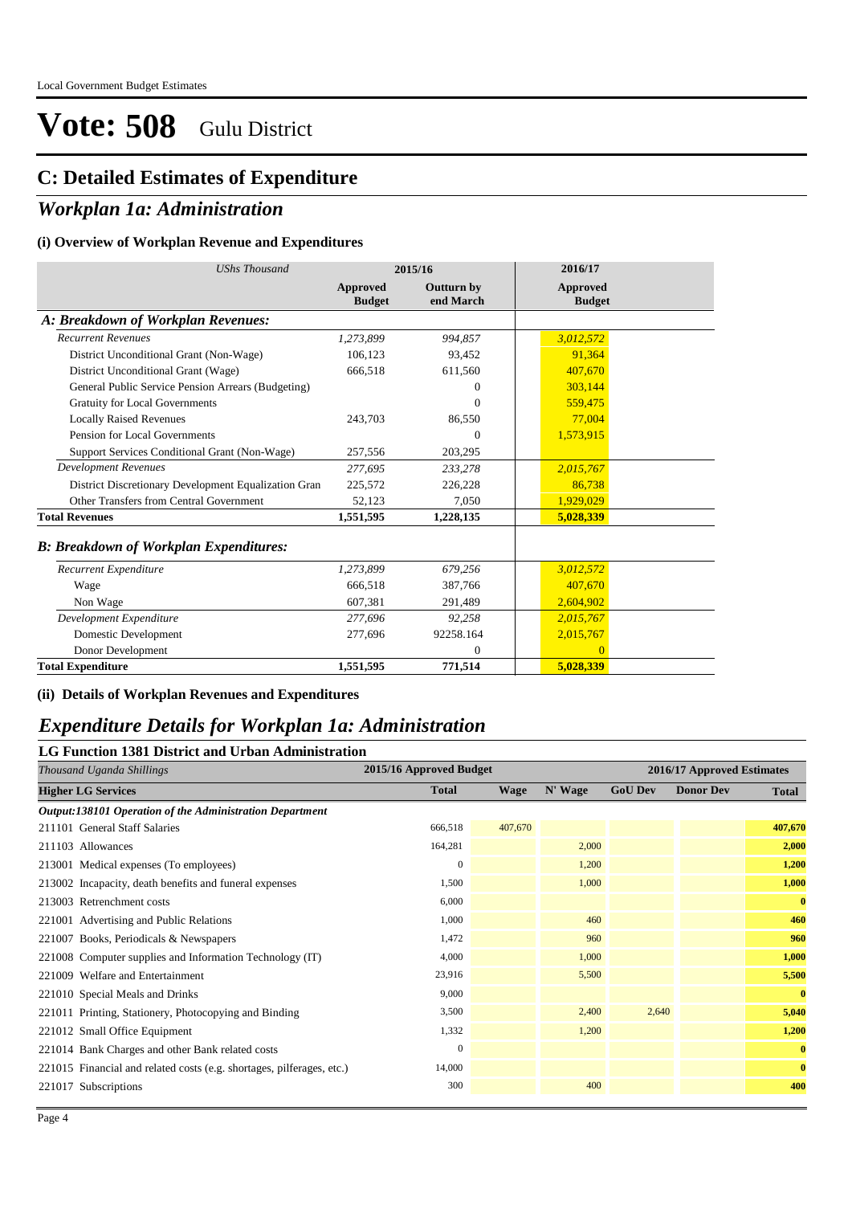# Vote: 508 Gulu District

## C: Detailed Estimates of Expenditure

## *Workplan 1a: Administration*

### (i) Overview of Workplan Revenue and Expenditures

| *UShs Thousand* | 2015/16 | | 2016/17 |
|---|---|---|---|
| | **Approved Budget** | **Outturn by end March** | **Approved Budget** |
| ***A: Breakdown of Workplan Revenues:*** | | | |
| *Recurrent Revenues* | *1,273,899* | *994,857* | *3,012,572* |
| District Unconditional Grant (Non-Wage) | 106,123 | 93,452 | 91,364 |
| District Unconditional Grant (Wage) | 666,518 | 611,560 | 407,670 |
| General Public Service Pension Arrears (Budgeting) | | 0 | 303,144 |
| Gratuity for Local Governments | | 0 | 559,475 |
| Locally Raised Revenues | 243,703 | 86,550 | 77,004 |
| Pension for Local Governments | | 0 | 1,573,915 |
| Support Services Conditional Grant (Non-Wage) | 257,556 | 203,295 | |
| *Development Revenues* | *277,695* | *233,278* | *2,015,767* |
| District Discretionary Development Equalization Gran | 225,572 | 226,228 | 86,738 |
| Other Transfers from Central Government | 52,123 | 7,050 | 1,929,029 |
| **Total Revenues** | **1,551,595** | **1,228,135** | **5,028,339** |
| ***B: Breakdown of Workplan Expenditures:*** | | | |
| *Recurrent Expenditure* | *1,273,899* | *679,256* | *3,012,572* |
| Wage | 666,518 | 387,766 | 407,670 |
| Non Wage | 607,381 | 291,489 | 2,604,902 |
| *Development Expenditure* | *277,696* | *92,258* | *2,015,767* |
| Domestic Development | 277,696 | 92258.164 | 2,015,767 |
| Donor Development | | 0 | 0 |
| **Total Expenditure** | **1,551,595** | **771,514** | **5,028,339** |

### (ii) Details of Workplan Revenues and Expenditures

## *Expenditure Details for Workplan 1a: Administration*

### LG Function 1381 District and Urban Administration

| *Thousand Uganda Shillings* | 2015/16 Approved Budget | 2016/17 Approved Estimates | | | | |
|---|---|---|---|---|---|---|
| **Higher LG Services** | **Total** | **Wage** | **N' Wage** | **GoU Dev** | **Donor Dev** | **Total** |
| ***Output:138101 Operation of the Administration Department*** | | | | | | |
| 211101 General Staff Salaries | 666,518 | 407,670 | | | | **407,670** |
| 211103 Allowances | 164,281 | | 2,000 | | | **2,000** |
| 213001 Medical expenses (To employees) | 0 | | 1,200 | | | **1,200** |
| 213002 Incapacity, death benefits and funeral expenses | 1,500 | | 1,000 | | | **1,000** |
| 213003 Retrenchment costs | 6,000 | | | | | **0** |
| 221001 Advertising and Public Relations | 1,000 | | 460 | | | **460** |
| 221007 Books, Periodicals & Newspapers | 1,472 | | 960 | | | **960** |
| 221008 Computer supplies and Information Technology (IT) | 4,000 | | 1,000 | | | **1,000** |
| 221009 Welfare and Entertainment | 23,916 | | 5,500 | | | **5,500** |
| 221010 Special Meals and Drinks | 9,000 | | | | | **0** |
| 221011 Printing, Stationery, Photocopying and Binding | 3,500 | | 2,400 | 2,640 | | **5,040** |
| 221012 Small Office Equipment | 1,332 | | 1,200 | | | **1,200** |
| 221014 Bank Charges and other Bank related costs | 0 | | | | | **0** |
| 221015 Financial and related costs (e.g. shortages, pilferages, etc.) | 14,000 | | | | | **0** |
| 221017 Subscriptions | 300 | | 400 | | | **400** |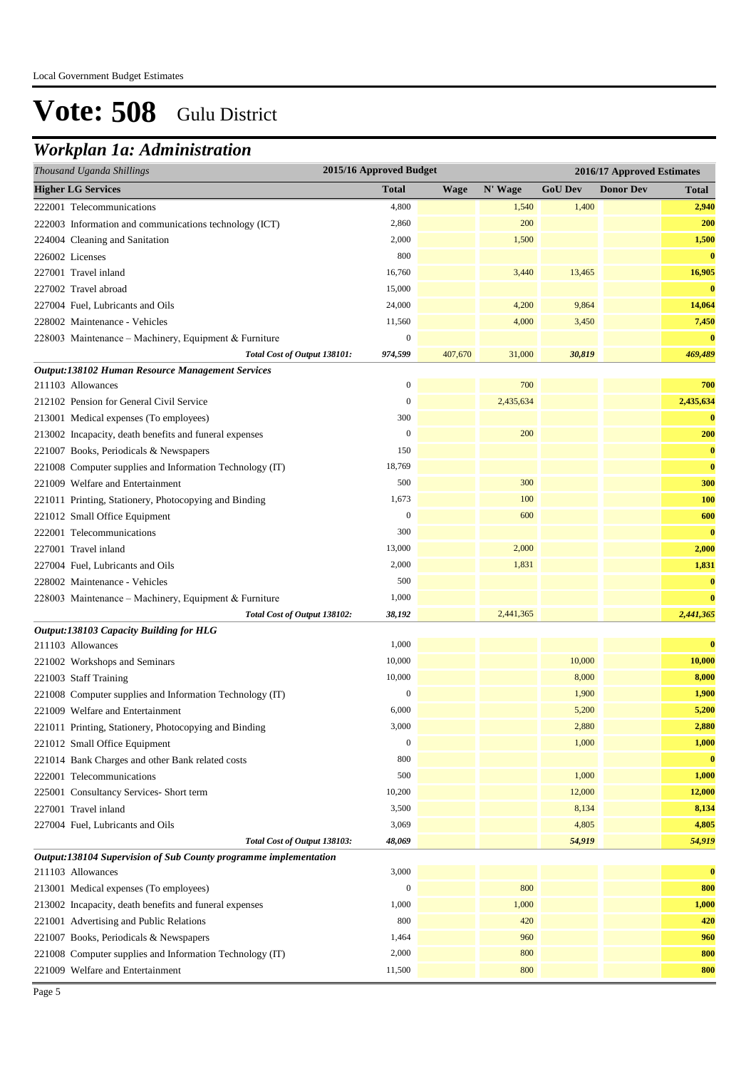Local Government Budget Estimates

# Vote: 508 Gulu District

## *Workplan 1a: Administration*

| *Thousand Uganda Shillings* | 2015/16 Approved Budget | 2016/17 Approved Estimates | | | | |
|---|---|---|---|---|---|---|
| **Higher LG Services** | **Total** | **Wage** | **N' Wage** | **GoU Dev** | **Donor Dev** | **Total** |
| 222001 Telecommunications | 4,800 | | 1,540 | 1,400 | | **2,940** |
| 222003 Information and communications technology (ICT) | 2,860 | | 200 | | | **200** |
| 224004 Cleaning and Sanitation | 2,000 | | 1,500 | | | **1,500** |
| 226002 Licenses | 800 | | | | | **0** |
| 227001 Travel inland | 16,760 | | 3,440 | 13,465 | | **16,905** |
| 227002 Travel abroad | 15,000 | | | | | **0** |
| 227004 Fuel, Lubricants and Oils | 24,000 | | 4,200 | 9,864 | | **14,064** |
| 228002 Maintenance - Vehicles | 11,560 | | 4,000 | 3,450 | | **7,450** |
| 228003 Maintenance – Machinery, Equipment & Furniture | 0 | | | | | **0** |
| ***Total Cost of Output 138101:*** | ***974,599*** | ***407,670*** | ***31,000*** | ***30,819*** | | ***469,489*** |
| ***Output:138102 Human Resource Management Services*** | | | | | | |
| 211103 Allowances | 0 | | 700 | | | **700** |
| 212102 Pension for General Civil Service | 0 | | 2,435,634 | | | **2,435,634** |
| 213001 Medical expenses (To employees) | 300 | | | | | **0** |
| 213002 Incapacity, death benefits and funeral expenses | 0 | | 200 | | | **200** |
| 221007 Books, Periodicals & Newspapers | 150 | | | | | **0** |
| 221008 Computer supplies and Information Technology (IT) | 18,769 | | | | | **0** |
| 221009 Welfare and Entertainment | 500 | | 300 | | | **300** |
| 221011 Printing, Stationery, Photocopying and Binding | 1,673 | | 100 | | | **100** |
| 221012 Small Office Equipment | 0 | | 600 | | | **600** |
| 222001 Telecommunications | 300 | | | | | **0** |
| 227001 Travel inland | 13,000 | | 2,000 | | | **2,000** |
| 227004 Fuel, Lubricants and Oils | 2,000 | | 1,831 | | | **1,831** |
| 228002 Maintenance - Vehicles | 500 | | | | | **0** |
| 228003 Maintenance – Machinery, Equipment & Furniture | 1,000 | | | | | **0** |
| ***Total Cost of Output 138102:*** | ***38,192*** | | ***2,441,365*** | | | ***2,441,365*** |
| ***Output:138103 Capacity Building for HLG*** | | | | | | |
| 211103 Allowances | 1,000 | | | | | **0** |
| 221002 Workshops and Seminars | 10,000 | | | 10,000 | | **10,000** |
| 221003 Staff Training | 10,000 | | | 8,000 | | **8,000** |
| 221008 Computer supplies and Information Technology (IT) | 0 | | | 1,900 | | **1,900** |
| 221009 Welfare and Entertainment | 6,000 | | | 5,200 | | **5,200** |
| 221011 Printing, Stationery, Photocopying and Binding | 3,000 | | | 2,880 | | **2,880** |
| 221012 Small Office Equipment | 0 | | | 1,000 | | **1,000** |
| 221014 Bank Charges and other Bank related costs | 800 | | | | | **0** |
| 222001 Telecommunications | 500 | | | 1,000 | | **1,000** |
| 225001 Consultancy Services- Short term | 10,200 | | | 12,000 | | **12,000** |
| 227001 Travel inland | 3,500 | | | 8,134 | | **8,134** |
| 227004 Fuel, Lubricants and Oils | 3,069 | | | 4,805 | | **4,805** |
| ***Total Cost of Output 138103:*** | ***48,069*** | | | ***54,919*** | | ***54,919*** |
| ***Output:138104 Supervision of Sub County programme implementation*** | | | | | | |
| 211103 Allowances | 3,000 | | | | | **0** |
| 213001 Medical expenses (To employees) | 0 | | 800 | | | **800** |
| 213002 Incapacity, death benefits and funeral expenses | 1,000 | | 1,000 | | | **1,000** |
| 221001 Advertising and Public Relations | 800 | | 420 | | | **420** |
| 221007 Books, Periodicals & Newspapers | 1,464 | | 960 | | | **960** |
| 221008 Computer supplies and Information Technology (IT) | 2,000 | | 800 | | | **800** |
| 221009 Welfare and Entertainment | 11,500 | | 800 | | | **800** |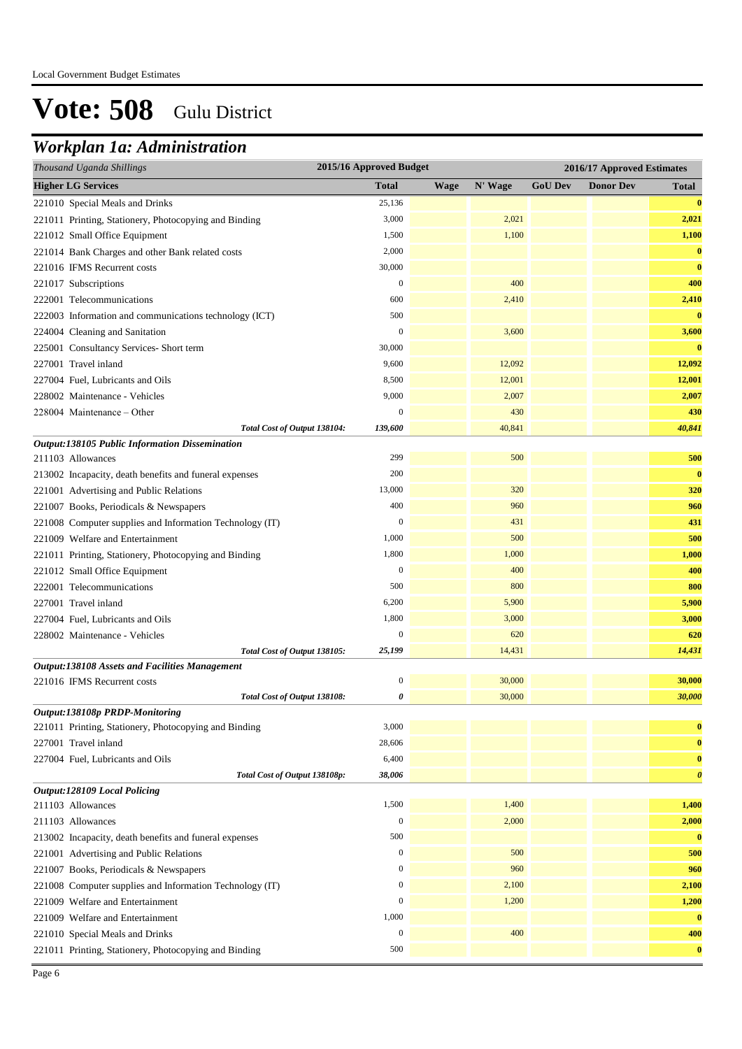# Vote: 508 Gulu District

## *Workplan 1a: Administration*

| *Thousand Uganda Shillings* | 2015/16 Approved Budget | 2016/17 Approved Estimates | | | | |
|---|---|---|---|---|---|---|
| **Higher LG Services** | **Total** | **Wage** | **N' Wage** | **GoU Dev** | **Donor Dev** | **Total** |
| 221010 Special Meals and Drinks | 25,136 | | | | | **0** |
| 221011 Printing, Stationery, Photocopying and Binding | 3,000 | | 2,021 | | | **2,021** |
| 221012 Small Office Equipment | 1,500 | | 1,100 | | | **1,100** |
| 221014 Bank Charges and other Bank related costs | 2,000 | | | | | **0** |
| 221016 IFMS Recurrent costs | 30,000 | | | | | **0** |
| 221017 Subscriptions | 0 | | 400 | | | **400** |
| 222001 Telecommunications | 600 | | 2,410 | | | **2,410** |
| 222003 Information and communications technology (ICT) | 500 | | | | | **0** |
| 224004 Cleaning and Sanitation | 0 | | 3,600 | | | **3,600** |
| 225001 Consultancy Services- Short term | 30,000 | | | | | **0** |
| 227001 Travel inland | 9,600 | | 12,092 | | | **12,092** |
| 227004 Fuel, Lubricants and Oils | 8,500 | | 12,001 | | | **12,001** |
| 228002 Maintenance - Vehicles | 9,000 | | 2,007 | | | **2,007** |
| 228004 Maintenance – Other | 0 | | 430 | | | **430** |
| *Total Cost of Output 138104:* | *139,600* | | 40,841 | | | ***40,841*** |
| ***Output:138105 Public Information Dissemination*** | | | | | | |
| 211103 Allowances | 299 | | 500 | | | **500** |
| 213002 Incapacity, death benefits and funeral expenses | 200 | | | | | **0** |
| 221001 Advertising and Public Relations | 13,000 | | 320 | | | **320** |
| 221007 Books, Periodicals & Newspapers | 400 | | 960 | | | **960** |
| 221008 Computer supplies and Information Technology (IT) | 0 | | 431 | | | **431** |
| 221009 Welfare and Entertainment | 1,000 | | 500 | | | **500** |
| 221011 Printing, Stationery, Photocopying and Binding | 1,800 | | 1,000 | | | **1,000** |
| 221012 Small Office Equipment | 0 | | 400 | | | **400** |
| 222001 Telecommunications | 500 | | 800 | | | **800** |
| 227001 Travel inland | 6,200 | | 5,900 | | | **5,900** |
| 227004 Fuel, Lubricants and Oils | 1,800 | | 3,000 | | | **3,000** |
| 228002 Maintenance - Vehicles | 0 | | 620 | | | **620** |
| *Total Cost of Output 138105:* | *25,199* | | 14,431 | | | ***14,431*** |
| ***Output:138108 Assets and Facilities Management*** | | | | | | |
| 221016 IFMS Recurrent costs | 0 | | 30,000 | | | **30,000** |
| *Total Cost of Output 138108:* | *0* | | 30,000 | | | ***30,000*** |
| ***Output:138108p PRDP-Monitoring*** | | | | | | |
| 221011 Printing, Stationery, Photocopying and Binding | 3,000 | | | | | **0** |
| 227001 Travel inland | 28,606 | | | | | **0** |
| 227004 Fuel, Lubricants and Oils | 6,400 | | | | | **0** |
| *Total Cost of Output 138108p:* | *38,006* | | | | | ***0*** |
| ***Output:128109 Local Policing*** | | | | | | |
| 211103 Allowances | 1,500 | | 1,400 | | | **1,400** |
| 211103 Allowances | 0 | | 2,000 | | | **2,000** |
| 213002 Incapacity, death benefits and funeral expenses | 500 | | | | | **0** |
| 221001 Advertising and Public Relations | 0 | | 500 | | | **500** |
| 221007 Books, Periodicals & Newspapers | 0 | | 960 | | | **960** |
| 221008 Computer supplies and Information Technology (IT) | 0 | | 2,100 | | | **2,100** |
| 221009 Welfare and Entertainment | 0 | | 1,200 | | | **1,200** |
| 221009 Welfare and Entertainment | 1,000 | | | | | **0** |
| 221010 Special Meals and Drinks | 0 | | 400 | | | **400** |
| 221011 Printing, Stationery, Photocopying and Binding | 500 | | | | | **0** |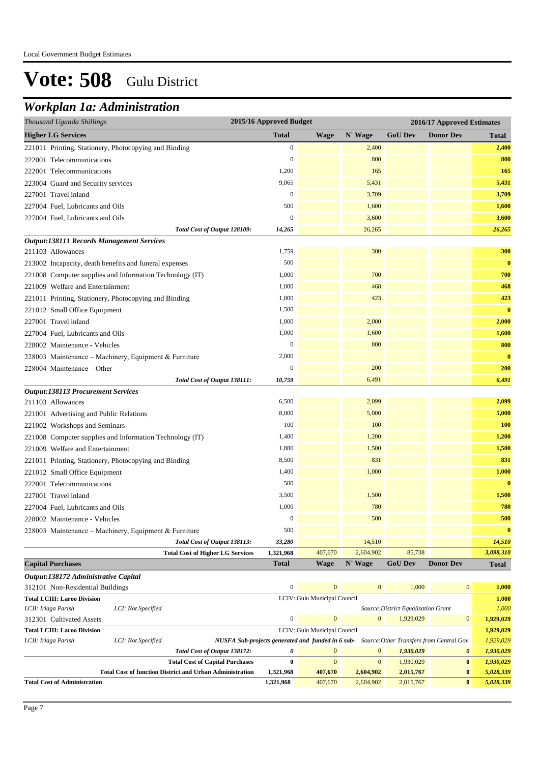Local Government Budget Estimates

# Vote: 508 Gulu District

## Workplan 1a: Administration

| Thousand Uganda Shillings | 2015/16 Approved Budget | 2016/17 Approved Estimates | | | | |
|---|---|---|---|---|---|---|
| **Higher LG Services** | **Total** | **Wage** | **N' Wage** | **GoU Dev** | **Donor Dev** | **Total** |
| 221011 Printing, Stationery, Photocopying and Binding | 0 | | 2,400 | | | 2,400 |
| 222001 Telecommunications | 0 | | 800 | | | 800 |
| 222001 Telecommunications | 1,200 | | 165 | | | 165 |
| 223004 Guard and Security services | 9,065 | | 5,431 | | | 5,431 |
| 227001 Travel inland | 0 | | 3,709 | | | 3,709 |
| 227004 Fuel, Lubricants and Oils | 500 | | 1,600 | | | 1,600 |
| 227004 Fuel, Lubricants and Oils | 0 | | 3,600 | | | 3,600 |
| *Total Cost of Output 128109:* | *14,265* | | 26,265 | | | *26,265* |
| ***Output:138111 Records Management Services*** | | | | | | |
| 211103 Allowances | 1,759 | | 300 | | | 300 |
| 213002 Incapacity, death benefits and funeral expenses | 500 | | | | | 0 |
| 221008 Computer supplies and Information Technology (IT) | 1,000 | | 700 | | | 700 |
| 221009 Welfare and Entertainment | 1,000 | | 468 | | | 468 |
| 221011 Printing, Stationery, Photocopying and Binding | 1,000 | | 423 | | | 423 |
| 221012 Small Office Equipment | 1,500 | | | | | 0 |
| 227001 Travel inland | 1,000 | | 2,000 | | | 2,000 |
| 227004 Fuel, Lubricants and Oils | 1,000 | | 1,600 | | | 1,600 |
| 228002 Maintenance - Vehicles | 0 | | 800 | | | 800 |
| 228003 Maintenance – Machinery, Equipment & Furniture | 2,000 | | | | | 0 |
| 228004 Maintenance – Other | 0 | | 200 | | | 200 |
| *Total Cost of Output 138111:* | *10,759* | | 6,491 | | | *6,491* |
| ***Output:138113 Procurement Services*** | | | | | | |
| 211103 Allowances | 6,500 | | 2,099 | | | 2,099 |
| 221001 Advertising and Public Relations | 8,000 | | 5,000 | | | 5,000 |
| 221002 Workshops and Seminars | 100 | | 100 | | | 100 |
| 221008 Computer supplies and Information Technology (IT) | 1,400 | | 1,200 | | | 1,200 |
| 221009 Welfare and Entertainment | 1,880 | | 1,500 | | | 1,500 |
| 221011 Printing, Stationery, Photocopying and Binding | 8,500 | | 831 | | | 831 |
| 221012 Small Office Equipment | 1,400 | | 1,000 | | | 1,000 |
| 222001 Telecommunications | 500 | | | | | 0 |
| 227001 Travel inland | 3,500 | | 1,500 | | | 1,500 |
| 227004 Fuel, Lubricants and Oils | 1,000 | | 780 | | | 780 |
| 228002 Maintenance - Vehicles | 0 | | 500 | | | 500 |
| 228003 Maintenance – Machinery, Equipment & Furniture | 500 | | | | | 0 |
| *Total Cost of Output 138113:* | *33,280* | | 14,510 | | | *14,510* |
| **Total Cost of Higher LG Services** | **1,321,968** | 407,670 | 2,604,902 | 85,738 | | *3,098,310* |
| **Capital Purchases** | **Total** | **Wage** | **N' Wage** | **GoU Dev** | **Donor Dev** | **Total** |
| ***Output:138172 Administrative Capital*** | | | | | | |
| 312101 Non-Residential Buildings | 0 | 0 | 0 | 1,000 | 0 | 1,000 |
| **Total LCIII: Laroo Division** | LCIV: Gulu Municipal Council | | | | | 1,000 |
| *LCII: Iriaga Parish — LCI: Not Specified* | | | | *Source:District Equalisation Grant* | | *1,000* |
| 312301 Cultivated Assets | 0 | 0 | 0 | 1,929,029 | 0 | 1,929,029 |
| **Total LCIII: Laroo Division** | LCIV: Gulu Municipal Council | | | | | 1,929,029 |
| *LCII: Iriaga Parish — LCI: Not Specified* | *NUSFA Sub-projects generated and funded in 6 sub-* | | | *Source:Other Transfers from Central Gov* | | *1,929,029* |
| *Total Cost of Output 138172:* | *0* | 0 | 0 | *1,930,029* | *0* | *1,930,029* |
| **Total Cost of Capital Purchases** | **0** | 0 | 0 | 1,930,029 | **0** | *1,930,029* |
| **Total Cost of function District and Urban Administration** | **1,321,968** | **407,670** | **2,604,902** | **2,015,767** | **0** | ***5,028,339*** |
| **Total Cost of Administration** | **1,321,968** | 407,670 | 2,604,902 | 2,015,767 | **0** | ***5,028,339*** |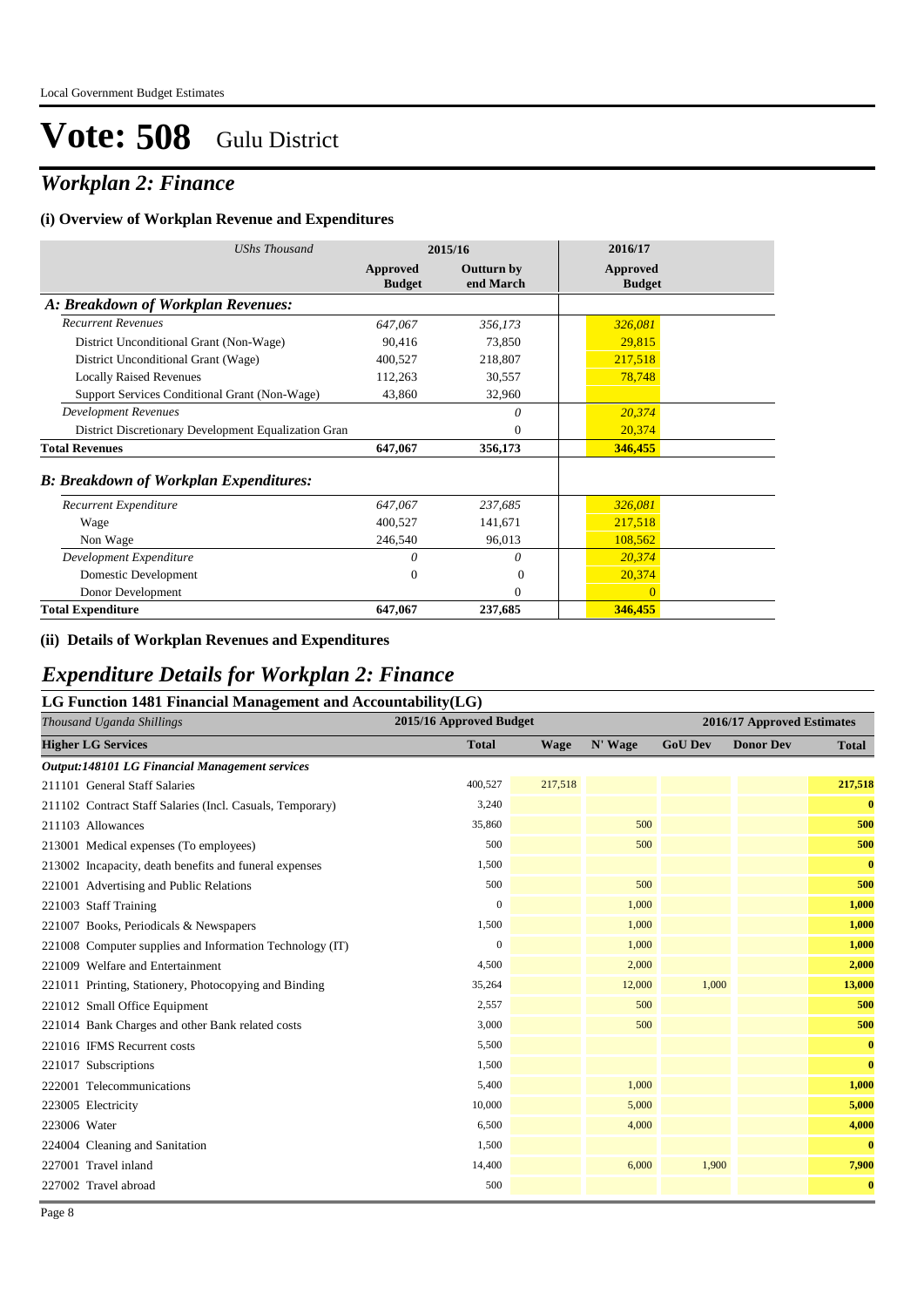# Vote: 508 Gulu District

## *Workplan 2: Finance*

### (i) Overview of Workplan Revenue and Expenditures

| *UShs Thousand* | 2015/16 | | 2016/17 |
|---|---|---|---|
| | **Approved Budget** | **Outturn by end March** | **Approved Budget** |
| ***A: Breakdown of Workplan Revenues:*** | | | |
| *Recurrent Revenues* | *647,067* | *356,173* | *326,081* |
| District Unconditional Grant (Non-Wage) | 90,416 | 73,850 | 29,815 |
| District Unconditional Grant (Wage) | 400,527 | 218,807 | 217,518 |
| Locally Raised Revenues | 112,263 | 30,557 | 78,748 |
| Support Services Conditional Grant (Non-Wage) | 43,860 | 32,960 | |
| *Development Revenues* | | *0* | *20,374* |
| District Discretionary Development Equalization Gran | | 0 | 20,374 |
| **Total Revenues** | **647,067** | **356,173** | **346,455** |
| ***B: Breakdown of Workplan Expenditures:*** | | | |
| *Recurrent Expenditure* | *647,067* | *237,685* | *326,081* |
| Wage | 400,527 | 141,671 | 217,518 |
| Non Wage | 246,540 | 96,013 | 108,562 |
| *Development Expenditure* | *0* | *0* | *20,374* |
| Domestic Development | 0 | 0 | 20,374 |
| Donor Development | | 0 | 0 |
| **Total Expenditure** | **647,067** | **237,685** | **346,455** |

### (ii) Details of Workplan Revenues and Expenditures

## *Expenditure Details for Workplan 2: Finance*

### LG Function 1481 Financial Management and Accountability(LG)

| *Thousand Uganda Shillings* | 2015/16 Approved Budget | 2016/17 Approved Estimates | | | | |
|---|---|---|---|---|---|---|
| **Higher LG Services** | **Total** | **Wage** | **N' Wage** | **GoU Dev** | **Donor Dev** | **Total** |
| ***Output:148101 LG Financial Management services*** | | | | | | |
| 211101 General Staff Salaries | 400,527 | 217,518 | | | | **217,518** |
| 211102 Contract Staff Salaries (Incl. Casuals, Temporary) | 3,240 | | | | | **0** |
| 211103 Allowances | 35,860 | | 500 | | | **500** |
| 213001 Medical expenses (To employees) | 500 | | 500 | | | **500** |
| 213002 Incapacity, death benefits and funeral expenses | 1,500 | | | | | **0** |
| 221001 Advertising and Public Relations | 500 | | 500 | | | **500** |
| 221003 Staff Training | 0 | | 1,000 | | | **1,000** |
| 221007 Books, Periodicals & Newspapers | 1,500 | | 1,000 | | | **1,000** |
| 221008 Computer supplies and Information Technology (IT) | 0 | | 1,000 | | | **1,000** |
| 221009 Welfare and Entertainment | 4,500 | | 2,000 | | | **2,000** |
| 221011 Printing, Stationery, Photocopying and Binding | 35,264 | | 12,000 | 1,000 | | **13,000** |
| 221012 Small Office Equipment | 2,557 | | 500 | | | **500** |
| 221014 Bank Charges and other Bank related costs | 3,000 | | 500 | | | **500** |
| 221016 IFMS Recurrent costs | 5,500 | | | | | **0** |
| 221017 Subscriptions | 1,500 | | | | | **0** |
| 222001 Telecommunications | 5,400 | | 1,000 | | | **1,000** |
| 223005 Electricity | 10,000 | | 5,000 | | | **5,000** |
| 223006 Water | 6,500 | | 4,000 | | | **4,000** |
| 224004 Cleaning and Sanitation | 1,500 | | | | | **0** |
| 227001 Travel inland | 14,400 | | 6,000 | 1,900 | | **7,900** |
| 227002 Travel abroad | 500 | | | | | **0** |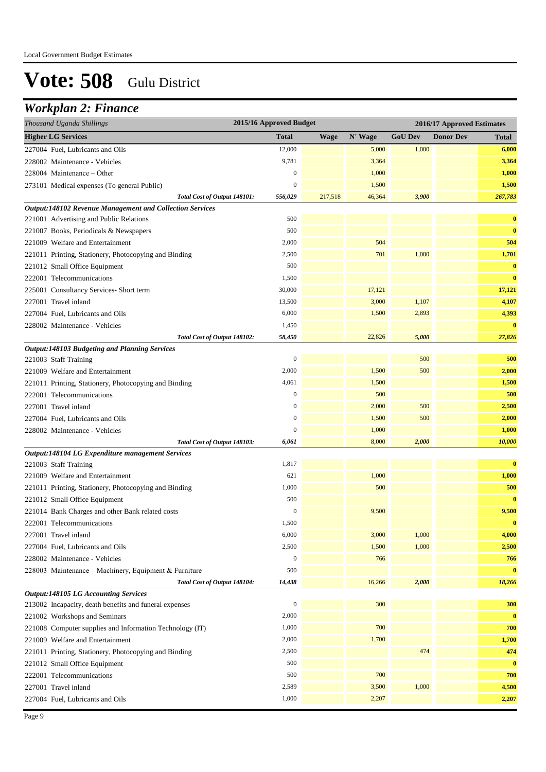# Vote: 508 Gulu District

## Workplan 2: Finance

| Thousand Uganda Shillings | 2015/16 Approved Budget | 2016/17 Approved Estimates | | | | |
|---|---|---|---|---|---|---|
| **Higher LG Services** | **Total** | **Wage** | **N' Wage** | **GoU Dev** | **Donor Dev** | **Total** |
| 227004 Fuel, Lubricants and Oils | 12,000 | | 5,000 | 1,000 | | **6,000** |
| 228002 Maintenance - Vehicles | 9,781 | | 3,364 | | | **3,364** |
| 228004 Maintenance – Other | 0 | | 1,000 | | | **1,000** |
| 273101 Medical expenses (To general Public) | 0 | | 1,500 | | | **1,500** |
| *Total Cost of Output 148101:* | *556,029* | 217,518 | 46,364 | *3,900* | | *267,783* |
| ***Output:148102 Revenue Management and Collection Services*** | | | | | | |
| 221001 Advertising and Public Relations | 500 | | | | | **0** |
| 221007 Books, Periodicals & Newspapers | 500 | | | | | **0** |
| 221009 Welfare and Entertainment | 2,000 | | 504 | | | **504** |
| 221011 Printing, Stationery, Photocopying and Binding | 2,500 | | 701 | 1,000 | | **1,701** |
| 221012 Small Office Equipment | 500 | | | | | **0** |
| 222001 Telecommunications | 1,500 | | | | | **0** |
| 225001 Consultancy Services- Short term | 30,000 | | 17,121 | | | **17,121** |
| 227001 Travel inland | 13,500 | | 3,000 | 1,107 | | **4,107** |
| 227004 Fuel, Lubricants and Oils | 6,000 | | 1,500 | 2,893 | | **4,393** |
| 228002 Maintenance - Vehicles | 1,450 | | | | | **0** |
| *Total Cost of Output 148102:* | *58,450* | | 22,826 | *5,000* | | *27,826* |
| ***Output:148103 Budgeting and Planning Services*** | | | | | | |
| 221003 Staff Training | 0 | | | 500 | | **500** |
| 221009 Welfare and Entertainment | 2,000 | | 1,500 | 500 | | **2,000** |
| 221011 Printing, Stationery, Photocopying and Binding | 4,061 | | 1,500 | | | **1,500** |
| 222001 Telecommunications | 0 | | 500 | | | **500** |
| 227001 Travel inland | 0 | | 2,000 | 500 | | **2,500** |
| 227004 Fuel, Lubricants and Oils | 0 | | 1,500 | 500 | | **2,000** |
| 228002 Maintenance - Vehicles | 0 | | 1,000 | | | **1,000** |
| *Total Cost of Output 148103:* | *6,061* | | 8,000 | *2,000* | | *10,000* |
| ***Output:148104 LG Expenditure management Services*** | | | | | | |
| 221003 Staff Training | 1,817 | | | | | **0** |
| 221009 Welfare and Entertainment | 621 | | 1,000 | | | **1,000** |
| 221011 Printing, Stationery, Photocopying and Binding | 1,000 | | 500 | | | **500** |
| 221012 Small Office Equipment | 500 | | | | | **0** |
| 221014 Bank Charges and other Bank related costs | 0 | | 9,500 | | | **9,500** |
| 222001 Telecommunications | 1,500 | | | | | **0** |
| 227001 Travel inland | 6,000 | | 3,000 | 1,000 | | **4,000** |
| 227004 Fuel, Lubricants and Oils | 2,500 | | 1,500 | 1,000 | | **2,500** |
| 228002 Maintenance - Vehicles | 0 | | 766 | | | **766** |
| 228003 Maintenance – Machinery, Equipment & Furniture | 500 | | | | | **0** |
| *Total Cost of Output 148104:* | *14,438* | | 16,266 | *2,000* | | *18,266* |
| ***Output:148105 LG Accounting Services*** | | | | | | |
| 213002 Incapacity, death benefits and funeral expenses | 0 | | 300 | | | **300** |
| 221002 Workshops and Seminars | 2,000 | | | | | **0** |
| 221008 Computer supplies and Information Technology (IT) | 1,000 | | 700 | | | **700** |
| 221009 Welfare and Entertainment | 2,000 | | 1,700 | | | **1,700** |
| 221011 Printing, Stationery, Photocopying and Binding | 2,500 | | | 474 | | **474** |
| 221012 Small Office Equipment | 500 | | | | | **0** |
| 222001 Telecommunications | 500 | | 700 | | | **700** |
| 227001 Travel inland | 2,589 | | 3,500 | 1,000 | | **4,500** |
| 227004 Fuel, Lubricants and Oils | 1,000 | | 2,207 | | | **2,207** |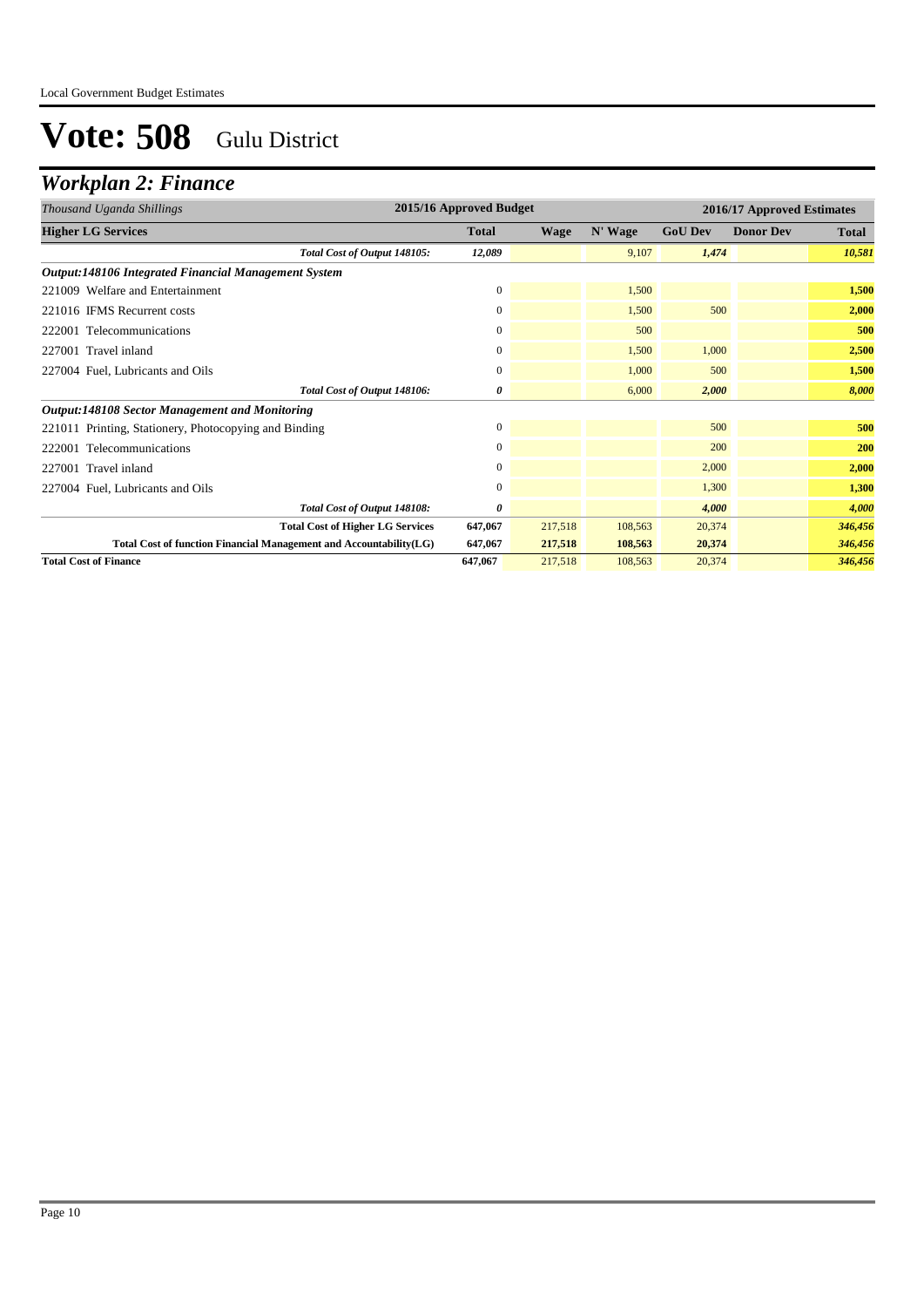# Vote: 508 Gulu District

## Workplan 2: Finance

| *Thousand Uganda Shillings* | 2015/16 Approved Budget | 2016/17 Approved Estimates | | | | |
|---|---|---|---|---|---|---|
| **Higher LG Services** | **Total** | **Wage** | **N' Wage** | **GoU Dev** | **Donor Dev** | **Total** |
| *Total Cost of Output 148105:* | *12,089* | | 9,107 | *1,474* | | *10,581* |
| ***Output:148106 Integrated Financial Management System*** | | | | | | |
| 221009 Welfare and Entertainment | 0 | | 1,500 | | | **1,500** |
| 221016 IFMS Recurrent costs | 0 | | 1,500 | 500 | | **2,000** |
| 222001 Telecommunications | 0 | | 500 | | | **500** |
| 227001 Travel inland | 0 | | 1,500 | 1,000 | | **2,500** |
| 227004 Fuel, Lubricants and Oils | 0 | | 1,000 | 500 | | **1,500** |
| *Total Cost of Output 148106:* | *0* | | 6,000 | *2,000* | | *8,000* |
| ***Output:148108 Sector Management and Monitoring*** | | | | | | |
| 221011 Printing, Stationery, Photocopying and Binding | 0 | | | 500 | | **500** |
| 222001 Telecommunications | 0 | | | 200 | | **200** |
| 227001 Travel inland | 0 | | | 2,000 | | **2,000** |
| 227004 Fuel, Lubricants and Oils | 0 | | | 1,300 | | **1,300** |
| *Total Cost of Output 148108:* | *0* | | | *4,000* | | *4,000* |
| **Total Cost of Higher LG Services** | **647,067** | 217,518 | 108,563 | 20,374 | | *346,456* |
| **Total Cost of function Financial Management and Accountability(LG)** | **647,067** | **217,518** | **108,563** | **20,374** | | *346,456* |
| **Total Cost of Finance** | **647,067** | 217,518 | 108,563 | 20,374 | | *346,456* |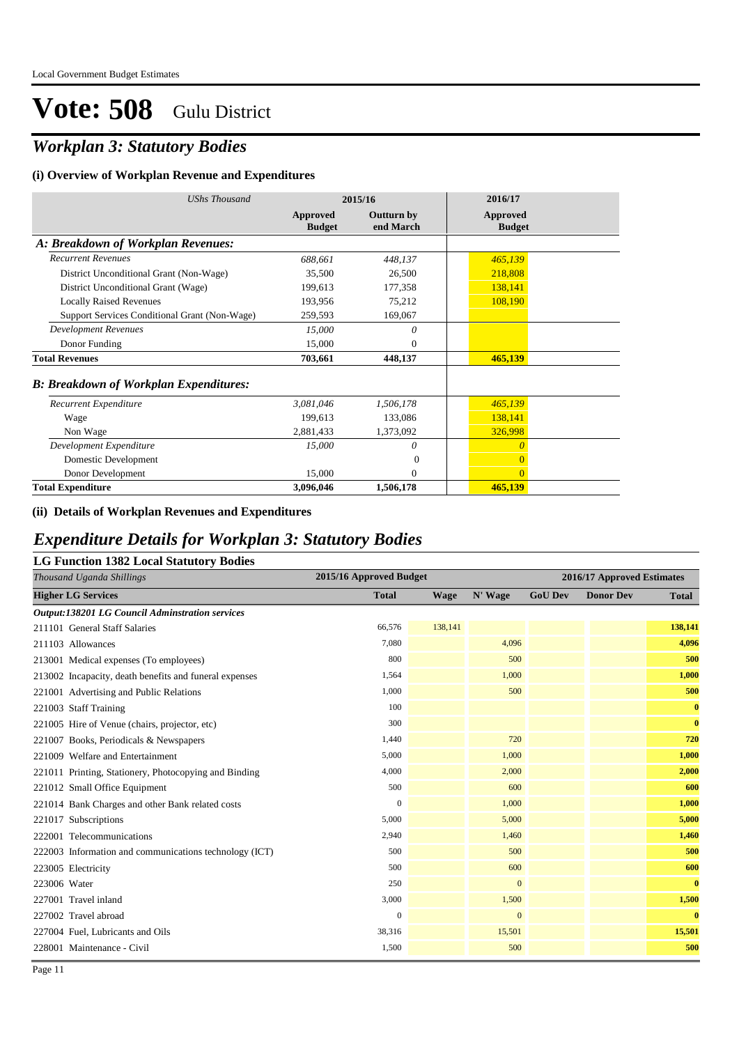# Vote: 508 Gulu District

## *Workplan 3: Statutory Bodies*

### (i) Overview of Workplan Revenue and Expenditures

| *UShs Thousand* | 2015/16 | | 2016/17 |
|---|---|---|---|
| | **Approved Budget** | **Outturn by end March** | **Approved Budget** |
| ***A: Breakdown of Workplan Revenues:*** | | | |
| *Recurrent Revenues* | *688,661* | *448,137* | *465,139* |
| District Unconditional Grant (Non-Wage) | 35,500 | 26,500 | 218,808 |
| District Unconditional Grant (Wage) | 199,613 | 177,358 | 138,141 |
| Locally Raised Revenues | 193,956 | 75,212 | 108,190 |
| Support Services Conditional Grant (Non-Wage) | 259,593 | 169,067 | |
| *Development Revenues* | *15,000* | *0* | |
| Donor Funding | 15,000 | 0 | |
| **Total Revenues** | **703,661** | **448,137** | **465,139** |
| ***B: Breakdown of Workplan Expenditures:*** | | | |
| *Recurrent Expenditure* | *3,081,046* | *1,506,178* | *465,139* |
| Wage | 199,613 | 133,086 | 138,141 |
| Non Wage | 2,881,433 | 1,373,092 | 326,998 |
| *Development Expenditure* | *15,000* | *0* | *0* |
| Domestic Development | | 0 | 0 |
| Donor Development | 15,000 | 0 | 0 |
| **Total Expenditure** | **3,096,046** | **1,506,178** | **465,139** |

### (ii) Details of Workplan Revenues and Expenditures

## *Expenditure Details for Workplan 3: Statutory Bodies*

### LG Function 1382 Local Statutory Bodies

| *Thousand Uganda Shillings* | 2015/16 Approved Budget | 2016/17 Approved Estimates | | | | |
|---|---|---|---|---|---|---|
| **Higher LG Services** | **Total** | **Wage** | **N' Wage** | **GoU Dev** | **Donor Dev** | **Total** |
| ***Output:138201 LG Council Adminstration services*** | | | | | | |
| 211101 General Staff Salaries | 66,576 | 138,141 | | | | **138,141** |
| 211103 Allowances | 7,080 | | 4,096 | | | **4,096** |
| 213001 Medical expenses (To employees) | 800 | | 500 | | | **500** |
| 213002 Incapacity, death benefits and funeral expenses | 1,564 | | 1,000 | | | **1,000** |
| 221001 Advertising and Public Relations | 1,000 | | 500 | | | **500** |
| 221003 Staff Training | 100 | | | | | **0** |
| 221005 Hire of Venue (chairs, projector, etc) | 300 | | | | | **0** |
| 221007 Books, Periodicals & Newspapers | 1,440 | | 720 | | | **720** |
| 221009 Welfare and Entertainment | 5,000 | | 1,000 | | | **1,000** |
| 221011 Printing, Stationery, Photocopying and Binding | 4,000 | | 2,000 | | | **2,000** |
| 221012 Small Office Equipment | 500 | | 600 | | | **600** |
| 221014 Bank Charges and other Bank related costs | 0 | | 1,000 | | | **1,000** |
| 221017 Subscriptions | 5,000 | | 5,000 | | | **5,000** |
| 222001 Telecommunications | 2,940 | | 1,460 | | | **1,460** |
| 222003 Information and communications technology (ICT) | 500 | | 500 | | | **500** |
| 223005 Electricity | 500 | | 600 | | | **600** |
| 223006 Water | 250 | | 0 | | | **0** |
| 227001 Travel inland | 3,000 | | 1,500 | | | **1,500** |
| 227002 Travel abroad | 0 | | 0 | | | **0** |
| 227004 Fuel, Lubricants and Oils | 38,316 | | 15,501 | | | **15,501** |
| 228001 Maintenance - Civil | 1,500 | | 500 | | | **500** |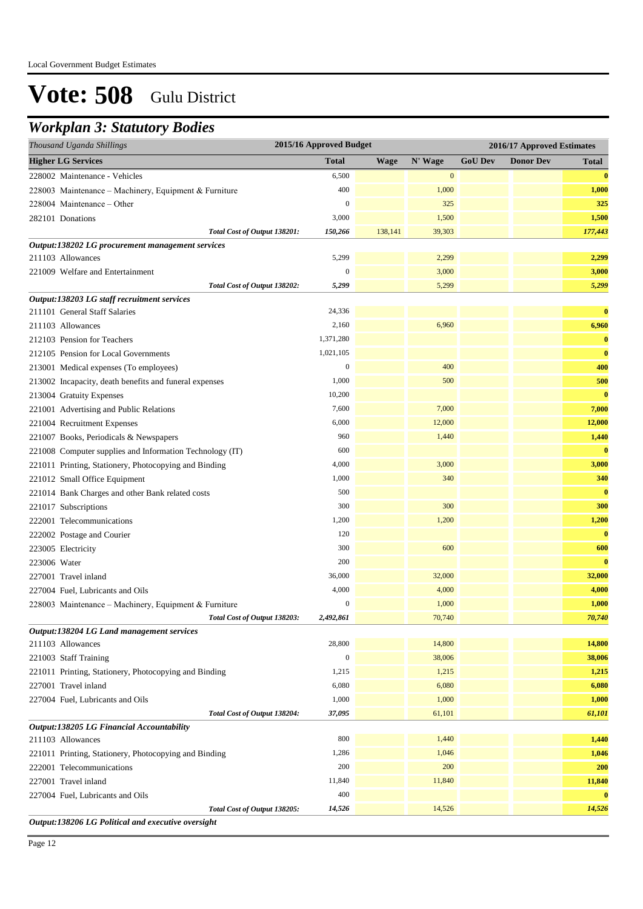# Vote: 508 Gulu District

## *Workplan 3: Statutory Bodies*

| *Thousand Uganda Shillings* | 2015/16 Approved Budget | 2016/17 Approved Estimates | | | | |
|---|---|---|---|---|---|---|
| **Higher LG Services** | **Total** | **Wage** | **N' Wage** | **GoU Dev** | **Donor Dev** | **Total** |
| 228002 Maintenance - Vehicles | 6,500 | | 0 | | | **0** |
| 228003 Maintenance – Machinery, Equipment & Furniture | 400 | | 1,000 | | | **1,000** |
| 228004 Maintenance – Other | 0 | | 325 | | | **325** |
| 282101 Donations | 3,000 | | 1,500 | | | **1,500** |
| *Total Cost of Output 138201:* | *150,266* | 138,141 | 39,303 | | | *177,443* |
| ***Output:138202 LG procurement management services*** | | | | | | |
| 211103 Allowances | 5,299 | | 2,299 | | | **2,299** |
| 221009 Welfare and Entertainment | 0 | | 3,000 | | | **3,000** |
| *Total Cost of Output 138202:* | *5,299* | | 5,299 | | | *5,299* |
| ***Output:138203 LG staff recruitment services*** | | | | | | |
| 211101 General Staff Salaries | 24,336 | | | | | **0** |
| 211103 Allowances | 2,160 | | 6,960 | | | **6,960** |
| 212103 Pension for Teachers | 1,371,280 | | | | | **0** |
| 212105 Pension for Local Governments | 1,021,105 | | | | | **0** |
| 213001 Medical expenses (To employees) | 0 | | 400 | | | **400** |
| 213002 Incapacity, death benefits and funeral expenses | 1,000 | | 500 | | | **500** |
| 213004 Gratuity Expenses | 10,200 | | | | | **0** |
| 221001 Advertising and Public Relations | 7,600 | | 7,000 | | | **7,000** |
| 221004 Recruitment Expenses | 6,000 | | 12,000 | | | **12,000** |
| 221007 Books, Periodicals & Newspapers | 960 | | 1,440 | | | **1,440** |
| 221008 Computer supplies and Information Technology (IT) | 600 | | | | | **0** |
| 221011 Printing, Stationery, Photocopying and Binding | 4,000 | | 3,000 | | | **3,000** |
| 221012 Small Office Equipment | 1,000 | | 340 | | | **340** |
| 221014 Bank Charges and other Bank related costs | 500 | | | | | **0** |
| 221017 Subscriptions | 300 | | 300 | | | **300** |
| 222001 Telecommunications | 1,200 | | 1,200 | | | **1,200** |
| 222002 Postage and Courier | 120 | | | | | **0** |
| 223005 Electricity | 300 | | 600 | | | **600** |
| 223006 Water | 200 | | | | | **0** |
| 227001 Travel inland | 36,000 | | 32,000 | | | **32,000** |
| 227004 Fuel, Lubricants and Oils | 4,000 | | 4,000 | | | **4,000** |
| 228003 Maintenance – Machinery, Equipment & Furniture | 0 | | 1,000 | | | **1,000** |
| *Total Cost of Output 138203:* | *2,492,861* | | 70,740 | | | *70,740* |
| ***Output:138204 LG Land management services*** | | | | | | |
| 211103 Allowances | 28,800 | | 14,800 | | | **14,800** |
| 221003 Staff Training | 0 | | 38,006 | | | **38,006** |
| 221011 Printing, Stationery, Photocopying and Binding | 1,215 | | 1,215 | | | **1,215** |
| 227001 Travel inland | 6,080 | | 6,080 | | | **6,080** |
| 227004 Fuel, Lubricants and Oils | 1,000 | | 1,000 | | | **1,000** |
| *Total Cost of Output 138204:* | *37,095* | | 61,101 | | | *61,101* |
| ***Output:138205 LG Financial Accountability*** | | | | | | |
| 211103 Allowances | 800 | | 1,440 | | | **1,440** |
| 221011 Printing, Stationery, Photocopying and Binding | 1,286 | | 1,046 | | | **1,046** |
| 222001 Telecommunications | 200 | | 200 | | | **200** |
| 227001 Travel inland | 11,840 | | 11,840 | | | **11,840** |
| 227004 Fuel, Lubricants and Oils | 400 | | | | | **0** |
| *Total Cost of Output 138205:* | *14,526* | | 14,526 | | | *14,526* |
| ***Output:138206 LG Political and executive oversight*** | | | | | | |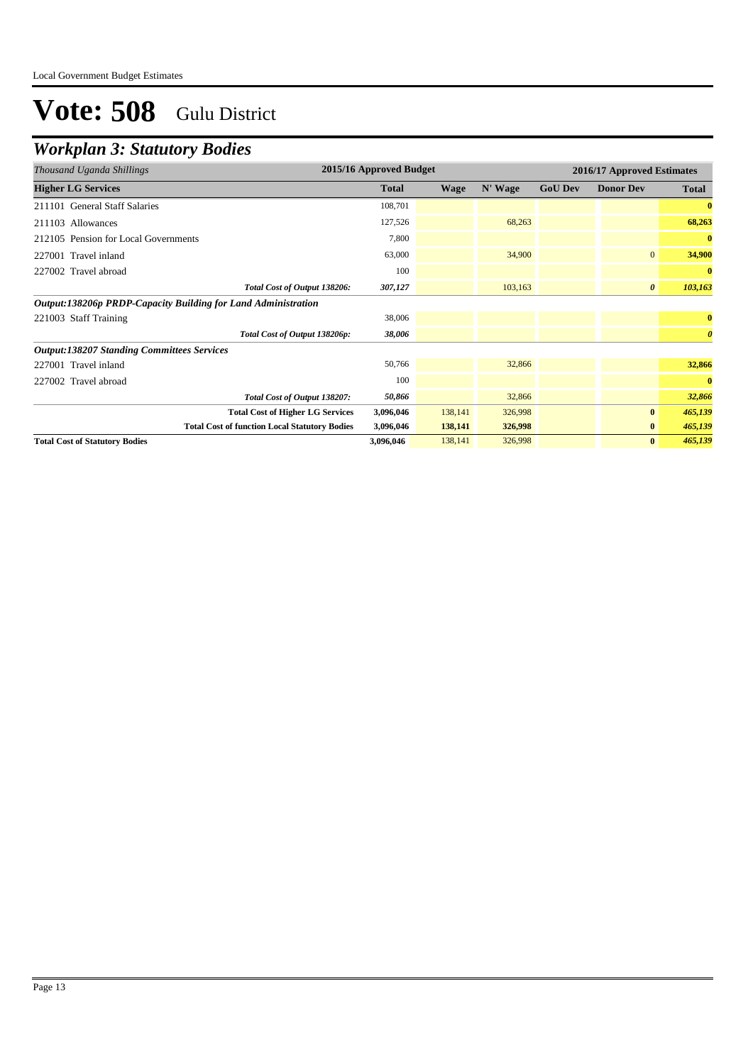# Vote: 508 Gulu District

## *Workplan 3: Statutory Bodies*

| *Thousand Uganda Shillings* | 2015/16 Approved Budget | 2016/17 Approved Estimates | | | | |
|---|---|---|---|---|---|---|
| **Higher LG Services** | **Total** | **Wage** | **N' Wage** | **GoU Dev** | **Donor Dev** | **Total** |
| 211101 General Staff Salaries | 108,701 | | | | | **0** |
| 211103 Allowances | 127,526 | | 68,263 | | | **68,263** |
| 212105 Pension for Local Governments | 7,800 | | | | | **0** |
| 227001 Travel inland | 63,000 | | 34,900 | | 0 | **34,900** |
| 227002 Travel abroad | 100 | | | | | **0** |
| *Total Cost of Output 138206:* | *307,127* | | 103,163 | | *0* | *103,163* |
| ***Output:138206p PRDP-Capacity Building for Land Administration*** | | | | | | |
| 221003 Staff Training | 38,006 | | | | | **0** |
| *Total Cost of Output 138206p:* | *38,006* | | | | | *0* |
| ***Output:138207 Standing Committees Services*** | | | | | | |
| 227001 Travel inland | 50,766 | | 32,866 | | | **32,866** |
| 227002 Travel abroad | 100 | | | | | **0** |
| *Total Cost of Output 138207:* | *50,866* | | 32,866 | | | *32,866* |
| **Total Cost of Higher LG Services** | **3,096,046** | 138,141 | 326,998 | | **0** | *465,139* |
| **Total Cost of function Local Statutory Bodies** | **3,096,046** | **138,141** | **326,998** | | **0** | *465,139* |
| **Total Cost of Statutory Bodies** | **3,096,046** | 138,141 | 326,998 | | **0** | *465,139* |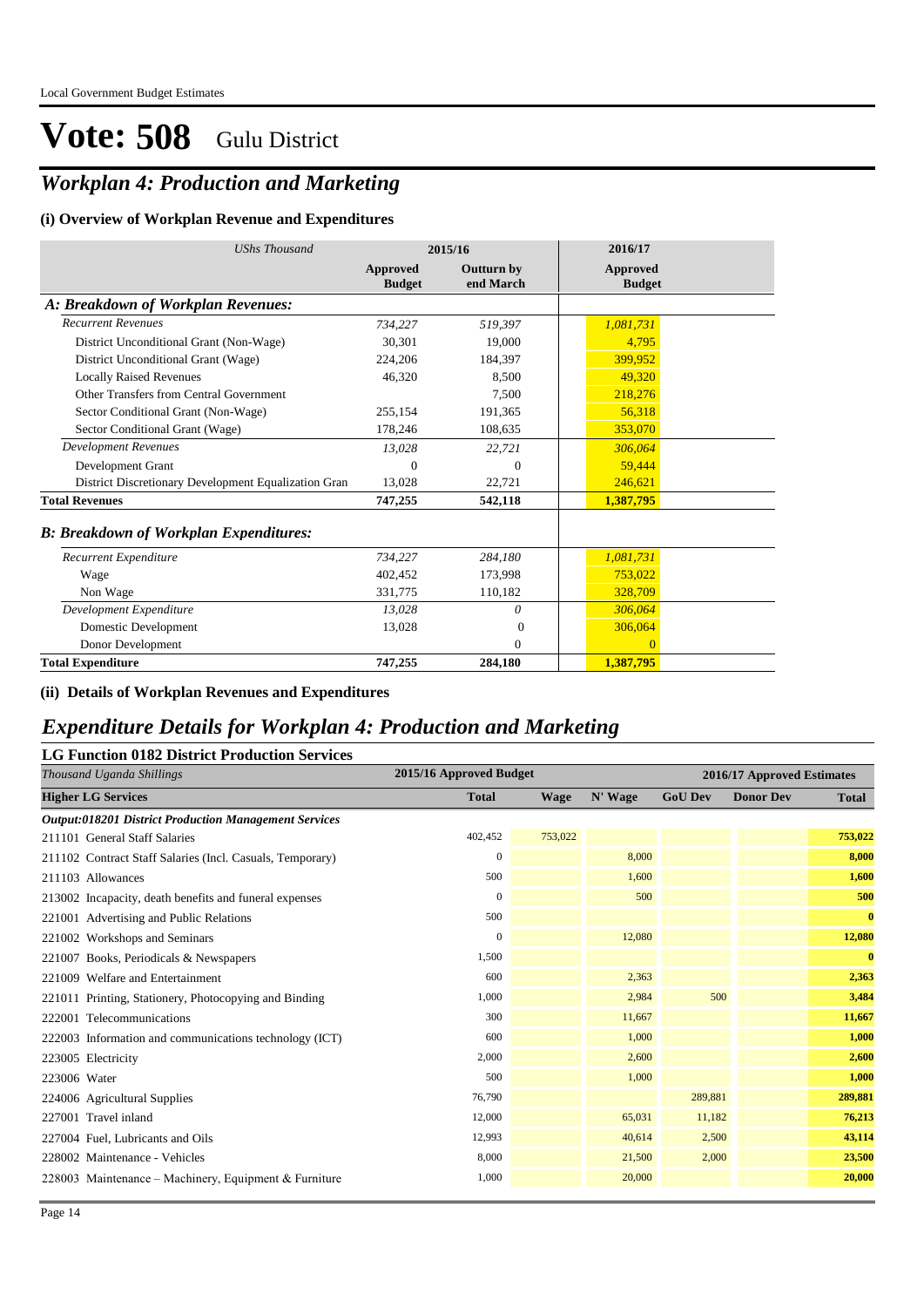Local Government Budget Estimates

# Vote: 508 Gulu District

## *Workplan 4: Production and Marketing*

### (i) Overview of Workplan Revenue and Expenditures

| *UShs Thousand* | 2015/16 | | 2016/17 |
|---|---|---|---|
| | **Approved Budget** | **Outturn by end March** | **Approved Budget** |
| ***A: Breakdown of Workplan Revenues:*** | | | |
| *Recurrent Revenues* | *734,227* | *519,397* | *1,081,731* |
| District Unconditional Grant (Non-Wage) | 30,301 | 19,000 | 4,795 |
| District Unconditional Grant (Wage) | 224,206 | 184,397 | 399,952 |
| Locally Raised Revenues | 46,320 | 8,500 | 49,320 |
| Other Transfers from Central Government | | 7,500 | 218,276 |
| Sector Conditional Grant (Non-Wage) | 255,154 | 191,365 | 56,318 |
| Sector Conditional Grant (Wage) | 178,246 | 108,635 | 353,070 |
| *Development Revenues* | *13,028* | *22,721* | *306,064* |
| Development Grant | 0 | 0 | 59,444 |
| District Discretionary Development Equalization Gran | 13,028 | 22,721 | 246,621 |
| **Total Revenues** | **747,255** | **542,118** | **1,387,795** |
| ***B: Breakdown of Workplan Expenditures:*** | | | |
| *Recurrent Expenditure* | *734,227* | *284,180* | *1,081,731* |
| Wage | 402,452 | 173,998 | 753,022 |
| Non Wage | 331,775 | 110,182 | 328,709 |
| *Development Expenditure* | *13,028* | *0* | *306,064* |
| Domestic Development | 13,028 | 0 | 306,064 |
| Donor Development | | 0 | 0 |
| **Total Expenditure** | **747,255** | **284,180** | **1,387,795** |

### (ii) Details of Workplan Revenues and Expenditures

## *Expenditure Details for Workplan 4: Production and Marketing*

### LG Function 0182 District Production Services

| *Thousand Uganda Shillings* | 2015/16 Approved Budget | 2016/17 Approved Estimates | | | | |
|---|---|---|---|---|---|---|
| **Higher LG Services** | **Total** | **Wage** | **N' Wage** | **GoU Dev** | **Donor Dev** | **Total** |
| ***Output:018201 District Production Management Services*** | | | | | | |
| 211101 General Staff Salaries | 402,452 | 753,022 | | | | **753,022** |
| 211102 Contract Staff Salaries (Incl. Casuals, Temporary) | 0 | | 8,000 | | | **8,000** |
| 211103 Allowances | 500 | | 1,600 | | | **1,600** |
| 213002 Incapacity, death benefits and funeral expenses | 0 | | 500 | | | **500** |
| 221001 Advertising and Public Relations | 500 | | | | | **0** |
| 221002 Workshops and Seminars | 0 | | 12,080 | | | **12,080** |
| 221007 Books, Periodicals & Newspapers | 1,500 | | | | | **0** |
| 221009 Welfare and Entertainment | 600 | | 2,363 | | | **2,363** |
| 221011 Printing, Stationery, Photocopying and Binding | 1,000 | | 2,984 | 500 | | **3,484** |
| 222001 Telecommunications | 300 | | 11,667 | | | **11,667** |
| 222003 Information and communications technology (ICT) | 600 | | 1,000 | | | **1,000** |
| 223005 Electricity | 2,000 | | 2,600 | | | **2,600** |
| 223006 Water | 500 | | 1,000 | | | **1,000** |
| 224006 Agricultural Supplies | 76,790 | | | 289,881 | | **289,881** |
| 227001 Travel inland | 12,000 | | 65,031 | 11,182 | | **76,213** |
| 227004 Fuel, Lubricants and Oils | 12,993 | | 40,614 | 2,500 | | **43,114** |
| 228002 Maintenance - Vehicles | 8,000 | | 21,500 | 2,000 | | **23,500** |
| 228003 Maintenance – Machinery, Equipment & Furniture | 1,000 | | 20,000 | | | **20,000** |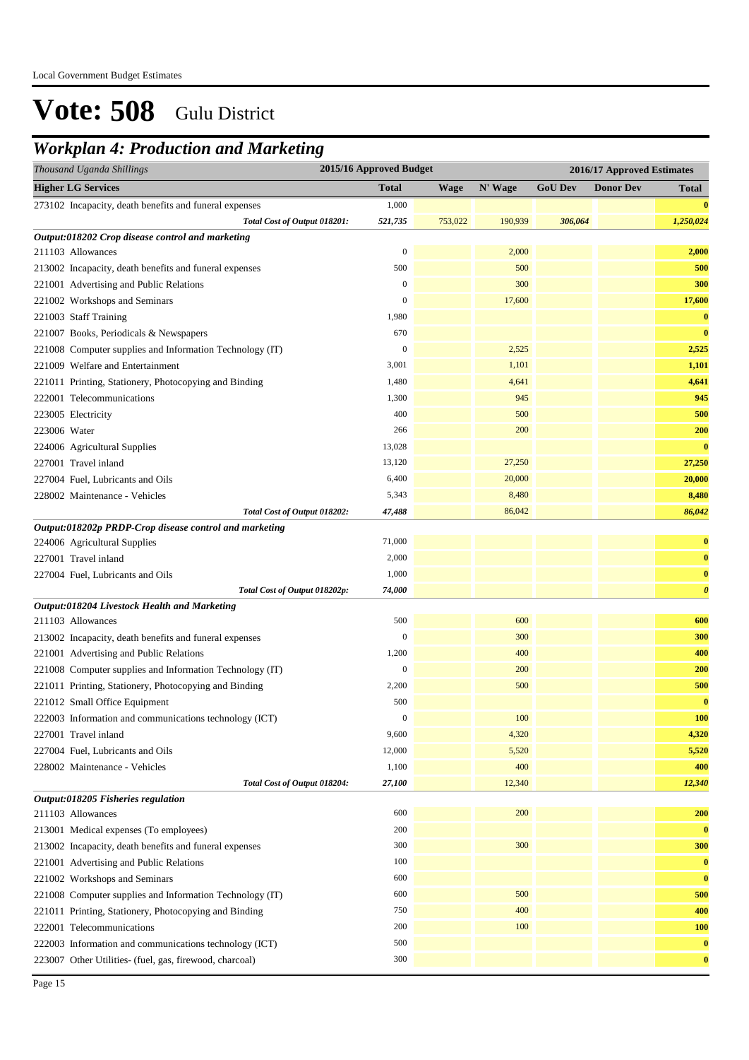Local Government Budget Estimates

# Vote: 508 Gulu District

## Workplan 4: Production and Marketing

| Thousand Uganda Shillings | 2015/16 Approved Budget | 2016/17 Approved Estimates | | | | |
|---|---|---|---|---|---|---|
| **Higher LG Services** | **Total** | **Wage** | **N' Wage** | **GoU Dev** | **Donor Dev** | **Total** |
| 273102 Incapacity, death benefits and funeral expenses | 1,000 | | | | | **0** |
| *Total Cost of Output 018201:* | *521,735* | 753,022 | 190,939 | *306,064* | | *1,250,024* |
| ***Output:018202 Crop disease control and marketing*** | | | | | | |
| 211103 Allowances | 0 | | 2,000 | | | **2,000** |
| 213002 Incapacity, death benefits and funeral expenses | 500 | | 500 | | | **500** |
| 221001 Advertising and Public Relations | 0 | | 300 | | | **300** |
| 221002 Workshops and Seminars | 0 | | 17,600 | | | **17,600** |
| 221003 Staff Training | 1,980 | | | | | **0** |
| 221007 Books, Periodicals & Newspapers | 670 | | | | | **0** |
| 221008 Computer supplies and Information Technology (IT) | 0 | | 2,525 | | | **2,525** |
| 221009 Welfare and Entertainment | 3,001 | | 1,101 | | | **1,101** |
| 221011 Printing, Stationery, Photocopying and Binding | 1,480 | | 4,641 | | | **4,641** |
| 222001 Telecommunications | 1,300 | | 945 | | | **945** |
| 223005 Electricity | 400 | | 500 | | | **500** |
| 223006 Water | 266 | | 200 | | | **200** |
| 224006 Agricultural Supplies | 13,028 | | | | | **0** |
| 227001 Travel inland | 13,120 | | 27,250 | | | **27,250** |
| 227004 Fuel, Lubricants and Oils | 6,400 | | 20,000 | | | **20,000** |
| 228002 Maintenance - Vehicles | 5,343 | | 8,480 | | | **8,480** |
| *Total Cost of Output 018202:* | *47,488* | | 86,042 | | | *86,042* |
| ***Output:018202p PRDP-Crop disease control and marketing*** | | | | | | |
| 224006 Agricultural Supplies | 71,000 | | | | | **0** |
| 227001 Travel inland | 2,000 | | | | | **0** |
| 227004 Fuel, Lubricants and Oils | 1,000 | | | | | **0** |
| *Total Cost of Output 018202p:* | *74,000* | | | | | *0* |
| ***Output:018204 Livestock Health and Marketing*** | | | | | | |
| 211103 Allowances | 500 | | 600 | | | **600** |
| 213002 Incapacity, death benefits and funeral expenses | 0 | | 300 | | | **300** |
| 221001 Advertising and Public Relations | 1,200 | | 400 | | | **400** |
| 221008 Computer supplies and Information Technology (IT) | 0 | | 200 | | | **200** |
| 221011 Printing, Stationery, Photocopying and Binding | 2,200 | | 500 | | | **500** |
| 221012 Small Office Equipment | 500 | | | | | **0** |
| 222003 Information and communications technology (ICT) | 0 | | 100 | | | **100** |
| 227001 Travel inland | 9,600 | | 4,320 | | | **4,320** |
| 227004 Fuel, Lubricants and Oils | 12,000 | | 5,520 | | | **5,520** |
| 228002 Maintenance - Vehicles | 1,100 | | 400 | | | **400** |
| *Total Cost of Output 018204:* | *27,100* | | 12,340 | | | *12,340* |
| ***Output:018205 Fisheries regulation*** | | | | | | |
| 211103 Allowances | 600 | | 200 | | | **200** |
| 213001 Medical expenses (To employees) | 200 | | | | | **0** |
| 213002 Incapacity, death benefits and funeral expenses | 300 | | 300 | | | **300** |
| 221001 Advertising and Public Relations | 100 | | | | | **0** |
| 221002 Workshops and Seminars | 600 | | | | | **0** |
| 221008 Computer supplies and Information Technology (IT) | 600 | | 500 | | | **500** |
| 221011 Printing, Stationery, Photocopying and Binding | 750 | | 400 | | | **400** |
| 222001 Telecommunications | 200 | | 100 | | | **100** |
| 222003 Information and communications technology (ICT) | 500 | | | | | **0** |
| 223007 Other Utilities- (fuel, gas, firewood, charcoal) | 300 | | | | | **0** |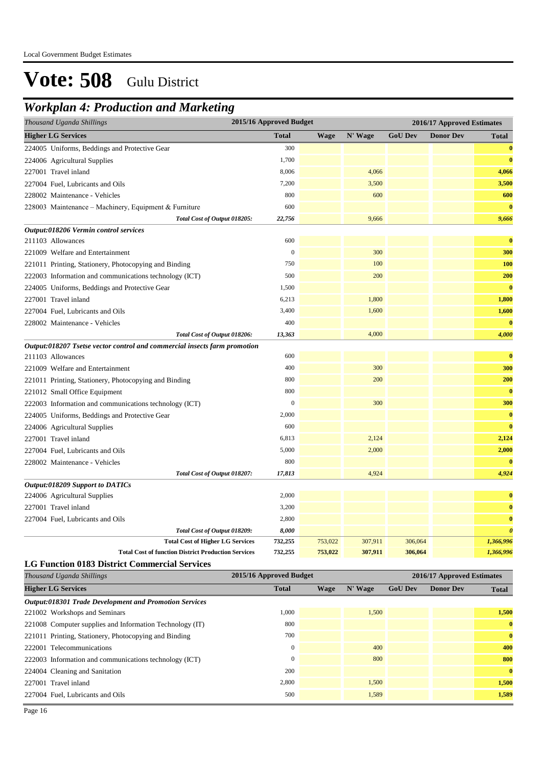Local Government Budget Estimates

# Vote: 508 Gulu District

## *Workplan 4: Production and Marketing*

| *Thousand Uganda Shillings* | 2015/16 Approved Budget | 2016/17 Approved Estimates | | | | |
|---|---|---|---|---|---|---|
| **Higher LG Services** | **Total** | **Wage** | **N' Wage** | **GoU Dev** | **Donor Dev** | **Total** |
| 224005 Uniforms, Beddings and Protective Gear | 300 | | | | | **0** |
| 224006 Agricultural Supplies | 1,700 | | | | | **0** |
| 227001 Travel inland | 8,006 | | 4,066 | | | **4,066** |
| 227004 Fuel, Lubricants and Oils | 7,200 | | 3,500 | | | **3,500** |
| 228002 Maintenance - Vehicles | 800 | | 600 | | | **600** |
| 228003 Maintenance – Machinery, Equipment & Furniture | 600 | | | | | **0** |
| *Total Cost of Output 018205:* | *22,756* | | 9,666 | | | ***9,666*** |
| ***Output:018206 Vermin control services*** | | | | | | |
| 211103 Allowances | 600 | | | | | **0** |
| 221009 Welfare and Entertainment | 0 | | 300 | | | **300** |
| 221011 Printing, Stationery, Photocopying and Binding | 750 | | 100 | | | **100** |
| 222003 Information and communications technology (ICT) | 500 | | 200 | | | **200** |
| 224005 Uniforms, Beddings and Protective Gear | 1,500 | | | | | **0** |
| 227001 Travel inland | 6,213 | | 1,800 | | | **1,800** |
| 227004 Fuel, Lubricants and Oils | 3,400 | | 1,600 | | | **1,600** |
| 228002 Maintenance - Vehicles | 400 | | | | | **0** |
| *Total Cost of Output 018206:* | *13,363* | | 4,000 | | | ***4,000*** |
| ***Output:018207 Tsetse vector control and commercial insects farm promotion*** | | | | | | |
| 211103 Allowances | 600 | | | | | **0** |
| 221009 Welfare and Entertainment | 400 | | 300 | | | **300** |
| 221011 Printing, Stationery, Photocopying and Binding | 800 | | 200 | | | **200** |
| 221012 Small Office Equipment | 800 | | | | | **0** |
| 222003 Information and communications technology (ICT) | 0 | | 300 | | | **300** |
| 224005 Uniforms, Beddings and Protective Gear | 2,000 | | | | | **0** |
| 224006 Agricultural Supplies | 600 | | | | | **0** |
| 227001 Travel inland | 6,813 | | 2,124 | | | **2,124** |
| 227004 Fuel, Lubricants and Oils | 5,000 | | 2,000 | | | **2,000** |
| 228002 Maintenance - Vehicles | 800 | | | | | **0** |
| *Total Cost of Output 018207:* | *17,813* | | 4,924 | | | ***4,924*** |
| ***Output:018209 Support to DATICs*** | | | | | | |
| 224006 Agricultural Supplies | 2,000 | | | | | **0** |
| 227001 Travel inland | 3,200 | | | | | **0** |
| 227004 Fuel, Lubricants and Oils | 2,800 | | | | | **0** |
| *Total Cost of Output 018209:* | *8,000* | | | | | ***0*** |
| **Total Cost of Higher LG Services** | **732,255** | 753,022 | 307,911 | 306,064 | | ***1,366,996*** |
| **Total Cost of function District Production Services** | **732,255** | **753,022** | **307,911** | **306,064** | | ***1,366,996*** |

### LG Function 0183 District Commercial Services

| *Thousand Uganda Shillings* | 2015/16 Approved Budget | 2016/17 Approved Estimates | | | | |
|---|---|---|---|---|---|---|
| **Higher LG Services** | **Total** | **Wage** | **N' Wage** | **GoU Dev** | **Donor Dev** | **Total** |
| ***Output:018301 Trade Development and Promotion Services*** | | | | | | |
| 221002 Workshops and Seminars | 1,000 | | 1,500 | | | **1,500** |
| 221008 Computer supplies and Information Technology (IT) | 800 | | | | | **0** |
| 221011 Printing, Stationery, Photocopying and Binding | 700 | | | | | **0** |
| 222001 Telecommunications | 0 | | 400 | | | **400** |
| 222003 Information and communications technology (ICT) | 0 | | 800 | | | **800** |
| 224004 Cleaning and Sanitation | 200 | | | | | **0** |
| 227001 Travel inland | 2,800 | | 1,500 | | | **1,500** |
| 227004 Fuel, Lubricants and Oils | 500 | | 1,589 | | | **1,589** |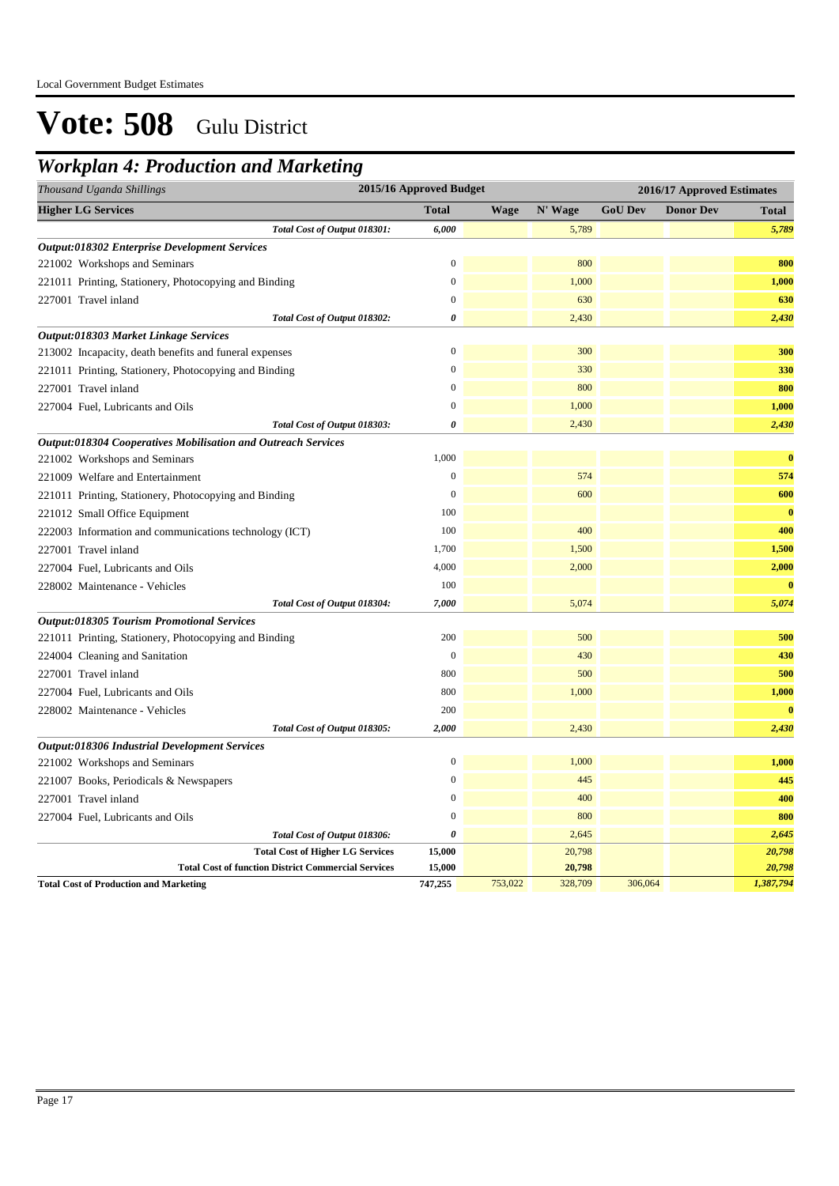Local Government Budget Estimates

# Vote: 508 Gulu District

## Workplan 4: Production and Marketing

| Thousand Uganda Shillings | 2015/16 Approved Budget | 2016/17 Approved Estimates | | | | |
|---|---|---|---|---|---|---|
| **Higher LG Services** | **Total** | **Wage** | **N' Wage** | **GoU Dev** | **Donor Dev** | **Total** |
| *Total Cost of Output 018301:* | *6,000* | | 5,789 | | | *5,789* |
| ***Output:018302 Enterprise Development Services*** | | | | | | |
| 221002 Workshops and Seminars | 0 | | 800 | | | **800** |
| 221011 Printing, Stationery, Photocopying and Binding | 0 | | 1,000 | | | **1,000** |
| 227001 Travel inland | 0 | | 630 | | | **630** |
| *Total Cost of Output 018302:* | *0* | | 2,430 | | | *2,430* |
| ***Output:018303 Market Linkage Services*** | | | | | | |
| 213002 Incapacity, death benefits and funeral expenses | 0 | | 300 | | | **300** |
| 221011 Printing, Stationery, Photocopying and Binding | 0 | | 330 | | | **330** |
| 227001 Travel inland | 0 | | 800 | | | **800** |
| 227004 Fuel, Lubricants and Oils | 0 | | 1,000 | | | **1,000** |
| *Total Cost of Output 018303:* | *0* | | 2,430 | | | *2,430* |
| ***Output:018304 Cooperatives Mobilisation and Outreach Services*** | | | | | | |
| 221002 Workshops and Seminars | 1,000 | | | | | **0** |
| 221009 Welfare and Entertainment | 0 | | 574 | | | **574** |
| 221011 Printing, Stationery, Photocopying and Binding | 0 | | 600 | | | **600** |
| 221012 Small Office Equipment | 100 | | | | | **0** |
| 222003 Information and communications technology (ICT) | 100 | | 400 | | | **400** |
| 227001 Travel inland | 1,700 | | 1,500 | | | **1,500** |
| 227004 Fuel, Lubricants and Oils | 4,000 | | 2,000 | | | **2,000** |
| 228002 Maintenance - Vehicles | 100 | | | | | **0** |
| *Total Cost of Output 018304:* | *7,000* | | 5,074 | | | *5,074* |
| ***Output:018305 Tourism Promotional Services*** | | | | | | |
| 221011 Printing, Stationery, Photocopying and Binding | 200 | | 500 | | | **500** |
| 224004 Cleaning and Sanitation | 0 | | 430 | | | **430** |
| 227001 Travel inland | 800 | | 500 | | | **500** |
| 227004 Fuel, Lubricants and Oils | 800 | | 1,000 | | | **1,000** |
| 228002 Maintenance - Vehicles | 200 | | | | | **0** |
| *Total Cost of Output 018305:* | *2,000* | | 2,430 | | | *2,430* |
| ***Output:018306 Industrial Development Services*** | | | | | | |
| 221002 Workshops and Seminars | 0 | | 1,000 | | | **1,000** |
| 221007 Books, Periodicals & Newspapers | 0 | | 445 | | | **445** |
| 227001 Travel inland | 0 | | 400 | | | **400** |
| 227004 Fuel, Lubricants and Oils | 0 | | 800 | | | **800** |
| *Total Cost of Output 018306:* | *0* | | 2,645 | | | *2,645* |
| **Total Cost of Higher LG Services** | **15,000** | | 20,798 | | | *20,798* |
| **Total Cost of function District Commercial Services** | **15,000** | | **20,798** | | | *20,798* |
| **Total Cost of Production and Marketing** | **747,255** | 753,022 | 328,709 | 306,064 | | *1,387,794* |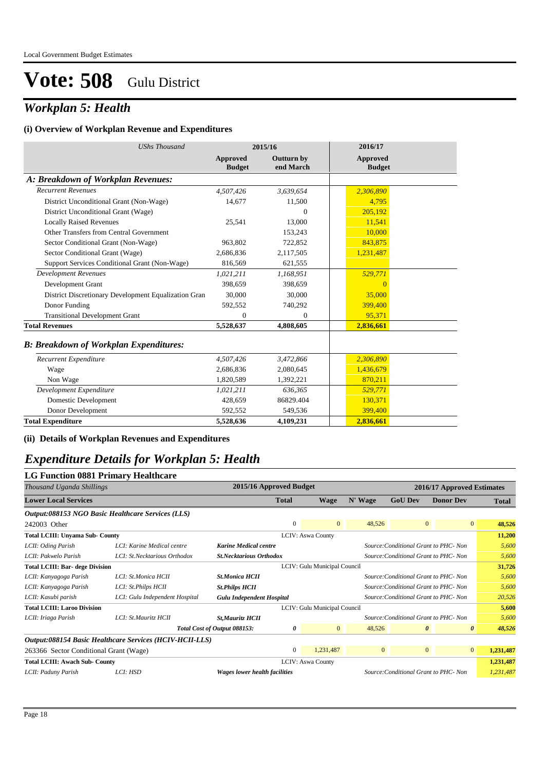Local Government Budget Estimates

# Vote: 508 Gulu District

## *Workplan 5: Health*

### (i) Overview of Workplan Revenue and Expenditures

| *UShs Thousand* | 2015/16 | | 2016/17 |
|---|---|---|---|
| | **Approved Budget** | **Outturn by end March** | **Approved Budget** |
| ***A: Breakdown of Workplan Revenues:*** | | | |
| *Recurrent Revenues* | *4,507,426* | *3,639,654* | *2,306,890* |
| District Unconditional Grant (Non-Wage) | 14,677 | 11,500 | 4,795 |
| District Unconditional Grant (Wage) | | 0 | 205,192 |
| Locally Raised Revenues | 25,541 | 13,000 | 11,541 |
| Other Transfers from Central Government | | 153,243 | 10,000 |
| Sector Conditional Grant (Non-Wage) | 963,802 | 722,852 | 843,875 |
| Sector Conditional Grant (Wage) | 2,686,836 | 2,117,505 | 1,231,487 |
| Support Services Conditional Grant (Non-Wage) | 816,569 | 621,555 | |
| *Development Revenues* | *1,021,211* | *1,168,951* | *529,771* |
| Development Grant | 398,659 | 398,659 | 0 |
| District Discretionary Development Equalization Gran | 30,000 | 30,000 | 35,000 |
| Donor Funding | 592,552 | 740,292 | 399,400 |
| Transitional Development Grant | 0 | 0 | 95,371 |
| **Total Revenues** | **5,528,637** | **4,808,605** | **2,836,661** |
| ***B: Breakdown of Workplan Expenditures:*** | | | |
| *Recurrent Expenditure* | *4,507,426* | *3,472,866* | *2,306,890* |
| Wage | 2,686,836 | 2,080,645 | 1,436,679 |
| Non Wage | 1,820,589 | 1,392,221 | 870,211 |
| *Development Expenditure* | *1,021,211* | *636,365* | *529,771* |
| Domestic Development | 428,659 | 86829.404 | 130,371 |
| Donor Development | 592,552 | 549,536 | 399,400 |
| **Total Expenditure** | **5,528,636** | **4,109,231** | **2,836,661** |

### (ii) Details of Workplan Revenues and Expenditures

## *Expenditure Details for Workplan 5: Health*

### LG Function 0881 Primary Healthcare

| *Thousand Uganda Shillings* | | 2015/16 Approved Budget | | 2016/17 Approved Estimates | | | | |
|---|---|---|---|---|---|---|---|---|
| **Lower Local Services** | | | **Total** | **Wage** | **N' Wage** | **GoU Dev** | **Donor Dev** | **Total** |
| ***Output:088153 NGO Basic Healthcare Services (LLS)*** | | | | | | | | |
| 242003 Other | | | 0 | 0 | 48,526 | 0 | 0 | **48,526** |
| **Total LCIII: Unyama Sub- County** | | | LCIV: Aswa County | | | | | **11,200** |
| *LCII: Oding Parish* | *LCI: Karine Medical centre* | ***Karine Medical centre*** | | | | *Source:Conditional Grant to PHC- Non* | | *5,600* |
| *LCII: Pakwelo Parish* | *LCI: St.Necktarious Orthodox* | ***St.Necktarious Orthodox*** | | | | *Source:Conditional Grant to PHC- Non* | | *5,600* |
| **Total LCIII: Bar- dege Division** | | | LCIV: Gulu Municipal Council | | | | | **31,726** |
| *LCII: Kanyagoga Parish* | *LCI: St.Monica HCII* | ***St.Monica HCII*** | | | | *Source:Conditional Grant to PHC- Non* | | *5,600* |
| *LCII: Kanyagoga Parish* | *LCI: St.Philps HCII* | ***St.Philps HCII*** | | | | *Source:Conditional Grant to PHC- Non* | | *5,600* |
| *LCII: Kasubi parish* | *LCI: Gulu Independent Hospital* | ***Gulu Independent Hospital*** | | | | *Source:Conditional Grant to PHC- Non* | | *20,526* |
| **Total LCIII: Laroo Division** | | | LCIV: Gulu Municipal Council | | | | | **5,600** |
| *LCII: Iriaga Parish* | *LCI: St.Mauritz HCII* | ***St,Mauritz HCII*** | | | | *Source:Conditional Grant to PHC- Non* | | *5,600* |
| | | ***Total Cost of Output 088153:*** | ***0*** | 0 | 48,526 | ***0*** | ***0*** | ***48,526*** |
| ***Output:088154 Basic Healthcare Services (HCIV-HCII-LLS)*** | | | | | | | | |
| 263366 Sector Conditional Grant (Wage) | | | 0 | 1,231,487 | 0 | 0 | 0 | **1,231,487** |
| **Total LCIII: Awach Sub- County** | | | LCIV: Aswa County | | | | | **1,231,487** |
| *LCII: Paduny Parish* | *LCI: HSD* | ***Wages lower health facilities*** | | | | *Source:Conditional Grant to PHC- Non* | | *1,231,487* |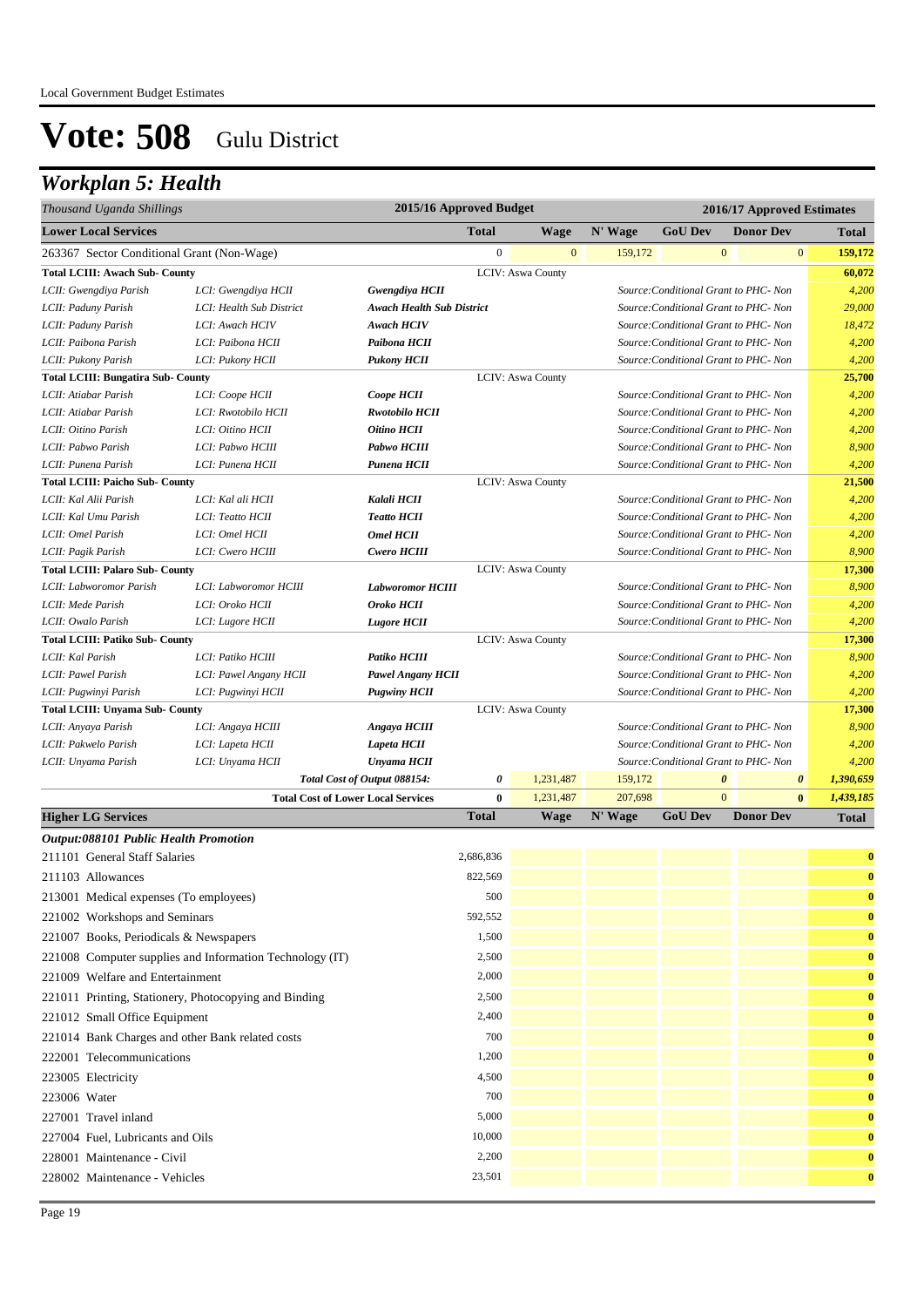Local Government Budget Estimates

# Vote: 508 Gulu District

## Workplan 5: Health

| Thousand Uganda Shillings | | | 2015/16 Approved Budget | 2016/17 Approved Estimates | | | | |
|---|---|---|---|---|---|---|---|---|
| **Lower Local Services** | | | **Total** | **Wage** | **N' Wage** | **GoU Dev** | **Donor Dev** | **Total** |
| 263367 Sector Conditional Grant (Non-Wage) | | | 0 | 0 | 159,172 | 0 | 0 | **159,172** |
| **Total LCIII: Awach Sub- County** | | | | LCIV: Aswa County | | | | **60,072** |
| *LCII: Gwengdiya Parish* | *LCI: Gwengdiya HCII* | ***Gwengdiya HCII*** | | | *Source:Conditional Grant to PHC- Non* | | | *4,200* |
| *LCII: Paduny Parish* | *LCI: Health Sub District* | ***Awach Health Sub District*** | | | *Source:Conditional Grant to PHC- Non* | | | *29,000* |
| *LCII: Paduny Parish* | *LCI: Awach HCIV* | ***Awach HCIV*** | | | *Source:Conditional Grant to PHC- Non* | | | *18,472* |
| *LCII: Paibona Parish* | *LCI: Paibona HCII* | ***Paibona HCII*** | | | *Source:Conditional Grant to PHC- Non* | | | *4,200* |
| *LCII: Pukony Parish* | *LCI: Pukony HCII* | ***Pukony HCII*** | | | *Source:Conditional Grant to PHC- Non* | | | *4,200* |
| **Total LCIII: Bungatira Sub- County** | | | | LCIV: Aswa County | | | | **25,700** |
| *LCII: Atiabar Parish* | *LCI: Coope HCII* | ***Coope HCII*** | | | *Source:Conditional Grant to PHC- Non* | | | *4,200* |
| *LCII: Atiabar Parish* | *LCI: Rwotobilo HCII* | ***Rwotobilo HCII*** | | | *Source:Conditional Grant to PHC- Non* | | | *4,200* |
| *LCII: Oitino Parish* | *LCI: Oitino HCII* | ***Oitino HCII*** | | | *Source:Conditional Grant to PHC- Non* | | | *4,200* |
| *LCII: Pabwo Parish* | *LCI: Pabwo HCIII* | ***Pabwo HCIII*** | | | *Source:Conditional Grant to PHC- Non* | | | *8,900* |
| *LCII: Punena Parish* | *LCI: Punena HCII* | ***Punena HCII*** | | | *Source:Conditional Grant to PHC- Non* | | | *4,200* |
| **Total LCIII: Paicho Sub- County** | | | | LCIV: Aswa County | | | | **21,500** |
| *LCII: Kal Alii Parish* | *LCI: Kal ali HCII* | ***Kalali HCII*** | | | *Source:Conditional Grant to PHC- Non* | | | *4,200* |
| *LCII: Kal Umu Parish* | *LCI: Teatto HCII* | ***Teatto HCII*** | | | *Source:Conditional Grant to PHC- Non* | | | *4,200* |
| *LCII: Omel Parish* | *LCI: Omel HCII* | ***Omel HCII*** | | | *Source:Conditional Grant to PHC- Non* | | | *4,200* |
| *LCII: Pagik Parish* | *LCI: Cwero HCIII* | ***Cwero HCIII*** | | | *Source:Conditional Grant to PHC- Non* | | | *8,900* |
| **Total LCIII: Palaro Sub- County** | | | | LCIV: Aswa County | | | | **17,300** |
| *LCII: Labworomor Parish* | *LCI: Labworomor HCIII* | ***Labworomor HCIII*** | | | *Source:Conditional Grant to PHC- Non* | | | *8,900* |
| *LCII: Mede Parish* | *LCI: Oroko HCII* | ***Oroko HCII*** | | | *Source:Conditional Grant to PHC- Non* | | | *4,200* |
| *LCII: Owalo Parish* | *LCI: Lugore HCII* | ***Lugore HCII*** | | | *Source:Conditional Grant to PHC- Non* | | | *4,200* |
| **Total LCIII: Patiko Sub- County** | | | | LCIV: Aswa County | | | | **17,300** |
| *LCII: Kal Parish* | *LCI: Patiko HCIII* | ***Patiko HCIII*** | | | *Source:Conditional Grant to PHC- Non* | | | *8,900* |
| *LCII: Pawel Parish* | *LCI: Pawel Angany HCII* | ***Pawel Angany HCII*** | | | *Source:Conditional Grant to PHC- Non* | | | *4,200* |
| *LCII: Pugwinyi Parish* | *LCI: Pugwinyi HCII* | ***Pugwiny HCII*** | | | *Source:Conditional Grant to PHC- Non* | | | *4,200* |
| **Total LCIII: Unyama Sub- County** | | | | LCIV: Aswa County | | | | **17,300** |
| *LCII: Anyaya Parish* | *LCI: Angaya HCIII* | ***Angaya HCIII*** | | | *Source:Conditional Grant to PHC- Non* | | | *8,900* |
| *LCII: Pakwelo Parish* | *LCI: Lapeta HCII* | ***Lapeta HCII*** | | | *Source:Conditional Grant to PHC- Non* | | | *4,200* |
| *LCII: Unyama Parish* | *LCI: Unyama HCII* | ***Unyama HCII*** | | | *Source:Conditional Grant to PHC- Non* | | | *4,200* |
| | | ***Total Cost of Output 088154:*** | ***0*** | 1,231,487 | 159,172 | ***0*** | ***0*** | ***1,390,659*** |
| | | **Total Cost of Lower Local Services** | **0** | 1,231,487 | 207,698 | 0 | **0** | ***1,439,185*** |
| **Higher LG Services** | | | **Total** | **Wage** | **N' Wage** | **GoU Dev** | **Donor Dev** | **Total** |
| ***Output:088101 Public Health Promotion*** | | | | | | | | |
| 211101 General Staff Salaries | | | 2,686,836 | | | | | **0** |
| 211103 Allowances | | | 822,569 | | | | | **0** |
| 213001 Medical expenses (To employees) | | | 500 | | | | | **0** |
| 221002 Workshops and Seminars | | | 592,552 | | | | | **0** |
| 221007 Books, Periodicals & Newspapers | | | 1,500 | | | | | **0** |
| 221008 Computer supplies and Information Technology (IT) | | | 2,500 | | | | | **0** |
| 221009 Welfare and Entertainment | | | 2,000 | | | | | **0** |
| 221011 Printing, Stationery, Photocopying and Binding | | | 2,500 | | | | | **0** |
| 221012 Small Office Equipment | | | 2,400 | | | | | **0** |
| 221014 Bank Charges and other Bank related costs | | | 700 | | | | | **0** |
| 222001 Telecommunications | | | 1,200 | | | | | **0** |
| 223005 Electricity | | | 4,500 | | | | | **0** |
| 223006 Water | | | 700 | | | | | **0** |
| 227001 Travel inland | | | 5,000 | | | | | **0** |
| 227004 Fuel, Lubricants and Oils | | | 10,000 | | | | | **0** |
| 228001 Maintenance - Civil | | | 2,200 | | | | | **0** |
| 228002 Maintenance - Vehicles | | | 23,501 | | | | | **0** |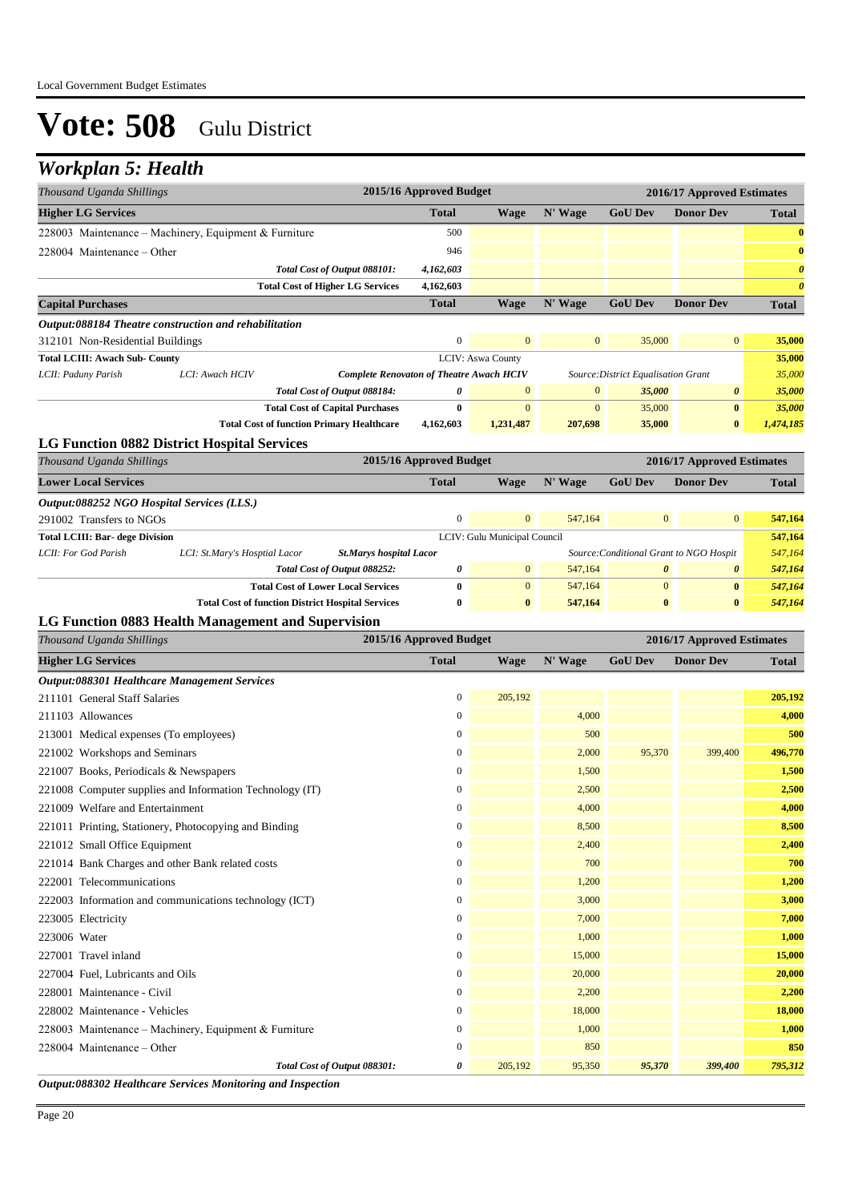# Vote: 508 Gulu District

## *Workplan 5: Health*

| *Thousand Uganda Shillings* | 2015/16 Approved Budget | 2016/17 Approved Estimates | | | | |
|---|---|---|---|---|---|---|
| **Higher LG Services** | **Total** | **Wage** | **N' Wage** | **GoU Dev** | **Donor Dev** | **Total** |
| 228003 Maintenance – Machinery, Equipment & Furniture | 500 | | | | | **0** |
| 228004 Maintenance – Other | 946 | | | | | **0** |
| *Total Cost of Output 088101:* | *4,162,603* | | | | | ***0*** |
| **Total Cost of Higher LG Services** | **4,162,603** | | | | | ***0*** |
| **Capital Purchases** | **Total** | **Wage** | **N' Wage** | **GoU Dev** | **Donor Dev** | **Total** |
| ***Output:088184 Theatre construction and rehabilitation*** | | | | | | |
| 312101 Non-Residential Buildings | 0 | 0 | 0 | 35,000 | 0 | **35,000** |
| **Total LCIII: Awach Sub- County** | LCIV: Aswa County | | | | | **35,000** |
| *LCII: Paduny Parish* — *LCI: Awach HCIV* — ***Complete Renovaton of Theatre Awach HCIV*** | | | *Source:District Equalisation Grant* | | | *35,000* |
| *Total Cost of Output 088184:* | ***0*** | 0 | 0 | ***35,000*** | ***0*** | ***35,000*** |
| **Total Cost of Capital Purchases** | **0** | 0 | 0 | 35,000 | **0** | ***35,000*** |
| **Total Cost of function Primary Healthcare** | **4,162,603** | **1,231,487** | **207,698** | **35,000** | **0** | ***1,474,185*** |

### LG Function 0882 District Hospital Services

| *Thousand Uganda Shillings* | 2015/16 Approved Budget | 2016/17 Approved Estimates | | | | |
|---|---|---|---|---|---|---|
| **Lower Local Services** | **Total** | **Wage** | **N' Wage** | **GoU Dev** | **Donor Dev** | **Total** |
| ***Output:088252 NGO Hospital Services (LLS.)*** | | | | | | |
| 291002 Transfers to NGOs | 0 | 0 | 547,164 | 0 | 0 | **547,164** |
| **Total LCIII: Bar- dege Division** | LCIV: Gulu Municipal Council | | | | | **547,164** |
| *LCII: For God Parish* — *LCI: St.Mary's Hosptial Lacor* — ***St.Marys hospital Lacor*** | | | *Source:Conditional Grant to NGO Hospit* | | | *547,164* |
| *Total Cost of Output 088252:* | ***0*** | 0 | 547,164 | ***0*** | ***0*** | ***547,164*** |
| **Total Cost of Lower Local Services** | **0** | 0 | 547,164 | 0 | **0** | ***547,164*** |
| **Total Cost of function District Hospital Services** | **0** | **0** | **547,164** | **0** | **0** | ***547,164*** |

### LG Function 0883 Health Management and Supervision

| *Thousand Uganda Shillings* | 2015/16 Approved Budget | 2016/17 Approved Estimates | | | | |
|---|---|---|---|---|---|---|
| **Higher LG Services** | **Total** | **Wage** | **N' Wage** | **GoU Dev** | **Donor Dev** | **Total** |
| ***Output:088301 Healthcare Management Services*** | | | | | | |
| 211101 General Staff Salaries | 0 | 205,192 | | | | **205,192** |
| 211103 Allowances | 0 | | 4,000 | | | **4,000** |
| 213001 Medical expenses (To employees) | 0 | | 500 | | | **500** |
| 221002 Workshops and Seminars | 0 | | 2,000 | 95,370 | 399,400 | **496,770** |
| 221007 Books, Periodicals & Newspapers | 0 | | 1,500 | | | **1,500** |
| 221008 Computer supplies and Information Technology (IT) | 0 | | 2,500 | | | **2,500** |
| 221009 Welfare and Entertainment | 0 | | 4,000 | | | **4,000** |
| 221011 Printing, Stationery, Photocopying and Binding | 0 | | 8,500 | | | **8,500** |
| 221012 Small Office Equipment | 0 | | 2,400 | | | **2,400** |
| 221014 Bank Charges and other Bank related costs | 0 | | 700 | | | **700** |
| 222001 Telecommunications | 0 | | 1,200 | | | **1,200** |
| 222003 Information and communications technology (ICT) | 0 | | 3,000 | | | **3,000** |
| 223005 Electricity | 0 | | 7,000 | | | **7,000** |
| 223006 Water | 0 | | 1,000 | | | **1,000** |
| 227001 Travel inland | 0 | | 15,000 | | | **15,000** |
| 227004 Fuel, Lubricants and Oils | 0 | | 20,000 | | | **20,000** |
| 228001 Maintenance - Civil | 0 | | 2,200 | | | **2,200** |
| 228002 Maintenance - Vehicles | 0 | | 18,000 | | | **18,000** |
| 228003 Maintenance – Machinery, Equipment & Furniture | 0 | | 1,000 | | | **1,000** |
| 228004 Maintenance – Other | 0 | | 850 | | | **850** |
| *Total Cost of Output 088301:* | ***0*** | 205,192 | 95,350 | ***95,370*** | ***399,400*** | ***795,312*** |

***Output:088302 Healthcare Services Monitoring and Inspection***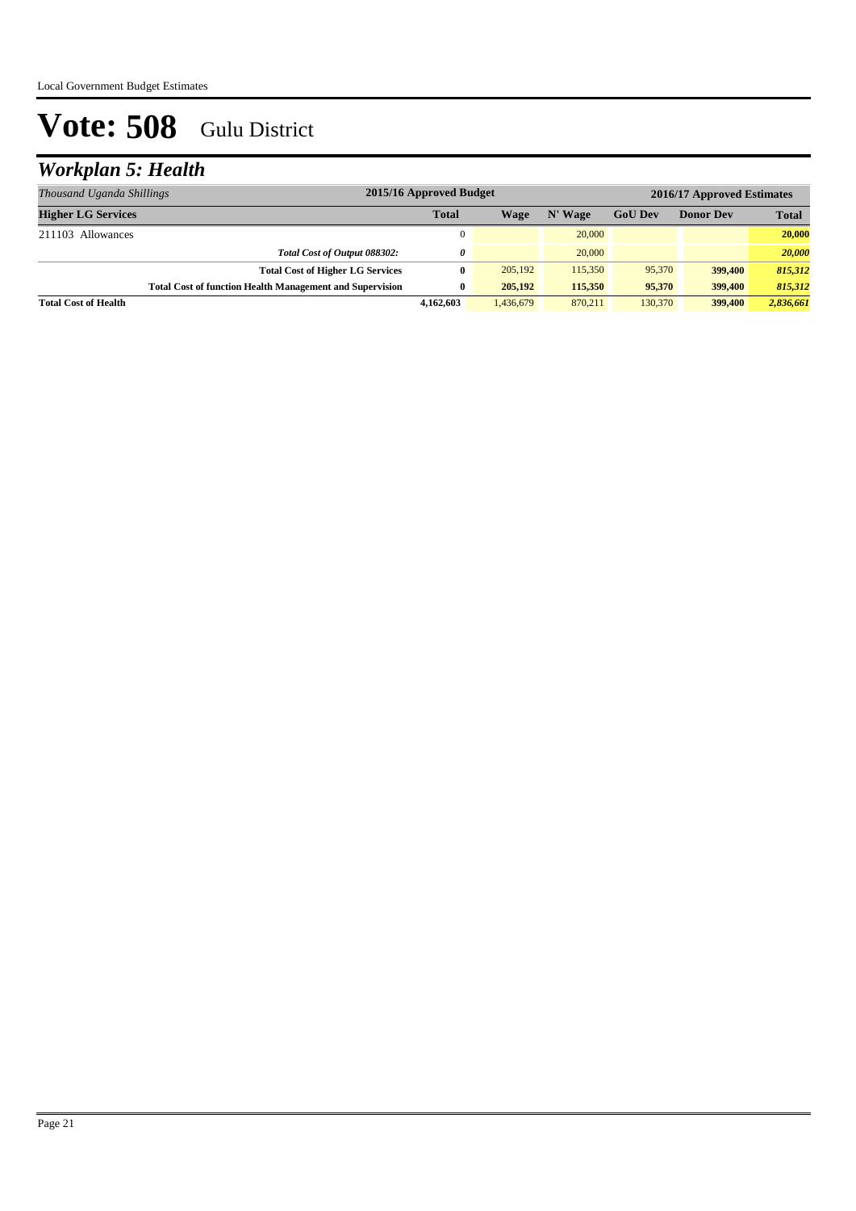# Vote: 508 Gulu District

## *Workplan 5: Health*

| *Thousand Uganda Shillings* | 2015/16 Approved Budget | | | 2016/17 Approved Estimates | | |
|---|---|---|---|---|---|---|
| **Higher LG Services** | **Total** | **Wage** | **N' Wage** | **GoU Dev** | **Donor Dev** | **Total** |
| 211103 Allowances | 0 | | 20,000 | | | **20,000** |
| *Total Cost of Output 088302:* | *0* | | 20,000 | | | ***20,000*** |
| **Total Cost of Higher LG Services** | **0** | 205,192 | 115,350 | 95,370 | **399,400** | ***815,312*** |
| **Total Cost of function Health Management and Supervision** | **0** | **205,192** | **115,350** | **95,370** | **399,400** | ***815,312*** |
| **Total Cost of Health** | **4,162,603** | 1,436,679 | 870,211 | 130,370 | **399,400** | ***2,836,661*** |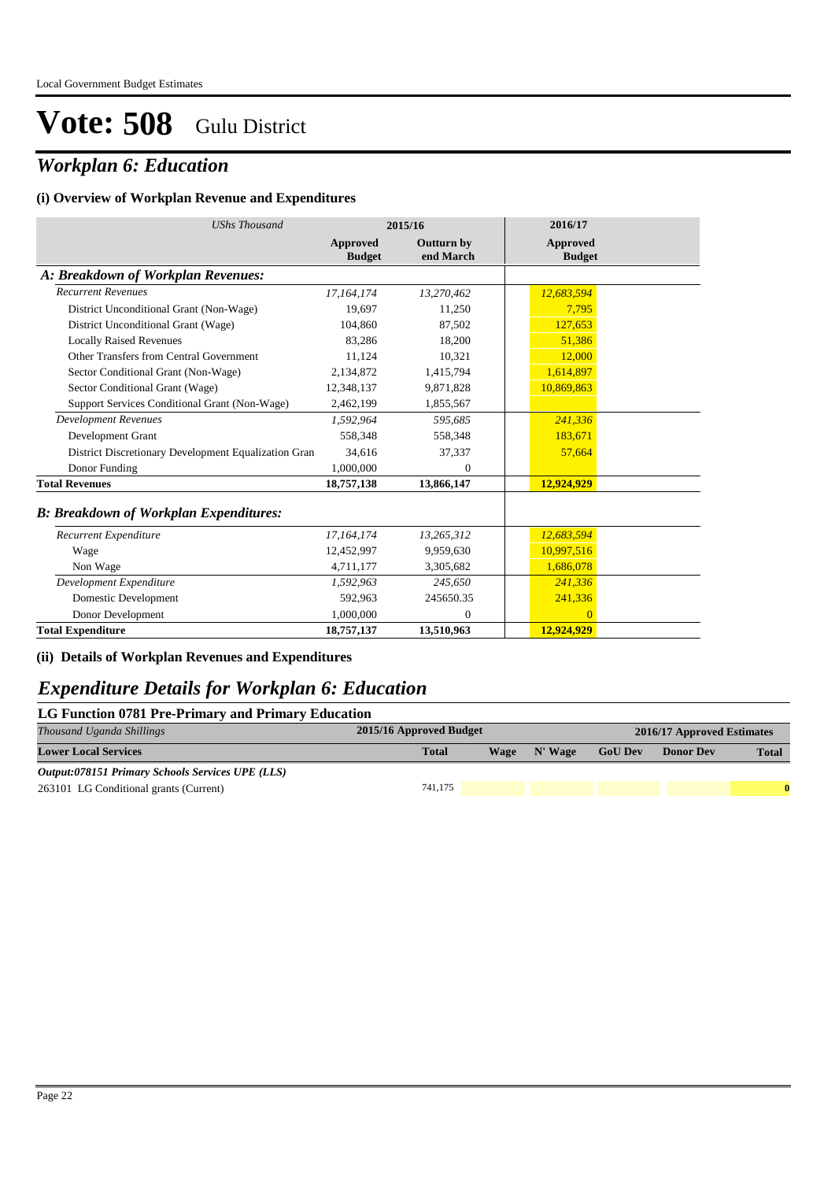# Vote: 508 Gulu District

## *Workplan 6: Education*

### (i) Overview of Workplan Revenue and Expenditures

| *UShs Thousand* | 2015/16 | | 2016/17 |
|---|---|---|---|
| | Approved Budget | Outturn by end March | Approved Budget |
| ***A: Breakdown of Workplan Revenues:*** | | | |
| *Recurrent Revenues* | *17,164,174* | *13,270,462* | *12,683,594* |
| District Unconditional Grant (Non-Wage) | 19,697 | 11,250 | 7,795 |
| District Unconditional Grant (Wage) | 104,860 | 87,502 | 127,653 |
| Locally Raised Revenues | 83,286 | 18,200 | 51,386 |
| Other Transfers from Central Government | 11,124 | 10,321 | 12,000 |
| Sector Conditional Grant (Non-Wage) | 2,134,872 | 1,415,794 | 1,614,897 |
| Sector Conditional Grant (Wage) | 12,348,137 | 9,871,828 | 10,869,863 |
| Support Services Conditional Grant (Non-Wage) | 2,462,199 | 1,855,567 | |
| *Development Revenues* | *1,592,964* | *595,685* | *241,336* |
| Development Grant | 558,348 | 558,348 | 183,671 |
| District Discretionary Development Equalization Gran | 34,616 | 37,337 | 57,664 |
| Donor Funding | 1,000,000 | 0 | |
| **Total Revenues** | **18,757,138** | **13,866,147** | **12,924,929** |
| ***B: Breakdown of Workplan Expenditures:*** | | | |
| *Recurrent Expenditure* | *17,164,174* | *13,265,312* | *12,683,594* |
| Wage | 12,452,997 | 9,959,630 | 10,997,516 |
| Non Wage | 4,711,177 | 3,305,682 | 1,686,078 |
| *Development Expenditure* | *1,592,963* | *245,650* | *241,336* |
| Domestic Development | 592,963 | 245650.35 | 241,336 |
| Donor Development | 1,000,000 | 0 | 0 |
| **Total Expenditure** | **18,757,137** | **13,510,963** | **12,924,929** |

### (ii) Details of Workplan Revenues and Expenditures

## *Expenditure Details for Workplan 6: Education*

### LG Function 0781 Pre-Primary and Primary Education

| *Thousand Uganda Shillings* | 2015/16 Approved Budget | 2016/17 Approved Estimates | | | | |
|---|---|---|---|---|---|---|
| **Lower Local Services** | **Total** | **Wage** | **N' Wage** | **GoU Dev** | **Donor Dev** | **Total** |
| ***Output:078151 Primary Schools Services UPE (LLS)*** | | | | | | |
| 263101 LG Conditional grants (Current) | 741,175 | | | | | **0** |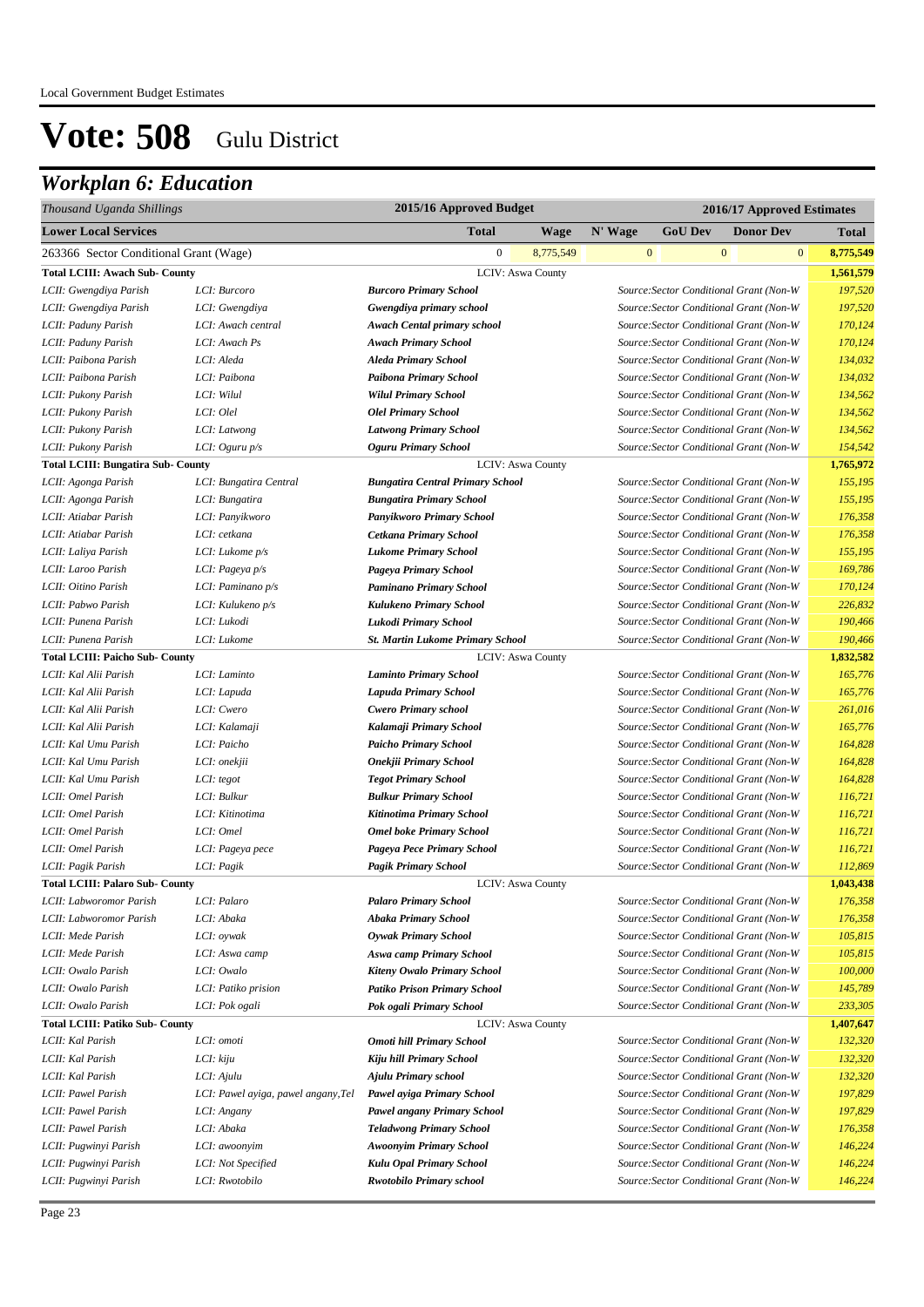Local Government Budget Estimates

# Vote: 508 Gulu District

## Workplan 6: Education

| Thousand Uganda Shillings | | | 2015/16 Approved Budget | | 2016/17 Approved Estimates | | | |
|---|---|---|---|---|---|---|---|---|
| **Lower Local Services** | | | **Total** | **Wage** | **N' Wage** | **GoU Dev** | **Donor Dev** | **Total** |
| 263366 Sector Conditional Grant (Wage) | | | 0 | 8,775,549 | 0 | 0 | 0 | **8,775,549** |
| **Total LCIII: Awach Sub- County** | | | LCIV: Aswa County | | | | | **1,561,579** |
| *LCII: Gwengdiya Parish* | *LCI: Burcoro* | ***Burcoro Primary School*** | | | *Source:Sector Conditional Grant (Non-W* | | | *197,520* |
| *LCII: Gwengdiya Parish* | *LCI: Gwengdiya* | ***Gwengdiya primary school*** | | | *Source:Sector Conditional Grant (Non-W* | | | *197,520* |
| *LCII: Paduny Parish* | *LCI: Awach central* | ***Awach Cental primary school*** | | | *Source:Sector Conditional Grant (Non-W* | | | *170,124* |
| *LCII: Paduny Parish* | *LCI: Awach Ps* | ***Awach Primary School*** | | | *Source:Sector Conditional Grant (Non-W* | | | *170,124* |
| *LCII: Paibona Parish* | *LCI: Aleda* | ***Aleda Primary School*** | | | *Source:Sector Conditional Grant (Non-W* | | | *134,032* |
| *LCII: Paibona Parish* | *LCI: Paibona* | ***Paibona Primary School*** | | | *Source:Sector Conditional Grant (Non-W* | | | *134,032* |
| *LCII: Pukony Parish* | *LCI: Wilul* | ***Wilul Primary School*** | | | *Source:Sector Conditional Grant (Non-W* | | | *134,562* |
| *LCII: Pukony Parish* | *LCI: Olel* | ***Olel Primary School*** | | | *Source:Sector Conditional Grant (Non-W* | | | *134,562* |
| *LCII: Pukony Parish* | *LCI: Latwong* | ***Latwong Primary School*** | | | *Source:Sector Conditional Grant (Non-W* | | | *134,562* |
| *LCII: Pukony Parish* | *LCI: Oguru p/s* | ***Oguru Primary School*** | | | *Source:Sector Conditional Grant (Non-W* | | | *154,542* |
| **Total LCIII: Bungatira Sub- County** | | | LCIV: Aswa County | | | | | **1,765,972** |
| *LCII: Agonga Parish* | *LCI: Bungatira Central* | ***Bungatira Central Primary School*** | | | *Source:Sector Conditional Grant (Non-W* | | | *155,195* |
| *LCII: Agonga Parish* | *LCI: Bungatira* | ***Bungatira Primary School*** | | | *Source:Sector Conditional Grant (Non-W* | | | *155,195* |
| *LCII: Atiabar Parish* | *LCI: Panyikworo* | ***Panyikworo Primary School*** | | | *Source:Sector Conditional Grant (Non-W* | | | *176,358* |
| *LCII: Atiabar Parish* | *LCI: cetkana* | ***Cetkana Primary School*** | | | *Source:Sector Conditional Grant (Non-W* | | | *176,358* |
| *LCII: Laliya Parish* | *LCI: Lukome p/s* | ***Lukome Primary School*** | | | *Source:Sector Conditional Grant (Non-W* | | | *155,195* |
| *LCII: Laroo Parish* | *LCI: Pageya p/s* | ***Pageya Primary School*** | | | *Source:Sector Conditional Grant (Non-W* | | | *169,786* |
| *LCII: Oitino Parish* | *LCI: Paminano p/s* | ***Paminano Primary School*** | | | *Source:Sector Conditional Grant (Non-W* | | | *170,124* |
| *LCII: Pabwo Parish* | *LCI: Kulukeno p/s* | ***Kulukeno Primary School*** | | | *Source:Sector Conditional Grant (Non-W* | | | *226,832* |
| *LCII: Punena Parish* | *LCI: Lukodi* | ***Lukodi Primary School*** | | | *Source:Sector Conditional Grant (Non-W* | | | *190,466* |
| *LCII: Punena Parish* | *LCI: Lukome* | ***St. Martin Lukome Primary School*** | | | *Source:Sector Conditional Grant (Non-W* | | | *190,466* |
| **Total LCIII: Paicho Sub- County** | | | LCIV: Aswa County | | | | | **1,832,582** |
| *LCII: Kal Alii Parish* | *LCI: Laminto* | ***Laminto Primary School*** | | | *Source:Sector Conditional Grant (Non-W* | | | *165,776* |
| *LCII: Kal Alii Parish* | *LCI: Lapuda* | ***Lapuda Primary School*** | | | *Source:Sector Conditional Grant (Non-W* | | | *165,776* |
| *LCII: Kal Alii Parish* | *LCI: Cwero* | ***Cwero Primary school*** | | | *Source:Sector Conditional Grant (Non-W* | | | *261,016* |
| *LCII: Kal Alii Parish* | *LCI: Kalamaji* | ***Kalamaji Primary School*** | | | *Source:Sector Conditional Grant (Non-W* | | | *165,776* |
| *LCII: Kal Umu Parish* | *LCI: Paicho* | ***Paicho Primary School*** | | | *Source:Sector Conditional Grant (Non-W* | | | *164,828* |
| *LCII: Kal Umu Parish* | *LCI: onekjii* | ***Onekjii Primary School*** | | | *Source:Sector Conditional Grant (Non-W* | | | *164,828* |
| *LCII: Kal Umu Parish* | *LCI: tegot* | ***Tegot Primary School*** | | | *Source:Sector Conditional Grant (Non-W* | | | *164,828* |
| *LCII: Omel Parish* | *LCI: Bulkur* | ***Bulkur Primary School*** | | | *Source:Sector Conditional Grant (Non-W* | | | *116,721* |
| *LCII: Omel Parish* | *LCI: Kitinotima* | ***Kitinotima Primary School*** | | | *Source:Sector Conditional Grant (Non-W* | | | *116,721* |
| *LCII: Omel Parish* | *LCI: Omel* | ***Omel boke Primary School*** | | | *Source:Sector Conditional Grant (Non-W* | | | *116,721* |
| *LCII: Omel Parish* | *LCI: Pageya pece* | ***Pageya Pece Primary School*** | | | *Source:Sector Conditional Grant (Non-W* | | | *116,721* |
| *LCII: Pagik Parish* | *LCI: Pagik* | ***Pagik Primary School*** | | | *Source:Sector Conditional Grant (Non-W* | | | *112,869* |
| **Total LCIII: Palaro Sub- County** | | | LCIV: Aswa County | | | | | **1,043,438** |
| *LCII: Labworomor Parish* | *LCI: Palaro* | ***Palaro Primary School*** | | | *Source:Sector Conditional Grant (Non-W* | | | *176,358* |
| *LCII: Labworomor Parish* | *LCI: Abaka* | ***Abaka Primary School*** | | | *Source:Sector Conditional Grant (Non-W* | | | *176,358* |
| *LCII: Mede Parish* | *LCI: oywak* | ***Oywak Primary School*** | | | *Source:Sector Conditional Grant (Non-W* | | | *105,815* |
| *LCII: Mede Parish* | *LCI: Aswa camp* | ***Aswa camp Primary School*** | | | *Source:Sector Conditional Grant (Non-W* | | | *105,815* |
| *LCII: Owalo Parish* | *LCI: Owalo* | ***Kiteny Owalo Primary School*** | | | *Source:Sector Conditional Grant (Non-W* | | | *100,000* |
| *LCII: Owalo Parish* | *LCI: Patiko prision* | ***Patiko Prison Primary School*** | | | *Source:Sector Conditional Grant (Non-W* | | | *145,789* |
| *LCII: Owalo Parish* | *LCI: Pok ogali* | ***Pok ogali Primary School*** | | | *Source:Sector Conditional Grant (Non-W* | | | *233,305* |
| **Total LCIII: Patiko Sub- County** | | | LCIV: Aswa County | | | | | **1,407,647** |
| *LCII: Kal Parish* | *LCI: omoti* | ***Omoti hill Primary School*** | | | *Source:Sector Conditional Grant (Non-W* | | | *132,320* |
| *LCII: Kal Parish* | *LCI: kiju* | ***Kiju hill Primary School*** | | | *Source:Sector Conditional Grant (Non-W* | | | *132,320* |
| *LCII: Kal Parish* | *LCI: Ajulu* | ***Ajulu Primary school*** | | | *Source:Sector Conditional Grant (Non-W* | | | *132,320* |
| *LCII: Pawel Parish* | *LCI: Pawel ayiga, pawel angany,Tel* | ***Pawel ayiga Primary School*** | | | *Source:Sector Conditional Grant (Non-W* | | | *197,829* |
| *LCII: Pawel Parish* | *LCI: Angany* | ***Pawel angany Primary School*** | | | *Source:Sector Conditional Grant (Non-W* | | | *197,829* |
| *LCII: Pawel Parish* | *LCI: Abaka* | ***Teladwong Primary School*** | | | *Source:Sector Conditional Grant (Non-W* | | | *176,358* |
| *LCII: Pugwinyi Parish* | *LCI: awoonyim* | ***Awoonyim Primary School*** | | | *Source:Sector Conditional Grant (Non-W* | | | *146,224* |
| *LCII: Pugwinyi Parish* | *LCI: Not Specified* | ***Kulu Opal Primary School*** | | | *Source:Sector Conditional Grant (Non-W* | | | *146,224* |
| *LCII: Pugwinyi Parish* | *LCI: Rwotobilo* | ***Rwotobilo Primary school*** | | | *Source:Sector Conditional Grant (Non-W* | | | *146,224* |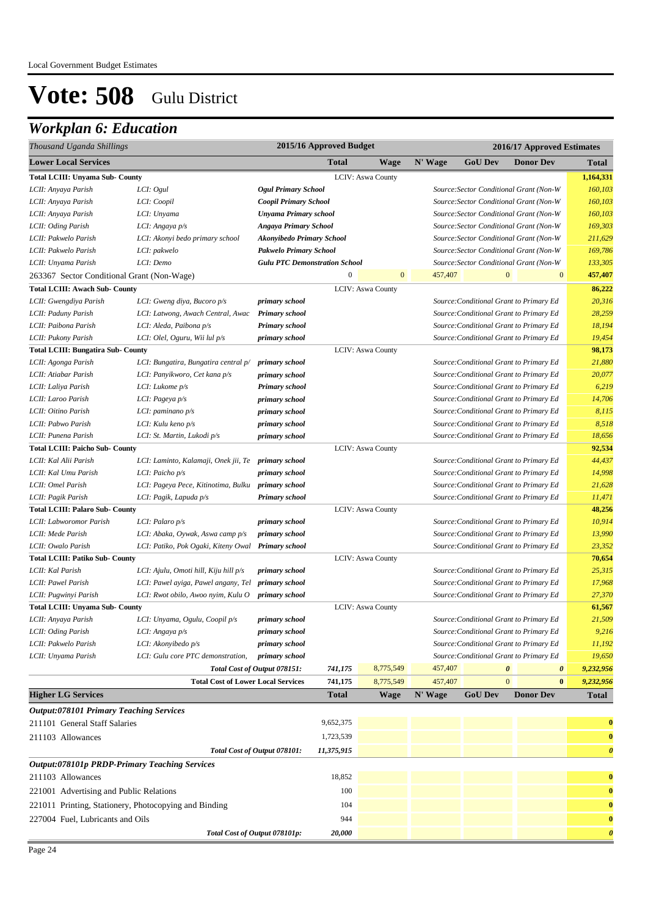Local Government Budget Estimates

# Vote: 508 Gulu District

## Workplan 6: Education

| Thousand Uganda Shillings | | | 2015/16 Approved Budget | 2016/17 Approved Estimates | | | | |
|---|---|---|---|---|---|---|---|---|
| **Lower Local Services** | | | **Total** | **Wage** | **N' Wage** | **GoU Dev** | **Donor Dev** | **Total** |
| **Total LCIII: Unyama Sub- County** | | | | LCIV: Aswa County | | | | **1,164,331** |
| *LCII: Anyaya Parish* | *LCI: Ogul* | ***Ogul Primary School*** | | | | *Source:Sector Conditional Grant (Non-W* | | *160,103* |
| *LCII: Anyaya Parish* | *LCI: Coopil* | ***Coopil Primary School*** | | | | *Source:Sector Conditional Grant (Non-W* | | *160,103* |
| *LCII: Anyaya Parish* | *LCI: Unyama* | ***Unyama Primary school*** | | | | *Source:Sector Conditional Grant (Non-W* | | *160,103* |
| *LCII: Oding Parish* | *LCI: Angaya p/s* | ***Angaya Primary School*** | | | | *Source:Sector Conditional Grant (Non-W* | | *169,303* |
| *LCII: Pakwelo Parish* | *LCI: Akonyi bedo primary school* | ***Akonyibedo Primary School*** | | | | *Source:Sector Conditional Grant (Non-W* | | *211,629* |
| *LCII: Pakwelo Parish* | *LCI: pakwelo* | ***Pakwelo Primary School*** | | | | *Source:Sector Conditional Grant (Non-W* | | *169,786* |
| *LCII: Unyama Parish* | *LCI: Demo* | ***Gulu PTC Demonstration School*** | | | | *Source:Sector Conditional Grant (Non-W* | | *133,305* |
| 263367 Sector Conditional Grant (Non-Wage) | | | 0 | 0 | 457,407 | 0 | 0 | **457,407** |
| **Total LCIII: Awach Sub- County** | | | | LCIV: Aswa County | | | | **86,222** |
| *LCII: Gwengdiya Parish* | *LCI: Gweng diya, Bucoro p/s* | ***primary school*** | | | | *Source:Conditional Grant to Primary Ed* | | *20,316* |
| *LCII: Paduny Parish* | *LCI: Latwong, Awach Central, Awac* | ***Primary school*** | | | | *Source:Conditional Grant to Primary Ed* | | *28,259* |
| *LCII: Paibona Parish* | *LCI: Aleda, Paibona p/s* | ***Primary school*** | | | | *Source:Conditional Grant to Primary Ed* | | *18,194* |
| *LCII: Pukony Parish* | *LCI: Olel, Oguru, Wii lul p/s* | ***primary school*** | | | | *Source:Conditional Grant to Primary Ed* | | *19,454* |
| **Total LCIII: Bungatira Sub- County** | | | | LCIV: Aswa County | | | | **98,173** |
| *LCII: Agonga Parish* | *LCI: Bungatira, Bungatira central p/* | ***primary school*** | | | | *Source:Conditional Grant to Primary Ed* | | *21,880* |
| *LCII: Atiabar Parish* | *LCI: Panyikworo, Cet kana p/s* | ***primary school*** | | | | *Source:Conditional Grant to Primary Ed* | | *20,077* |
| *LCII: Laliya Parish* | *LCI: Lukome p/s* | ***Primary school*** | | | | *Source:Conditional Grant to Primary Ed* | | *6,219* |
| *LCII: Laroo Parish* | *LCI: Pageya p/s* | ***primary school*** | | | | *Source:Conditional Grant to Primary Ed* | | *14,706* |
| *LCII: Oitino Parish* | *LCI: paminano p/s* | ***primary school*** | | | | *Source:Conditional Grant to Primary Ed* | | *8,115* |
| *LCII: Pabwo Parish* | *LCI: Kulu keno p/s* | ***primary school*** | | | | *Source:Conditional Grant to Primary Ed* | | *8,518* |
| *LCII: Punena Parish* | *LCI: St. Martin, Lukodi p/s* | ***primary school*** | | | | *Source:Conditional Grant to Primary Ed* | | *18,656* |
| **Total LCIII: Paicho Sub- County** | | | | LCIV: Aswa County | | | | **92,534** |
| *LCII: Kal Alii Parish* | *LCI: Laminto, Kalamaji, Onek jii, Te* | ***primary school*** | | | | *Source:Conditional Grant to Primary Ed* | | *44,437* |
| *LCII: Kal Umu Parish* | *LCI: Paicho p/s* | ***primary school*** | | | | *Source:Conditional Grant to Primary Ed* | | *14,998* |
| *LCII: Omel Parish* | *LCI: Pageya Pece, Kitinotima, Bulku* | ***primary school*** | | | | *Source:Conditional Grant to Primary Ed* | | *21,628* |
| *LCII: Pagik Parish* | *LCI: Pagik, Lapuda p/s* | ***Primary school*** | | | | *Source:Conditional Grant to Primary Ed* | | *11,471* |
| **Total LCIII: Palaro Sub- County** | | | | LCIV: Aswa County | | | | **48,256** |
| *LCII: Labworomor Parish* | *LCI: Palaro p/s* | ***primary school*** | | | | *Source:Conditional Grant to Primary Ed* | | *10,914* |
| *LCII: Mede Parish* | *LCI: Abaka, Oywak, Aswa camp p/s* | ***primary school*** | | | | *Source:Conditional Grant to Primary Ed* | | *13,990* |
| *LCII: Owalo Parish* | *LCI: Patiko, Pok Ogaki, Kiteny Owal* | ***Primary school*** | | | | *Source:Conditional Grant to Primary Ed* | | *23,352* |
| **Total LCIII: Patiko Sub- County** | | | | LCIV: Aswa County | | | | **70,654** |
| *LCII: Kal Parish* | *LCI: Ajulu, Omoti hill, Kiju hill p/s* | ***primary school*** | | | | *Source:Conditional Grant to Primary Ed* | | *25,315* |
| *LCII: Pawel Parish* | *LCI: Pawel ayiga, Pawel angany, Tel* | ***primary school*** | | | | *Source:Conditional Grant to Primary Ed* | | *17,968* |
| *LCII: Pugwinyi Parish* | *LCI: Rwot obilo, Awoo nyim, Kulu O* | ***primary school*** | | | | *Source:Conditional Grant to Primary Ed* | | *27,370* |
| **Total LCIII: Unyama Sub- County** | | | | LCIV: Aswa County | | | | **61,567** |
| *LCII: Anyaya Parish* | *LCI: Unyama, Ogulu, Coopil p/s* | ***primary school*** | | | | *Source:Conditional Grant to Primary Ed* | | *21,509* |
| *LCII: Oding Parish* | *LCI: Angaya p/s* | ***primary school*** | | | | *Source:Conditional Grant to Primary Ed* | | *9,216* |
| *LCII: Pakwelo Parish* | *LCI: Akonyibedo p/s* | ***primary school*** | | | | *Source:Conditional Grant to Primary Ed* | | *11,192* |
| *LCII: Unyama Parish* | *LCI: Gulu core PTC demonstration,* | ***primary school*** | | | | *Source:Conditional Grant to Primary Ed* | | *19,650* |
| | | *Total Cost of Output 078151:* | *741,175* | 8,775,549 | 457,407 | *0* | *0* | *9,232,956* |
| | | **Total Cost of Lower Local Services** | **741,175** | 8,775,549 | 457,407 | 0 | **0** | **9,232,956** |
| **Higher LG Services** | | | **Total** | **Wage** | **N' Wage** | **GoU Dev** | **Donor Dev** | **Total** |
| ***Output:078101 Primary Teaching Services*** | | | | | | | | |
| 211101 General Staff Salaries | | | 9,652,375 | | | | | **0** |
| 211103 Allowances | | | 1,723,539 | | | | | **0** |
| | | *Total Cost of Output 078101:* | *11,375,915* | | | | | ***0*** |
| ***Output:078101p PRDP-Primary Teaching Services*** | | | | | | | | |
| 211103 Allowances | | | 18,852 | | | | | **0** |
| 221001 Advertising and Public Relations | | | 100 | | | | | **0** |
| 221011 Printing, Stationery, Photocopying and Binding | | | 104 | | | | | **0** |
| 227004 Fuel, Lubricants and Oils | | | 944 | | | | | **0** |
| | | *Total Cost of Output 078101p:* | *20,000* | | | | | ***0*** |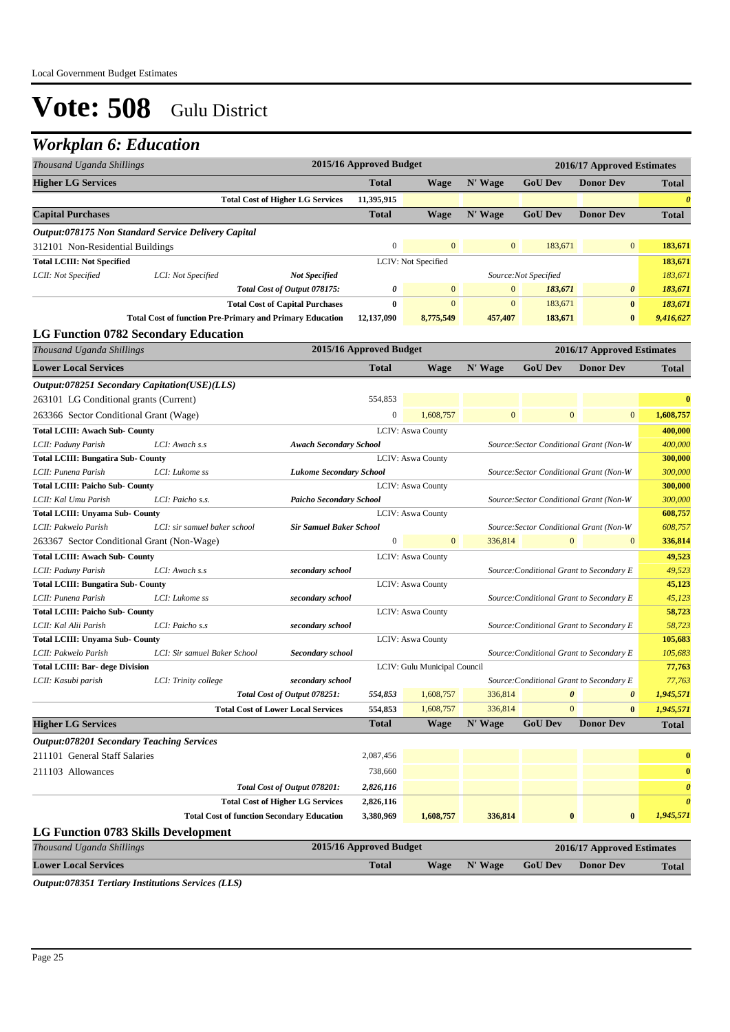# Vote: 508 Gulu District

## Workplan 6: Education

| Thousand Uganda Shillings | | | 2015/16 Approved Budget | 2016/17 Approved Estimates | | | | |
|---|---|---|---|---|---|---|---|---|
| **Higher LG Services** | | | **Total** | **Wage** | **N' Wage** | **GoU Dev** | **Donor Dev** | **Total** |
| | | **Total Cost of Higher LG Services** | 11,395,915 | | | | | *0* |
| **Capital Purchases** | | | **Total** | **Wage** | **N' Wage** | **GoU Dev** | **Donor Dev** | **Total** |
| ***Output:078175 Non Standard Service Delivery Capital*** | | | | | | | | |
| 312101 Non-Residential Buildings | | | 0 | 0 | 0 | 183,671 | 0 | 183,671 |
| **Total LCIII: Not Specified** | | | LCIV: Not Specified | | | | | 183,671 |
| *LCII: Not Specified* | *LCI: Not Specified* | ***Not Specified*** | | | | *Source:Not Specified* | | *183,671* |
| | | *Total Cost of Output 078175:* | *0* | 0 | 0 | *183,671* | *0* | *183,671* |
| | | **Total Cost of Capital Purchases** | 0 | 0 | 0 | 183,671 | 0 | *183,671* |
| | | **Total Cost of function Pre-Primary and Primary Education** | 12,137,090 | 8,775,549 | 457,407 | 183,671 | 0 | *9,416,627* |

### LG Function 0782 Secondary Education

| Thousand Uganda Shillings | | | 2015/16 Approved Budget | 2016/17 Approved Estimates | | | | |
|---|---|---|---|---|---|---|---|---|
| **Lower Local Services** | | | **Total** | **Wage** | **N' Wage** | **GoU Dev** | **Donor Dev** | **Total** |
| ***Output:078251 Secondary Capitation(USE)(LLS)*** | | | | | | | | |
| 263101 LG Conditional grants (Current) | | | 554,853 | | | | | 0 |
| 263366 Sector Conditional Grant (Wage) | | | 0 | 1,608,757 | 0 | 0 | 0 | 1,608,757 |
| **Total LCIII: Awach Sub- County** | | | LCIV: Aswa County | | | | | 400,000 |
| *LCII: Paduny Parish* | *LCI: Awach s.s* | ***Awach Secondary School*** | | | | *Source:Sector Conditional Grant (Non-W* | | *400,000* |
| **Total LCIII: Bungatira Sub- County** | | | LCIV: Aswa County | | | | | 300,000 |
| *LCII: Punena Parish* | *LCI: Lukome ss* | ***Lukome Secondary School*** | | | | *Source:Sector Conditional Grant (Non-W* | | *300,000* |
| **Total LCIII: Paicho Sub- County** | | | LCIV: Aswa County | | | | | 300,000 |
| *LCII: Kal Umu Parish* | *LCI: Paicho s.s.* | ***Paicho Secondary School*** | | | | *Source:Sector Conditional Grant (Non-W* | | *300,000* |
| **Total LCIII: Unyama Sub- County** | | | LCIV: Aswa County | | | | | 608,757 |
| *LCII: Pakwelo Parish* | *LCI: sir samuel baker school* | ***Sir Samuel Baker School*** | | | | *Source:Sector Conditional Grant (Non-W* | | *608,757* |
| 263367 Sector Conditional Grant (Non-Wage) | | | 0 | 0 | 336,814 | 0 | 0 | 336,814 |
| **Total LCIII: Awach Sub- County** | | | LCIV: Aswa County | | | | | 49,523 |
| *LCII: Paduny Parish* | *LCI: Awach s.s* | ***secondary school*** | | | | *Source:Conditional Grant to Secondary E* | | *49,523* |
| **Total LCIII: Bungatira Sub- County** | | | LCIV: Aswa County | | | | | 45,123 |
| *LCII: Punena Parish* | *LCI: Lukome ss* | ***secondary school*** | | | | *Source:Conditional Grant to Secondary E* | | *45,123* |
| **Total LCIII: Paicho Sub- County** | | | LCIV: Aswa County | | | | | 58,723 |
| *LCII: Kal Alii Parish* | *LCI: Paicho s.s* | ***secondary school*** | | | | *Source:Conditional Grant to Secondary E* | | *58,723* |
| **Total LCIII: Unyama Sub- County** | | | LCIV: Aswa County | | | | | 105,683 |
| *LCII: Pakwelo Parish* | *LCI: Sir samuel Baker School* | ***Secondary school*** | | | | *Source:Conditional Grant to Secondary E* | | *105,683* |
| **Total LCIII: Bar- dege Division** | | | LCIV: Gulu Municipal Council | | | | | 77,763 |
| *LCII: Kasubi parish* | *LCI: Trinity college* | ***secondary school*** | | | | *Source:Conditional Grant to Secondary E* | | *77,763* |
| | | *Total Cost of Output 078251:* | *554,853* | 1,608,757 | 336,814 | *0* | *0* | *1,945,571* |
| | | **Total Cost of Lower Local Services** | 554,853 | 1,608,757 | 336,814 | 0 | 0 | *1,945,571* |
| **Higher LG Services** | | | **Total** | **Wage** | **N' Wage** | **GoU Dev** | **Donor Dev** | **Total** |
| ***Output:078201 Secondary Teaching Services*** | | | | | | | | |
| 211101 General Staff Salaries | | | 2,087,456 | | | | | 0 |
| 211103 Allowances | | | 738,660 | | | | | 0 |
| | | *Total Cost of Output 078201:* | *2,826,116* | | | | | *0* |
| | | **Total Cost of Higher LG Services** | 2,826,116 | | | | | *0* |
| | | **Total Cost of function Secondary Education** | 3,380,969 | 1,608,757 | 336,814 | 0 | 0 | *1,945,571* |

### LG Function 0783 Skills Development

| Thousand Uganda Shillings | 2015/16 Approved Budget | 2016/17 Approved Estimates | | | | |
|---|---|---|---|---|---|---|
| **Lower Local Services** | **Total** | **Wage** | **N' Wage** | **GoU Dev** | **Donor Dev** | **Total** |

***Output:078351 Tertiary Institutions Services (LLS)***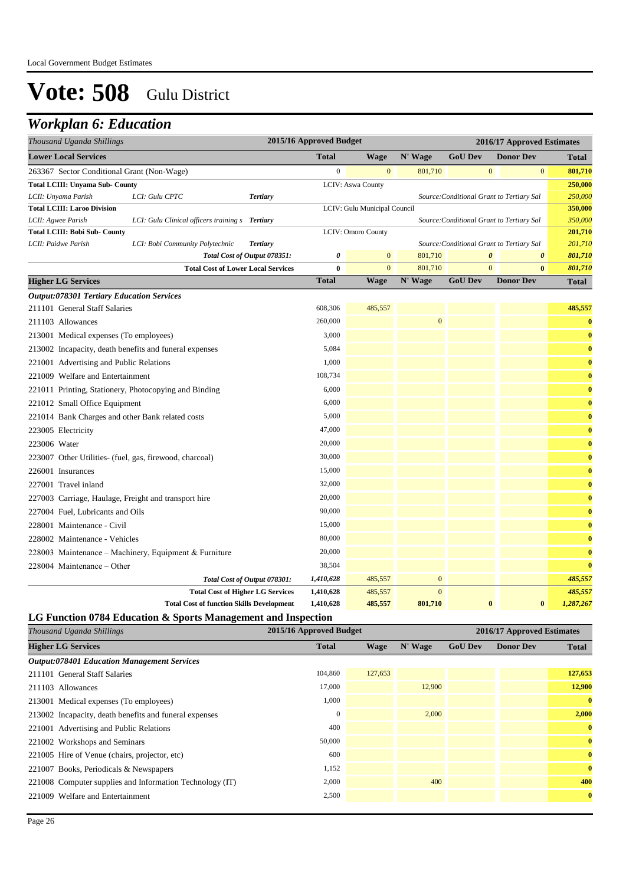Local Government Budget Estimates

# Vote: 508 Gulu District

## Workplan 6: Education

| Thousand Uganda Shillings | | | 2015/16 Approved Budget | 2016/17 Approved Estimates | | | | |
|---|---|---|---|---|---|---|---|---|
| **Lower Local Services** | | | **Total** | **Wage** | **N' Wage** | **GoU Dev** | **Donor Dev** | **Total** |
| 263367 Sector Conditional Grant (Non-Wage) | | | 0 | 0 | 801,710 | 0 | 0 | 801,710 |
| **Total LCIII: Unyama Sub- County** | | | | LCIV: Aswa County | | | | 250,000 |
| *LCII: Unyama Parish* | *LCI: Gulu CPTC* | *Tertiary* | | | | *Source:Conditional Grant to Tertiary Sal* | | *250,000* |
| **Total LCIII: Laroo Division** | | | | LCIV: Gulu Municipal Council | | | | 350,000 |
| *LCII: Agwee Parish* | *LCI: Gulu Clinical officers training s* | *Tertiary* | | | | *Source:Conditional Grant to Tertiary Sal* | | *350,000* |
| **Total LCIII: Bobi Sub- County** | | | | LCIV: Omoro County | | | | 201,710 |
| *LCII: Paidwe Parish* | *LCI: Bobi Community Polytechnic* | *Tertiary* | | | | *Source:Conditional Grant to Tertiary Sal* | | *201,710* |
| | | *Total Cost of Output 078351:* | *0* | 0 | 801,710 | *0* | *0* | *801,710* |
| | | **Total Cost of Lower Local Services** | **0** | 0 | 801,710 | 0 | **0** | *801,710* |
| **Higher LG Services** | | | **Total** | **Wage** | **N' Wage** | **GoU Dev** | **Donor Dev** | **Total** |
| ***Output:078301 Tertiary Education Services*** | | | | | | | | |
| 211101 General Staff Salaries | | | 608,306 | 485,557 | | | | 485,557 |
| 211103 Allowances | | | 260,000 | | 0 | | | 0 |
| 213001 Medical expenses (To employees) | | | 3,000 | | | | | 0 |
| 213002 Incapacity, death benefits and funeral expenses | | | 5,084 | | | | | 0 |
| 221001 Advertising and Public Relations | | | 1,000 | | | | | 0 |
| 221009 Welfare and Entertainment | | | 108,734 | | | | | 0 |
| 221011 Printing, Stationery, Photocopying and Binding | | | 6,000 | | | | | 0 |
| 221012 Small Office Equipment | | | 6,000 | | | | | 0 |
| 221014 Bank Charges and other Bank related costs | | | 5,000 | | | | | 0 |
| 223005 Electricity | | | 47,000 | | | | | 0 |
| 223006 Water | | | 20,000 | | | | | 0 |
| 223007 Other Utilities- (fuel, gas, firewood, charcoal) | | | 30,000 | | | | | 0 |
| 226001 Insurances | | | 15,000 | | | | | 0 |
| 227001 Travel inland | | | 32,000 | | | | | 0 |
| 227003 Carriage, Haulage, Freight and transport hire | | | 20,000 | | | | | 0 |
| 227004 Fuel, Lubricants and Oils | | | 90,000 | | | | | 0 |
| 228001 Maintenance - Civil | | | 15,000 | | | | | 0 |
| 228002 Maintenance - Vehicles | | | 80,000 | | | | | 0 |
| 228003 Maintenance – Machinery, Equipment & Furniture | | | 20,000 | | | | | 0 |
| 228004 Maintenance – Other | | | 38,504 | | | | | 0 |
| | | *Total Cost of Output 078301:* | *1,410,628* | 485,557 | 0 | | | *485,557* |
| | | **Total Cost of Higher LG Services** | **1,410,628** | 485,557 | 0 | | | *485,557* |
| | | **Total Cost of function Skills Development** | **1,410,628** | **485,557** | **801,710** | **0** | **0** | ***1,287,267*** |

### LG Function 0784 Education & Sports Management and Inspection

| Thousand Uganda Shillings | 2015/16 Approved Budget | 2016/17 Approved Estimates | | | | |
|---|---|---|---|---|---|---|
| **Higher LG Services** | **Total** | **Wage** | **N' Wage** | **GoU Dev** | **Donor Dev** | **Total** |
| ***Output:078401 Education Management Services*** | | | | | | |
| 211101 General Staff Salaries | 104,860 | 127,653 | | | | 127,653 |
| 211103 Allowances | 17,000 | | 12,900 | | | 12,900 |
| 213001 Medical expenses (To employees) | 1,000 | | | | | 0 |
| 213002 Incapacity, death benefits and funeral expenses | 0 | | 2,000 | | | 2,000 |
| 221001 Advertising and Public Relations | 400 | | | | | 0 |
| 221002 Workshops and Seminars | 50,000 | | | | | 0 |
| 221005 Hire of Venue (chairs, projector, etc) | 600 | | | | | 0 |
| 221007 Books, Periodicals & Newspapers | 1,152 | | | | | 0 |
| 221008 Computer supplies and Information Technology (IT) | 2,000 | | 400 | | | 400 |
| 221009 Welfare and Entertainment | 2,500 | | | | | 0 |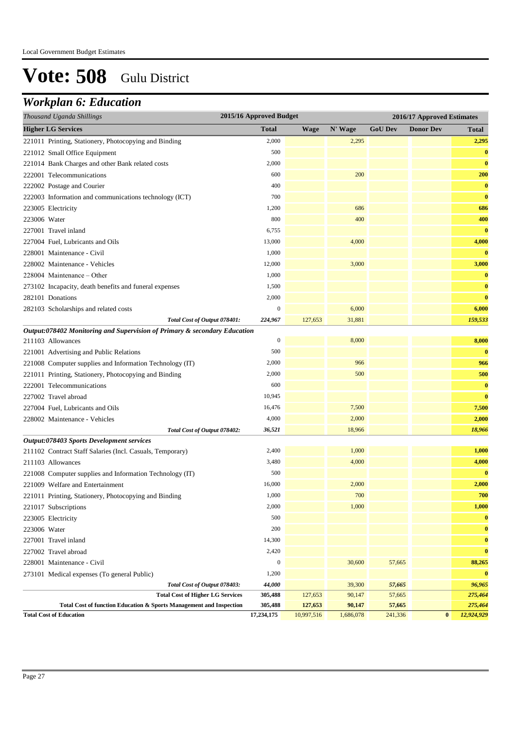Local Government Budget Estimates

# Vote: 508 Gulu District

## *Workplan 6: Education*

| *Thousand Uganda Shillings* | 2015/16 Approved Budget | 2016/17 Approved Estimates | | | | |
|---|---|---|---|---|---|---|
| **Higher LG Services** | **Total** | **Wage** | **N' Wage** | **GoU Dev** | **Donor Dev** | **Total** |
| 221011 Printing, Stationery, Photocopying and Binding | 2,000 | | 2,295 | | | **2,295** |
| 221012 Small Office Equipment | 500 | | | | | **0** |
| 221014 Bank Charges and other Bank related costs | 2,000 | | | | | **0** |
| 222001 Telecommunications | 600 | | 200 | | | **200** |
| 222002 Postage and Courier | 400 | | | | | **0** |
| 222003 Information and communications technology (ICT) | 700 | | | | | **0** |
| 223005 Electricity | 1,200 | | 686 | | | **686** |
| 223006 Water | 800 | | 400 | | | **400** |
| 227001 Travel inland | 6,755 | | | | | **0** |
| 227004 Fuel, Lubricants and Oils | 13,000 | | 4,000 | | | **4,000** |
| 228001 Maintenance - Civil | 1,000 | | | | | **0** |
| 228002 Maintenance - Vehicles | 12,000 | | 3,000 | | | **3,000** |
| 228004 Maintenance – Other | 1,000 | | | | | **0** |
| 273102 Incapacity, death benefits and funeral expenses | 1,500 | | | | | **0** |
| 282101 Donations | 2,000 | | | | | **0** |
| 282103 Scholarships and related costs | 0 | | 6,000 | | | **6,000** |
| *Total Cost of Output 078401:* | *224,967* | 127,653 | 31,881 | | | ***159,533*** |
| ***Output:078402 Monitoring and Supervision of Primary & secondary Education*** | | | | | | |
| 211103 Allowances | 0 | | 8,000 | | | **8,000** |
| 221001 Advertising and Public Relations | 500 | | | | | **0** |
| 221008 Computer supplies and Information Technology (IT) | 2,000 | | 966 | | | **966** |
| 221011 Printing, Stationery, Photocopying and Binding | 2,000 | | 500 | | | **500** |
| 222001 Telecommunications | 600 | | | | | **0** |
| 227002 Travel abroad | 10,945 | | | | | **0** |
| 227004 Fuel, Lubricants and Oils | 16,476 | | 7,500 | | | **7,500** |
| 228002 Maintenance - Vehicles | 4,000 | | 2,000 | | | **2,000** |
| *Total Cost of Output 078402:* | *36,521* | | 18,966 | | | ***18,966*** |
| ***Output:078403 Sports Development services*** | | | | | | |
| 211102 Contract Staff Salaries (Incl. Casuals, Temporary) | 2,400 | | 1,000 | | | **1,000** |
| 211103 Allowances | 3,480 | | 4,000 | | | **4,000** |
| 221008 Computer supplies and Information Technology (IT) | 500 | | | | | **0** |
| 221009 Welfare and Entertainment | 16,000 | | 2,000 | | | **2,000** |
| 221011 Printing, Stationery, Photocopying and Binding | 1,000 | | 700 | | | **700** |
| 221017 Subscriptions | 2,000 | | 1,000 | | | **1,000** |
| 223005 Electricity | 500 | | | | | **0** |
| 223006 Water | 200 | | | | | **0** |
| 227001 Travel inland | 14,300 | | | | | **0** |
| 227002 Travel abroad | 2,420 | | | | | **0** |
| 228001 Maintenance - Civil | 0 | | 30,600 | 57,665 | | **88,265** |
| 273101 Medical expenses (To general Public) | 1,200 | | | | | **0** |
| *Total Cost of Output 078403:* | *44,000* | | 39,300 | *57,665* | | ***96,965*** |
| **Total Cost of Higher LG Services** | **305,488** | **127,653** | **90,147** | **57,665** | | ***275,464*** |
| **Total Cost of function Education & Sports Management and Inspection** | **305,488** | **127,653** | **90,147** | **57,665** | | ***275,464*** |
| **Total Cost of Education** | **17,234,175** | 10,997,516 | 1,686,078 | 241,336 | **0** | ***12,924,929*** |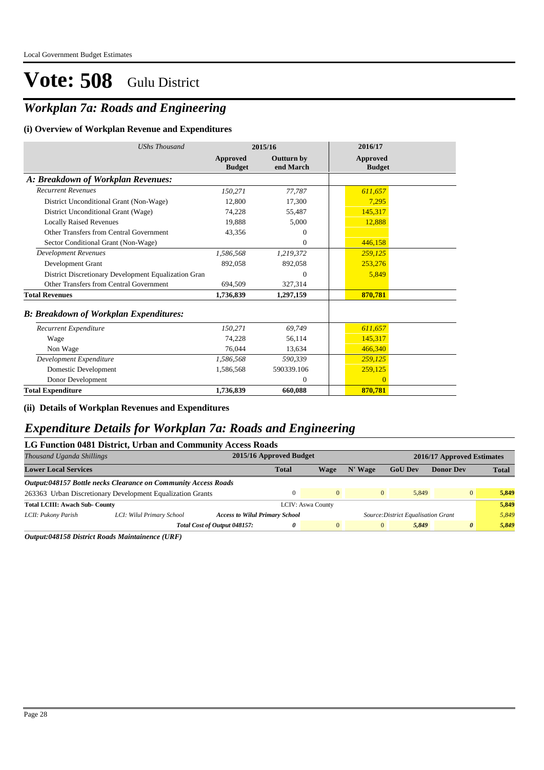Local Government Budget Estimates

# Vote: 508 Gulu District

## *Workplan 7a: Roads and Engineering*

### (i) Overview of Workplan Revenue and Expenditures

| *UShs Thousand* | 2015/16 | | 2016/17 |
|---|---|---|---|
| | **Approved Budget** | **Outturn by end March** | **Approved Budget** |
| ***A: Breakdown of Workplan Revenues:*** | | | |
| *Recurrent Revenues* | *150,271* | *77,787* | *611,657* |
| District Unconditional Grant (Non-Wage) | 12,800 | 17,300 | 7,295 |
| District Unconditional Grant (Wage) | 74,228 | 55,487 | 145,317 |
| Locally Raised Revenues | 19,888 | 5,000 | 12,888 |
| Other Transfers from Central Government | 43,356 | 0 | |
| Sector Conditional Grant (Non-Wage) | | 0 | 446,158 |
| *Development Revenues* | *1,586,568* | *1,219,372* | *259,125* |
| Development Grant | 892,058 | 892,058 | 253,276 |
| District Discretionary Development Equalization Gran | | 0 | 5,849 |
| Other Transfers from Central Government | 694,509 | 327,314 | |
| **Total Revenues** | **1,736,839** | **1,297,159** | **870,781** |
| ***B: Breakdown of Workplan Expenditures:*** | | | |
| *Recurrent Expenditure* | *150,271* | *69,749* | *611,657* |
| Wage | 74,228 | 56,114 | 145,317 |
| Non Wage | 76,044 | 13,634 | 466,340 |
| *Development Expenditure* | *1,586,568* | *590,339* | *259,125* |
| Domestic Development | 1,586,568 | 590339.106 | 259,125 |
| Donor Development | | 0 | 0 |
| **Total Expenditure** | **1,736,839** | **660,088** | **870,781** |

### (ii) Details of Workplan Revenues and Expenditures

## *Expenditure Details for Workplan 7a: Roads and Engineering*

### LG Function 0481 District, Urban and Community Access Roads

| *Thousand Uganda Shillings* | | | 2015/16 Approved Budget | 2016/17 Approved Estimates | | | | |
|---|---|---|---|---|---|---|---|---|
| **Lower Local Services** | | | **Total** | **Wage** | **N' Wage** | **GoU Dev** | **Donor Dev** | **Total** |
| ***Output:048157 Bottle necks Clearance on Community Access Roads*** | | | | | | | | |
| 263363 Urban Discretionary Development Equalization Grants | | | 0 | 0 | 0 | 5,849 | 0 | **5,849** |
| **Total LCIII: Awach Sub- County** | | | LCIV: Aswa County | | | | | **5,849** |
| *LCII: Pukony Parish* | *LCI: Wilul Primary School* | ***Access to Wilul Primary School*** | | | *Source:District Equalisation Grant* | | | *5,849* |
| | | ***Total Cost of Output 048157:*** | ***0*** | 0 | 0 | ***5,849*** | ***0*** | ***5,849*** |

***Output:048158 District Roads Maintainence (URF)***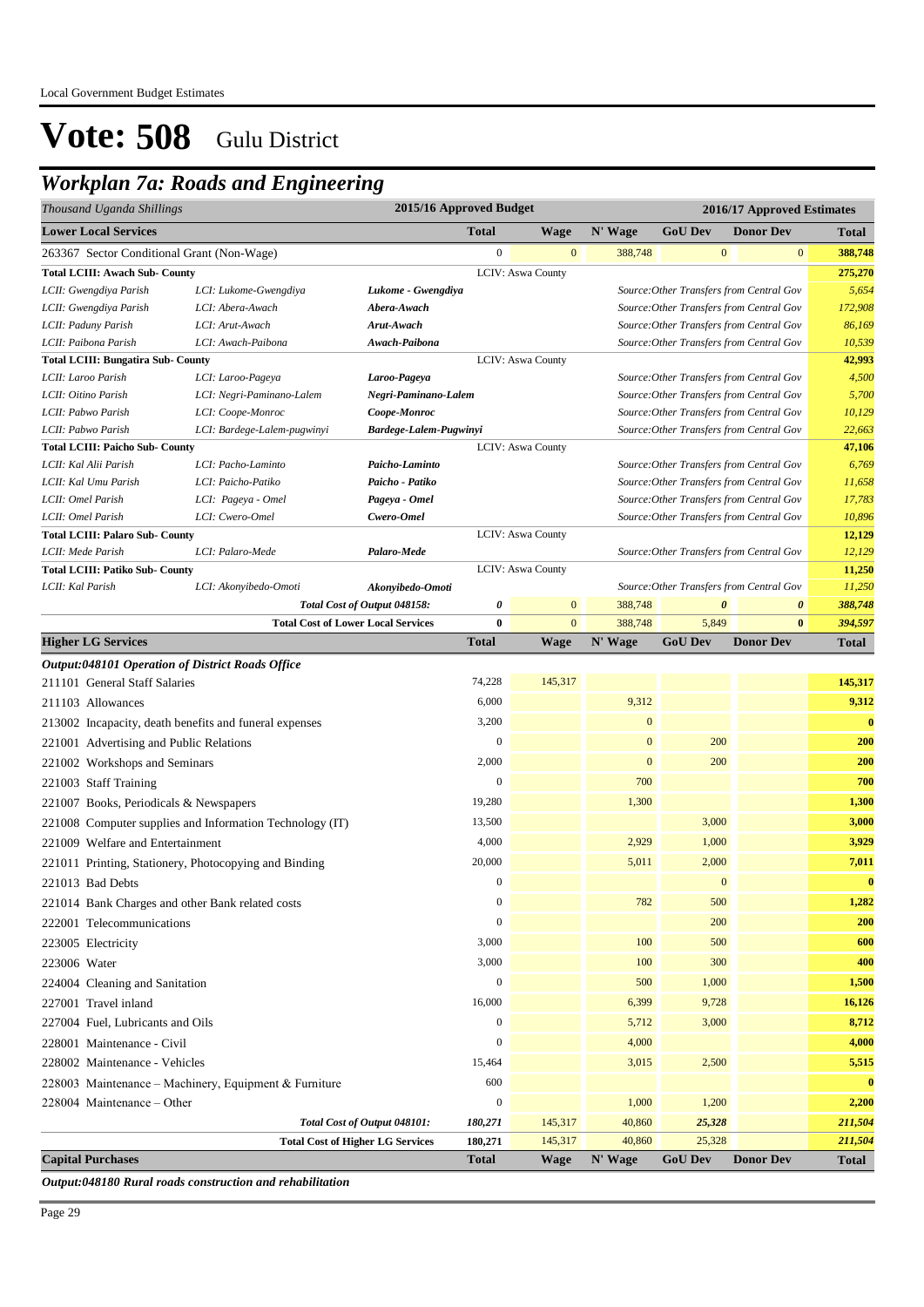Local Government Budget Estimates

# Vote: 508 Gulu District

## Workplan 7a: Roads and Engineering

| *Thousand Uganda Shillings* | | | 2015/16 Approved Budget | | | 2016/17 Approved Estimates | | |
|---|---|---|---|---|---|---|---|---|
| **Lower Local Services** | | | **Total** | **Wage** | **N' Wage** | **GoU Dev** | **Donor Dev** | **Total** |
| 263367 Sector Conditional Grant (Non-Wage) | | | 0 | 0 | 388,748 | 0 | 0 | **388,748** |
| **Total LCIII: Awach Sub- County** | | | LCIV: Aswa County | | | | | **275,270** |
| *LCII: Gwengdiya Parish* | *LCI: Lukome-Gwengdiya* | ***Lukome - Gwengdiya*** | | | | *Source:Other Transfers from Central Gov* | | *5,654* |
| *LCII: Gwengdiya Parish* | *LCI: Abera-Awach* | ***Abera-Awach*** | | | | *Source:Other Transfers from Central Gov* | | *172,908* |
| *LCII: Paduny Parish* | *LCI: Arut-Awach* | ***Arut-Awach*** | | | | *Source:Other Transfers from Central Gov* | | *86,169* |
| *LCII: Paibona Parish* | *LCI: Awach-Paibona* | ***Awach-Paibona*** | | | | *Source:Other Transfers from Central Gov* | | *10,539* |
| **Total LCIII: Bungatira Sub- County** | | | LCIV: Aswa County | | | | | **42,993** |
| *LCII: Laroo Parish* | *LCI: Laroo-Pageya* | ***Laroo-Pageya*** | | | | *Source:Other Transfers from Central Gov* | | *4,500* |
| *LCII: Oitino Parish* | *LCI: Negri-Paminano-Lalem* | ***Negri-Paminano-Lalem*** | | | | *Source:Other Transfers from Central Gov* | | *5,700* |
| *LCII: Pabwo Parish* | *LCI: Coope-Monroc* | ***Coope-Monroc*** | | | | *Source:Other Transfers from Central Gov* | | *10,129* |
| *LCII: Pabwo Parish* | *LCI: Bardege-Lalem-pugwinyi* | ***Bardege-Lalem-Pugwinyi*** | | | | *Source:Other Transfers from Central Gov* | | *22,663* |
| **Total LCIII: Paicho Sub- County** | | | LCIV: Aswa County | | | | | **47,106** |
| *LCII: Kal Alii Parish* | *LCI: Pacho-Laminto* | ***Paicho-Laminto*** | | | | *Source:Other Transfers from Central Gov* | | *6,769* |
| *LCII: Kal Umu Parish* | *LCI: Paicho-Patiko* | ***Paicho - Patiko*** | | | | *Source:Other Transfers from Central Gov* | | *11,658* |
| *LCII: Omel Parish* | *LCI: Pageya - Omel* | ***Pageya - Omel*** | | | | *Source:Other Transfers from Central Gov* | | *17,783* |
| *LCII: Omel Parish* | *LCI: Cwero-Omel* | ***Cwero-Omel*** | | | | *Source:Other Transfers from Central Gov* | | *10,896* |
| **Total LCIII: Palaro Sub- County** | | | LCIV: Aswa County | | | | | **12,129** |
| *LCII: Mede Parish* | *LCI: Palaro-Mede* | ***Palaro-Mede*** | | | | *Source:Other Transfers from Central Gov* | | *12,129* |
| **Total LCIII: Patiko Sub- County** | | | LCIV: Aswa County | | | | | **11,250** |
| *LCII: Kal Parish* | *LCI: Akonyibedo-Omoti* | ***Akonyibedo-Omoti*** | | | | *Source:Other Transfers from Central Gov* | | *11,250* |
| | | ***Total Cost of Output 048158:*** | ***0*** | 0 | 388,748 | ***0*** | ***0*** | ***388,748*** |
| | | **Total Cost of Lower Local Services** | **0** | 0 | 388,748 | 5,849 | **0** | ***394,597*** |
| **Higher LG Services** | | | **Total** | **Wage** | **N' Wage** | **GoU Dev** | **Donor Dev** | **Total** |
| ***Output:048101 Operation of District Roads Office*** | | | | | | | | |
| 211101 General Staff Salaries | | | 74,228 | 145,317 | | | | **145,317** |
| 211103 Allowances | | | 6,000 | | 9,312 | | | **9,312** |
| 213002 Incapacity, death benefits and funeral expenses | | | 3,200 | | 0 | | | **0** |
| 221001 Advertising and Public Relations | | | 0 | | 0 | 200 | | **200** |
| 221002 Workshops and Seminars | | | 2,000 | | 0 | 200 | | **200** |
| 221003 Staff Training | | | 0 | | 700 | | | **700** |
| 221007 Books, Periodicals & Newspapers | | | 19,280 | | 1,300 | | | **1,300** |
| 221008 Computer supplies and Information Technology (IT) | | | 13,500 | | | 3,000 | | **3,000** |
| 221009 Welfare and Entertainment | | | 4,000 | | 2,929 | 1,000 | | **3,929** |
| 221011 Printing, Stationery, Photocopying and Binding | | | 20,000 | | 5,011 | 2,000 | | **7,011** |
| 221013 Bad Debts | | | 0 | | | 0 | | **0** |
| 221014 Bank Charges and other Bank related costs | | | 0 | | 782 | 500 | | **1,282** |
| 222001 Telecommunications | | | 0 | | | 200 | | **200** |
| 223005 Electricity | | | 3,000 | | 100 | 500 | | **600** |
| 223006 Water | | | 3,000 | | 100 | 300 | | **400** |
| 224004 Cleaning and Sanitation | | | 0 | | 500 | 1,000 | | **1,500** |
| 227001 Travel inland | | | 16,000 | | 6,399 | 9,728 | | **16,126** |
| 227004 Fuel, Lubricants and Oils | | | 0 | | 5,712 | 3,000 | | **8,712** |
| 228001 Maintenance - Civil | | | 0 | | 4,000 | | | **4,000** |
| 228002 Maintenance - Vehicles | | | 15,464 | | 3,015 | 2,500 | | **5,515** |
| 228003 Maintenance – Machinery, Equipment & Furniture | | | 600 | | | | | **0** |
| 228004 Maintenance – Other | | | 0 | | 1,000 | 1,200 | | **2,200** |
| | | ***Total Cost of Output 048101:*** | ***180,271*** | 145,317 | 40,860 | ***25,328*** | | ***211,504*** |
| | | **Total Cost of Higher LG Services** | **180,271** | 145,317 | 40,860 | 25,328 | | ***211,504*** |
| **Capital Purchases** | | | **Total** | **Wage** | **N' Wage** | **GoU Dev** | **Donor Dev** | **Total** |

***Output:048180 Rural roads construction and rehabilitation***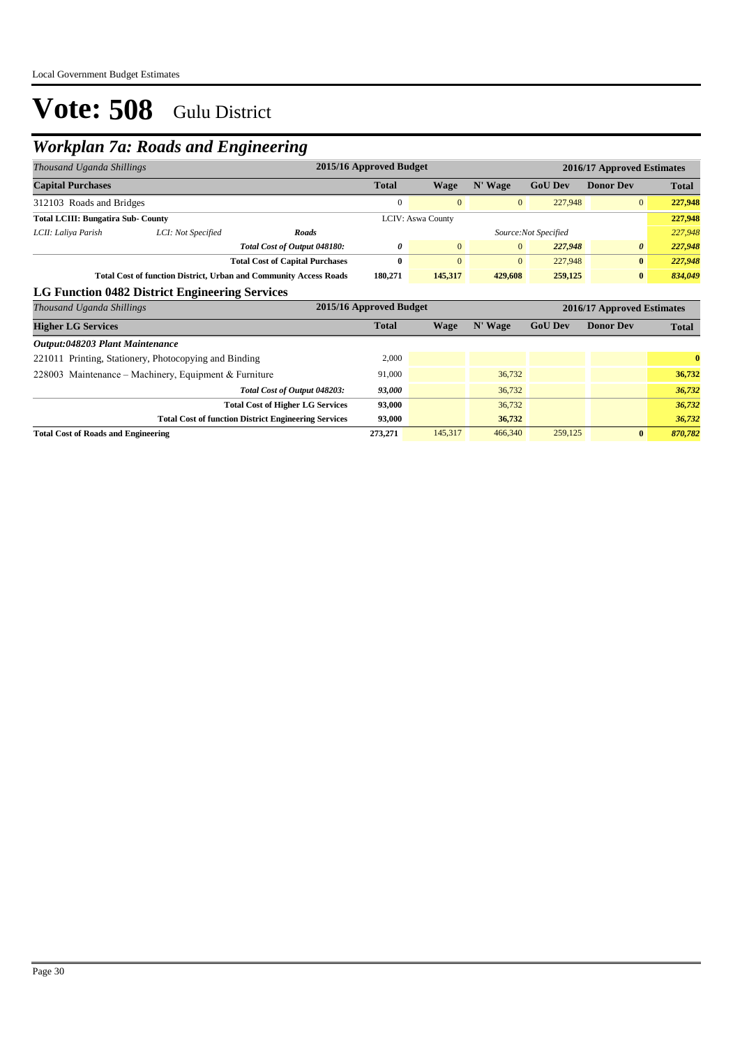# Vote: 508 Gulu District

## Workplan 7a: Roads and Engineering

| Thousand Uganda Shillings | | | 2015/16 Approved Budget | 2016/17 Approved Estimates | | | | |
|---|---|---|---|---|---|---|---|---|
| **Capital Purchases** | | | **Total** | **Wage** | **N' Wage** | **GoU Dev** | **Donor Dev** | **Total** |
| 312103 Roads and Bridges | | | 0 | 0 | 0 | 227,948 | 0 | **227,948** |
| **Total LCIII: Bungatira Sub- County** | | | | LCIV: Aswa County | | | | **227,948** |
| *LCII: Laliya Parish* | *LCI: Not Specified* | ***Roads*** | | | | *Source:Not Specified* | | *227,948* |
| | | ***Total Cost of Output 048180:*** | ***0*** | *0* | *0* | ***227,948*** | ***0*** | ***227,948*** |
| | | **Total Cost of Capital Purchases** | **0** | 0 | 0 | 227,948 | **0** | ***227,948*** |
| | | **Total Cost of function District, Urban and Community Access Roads** | **180,271** | **145,317** | **429,608** | **259,125** | **0** | ***834,049*** |

### LG Function 0482 District Engineering Services

| Thousand Uganda Shillings | 2015/16 Approved Budget | 2016/17 Approved Estimates | | | | |
|---|---|---|---|---|---|---|
| **Higher LG Services** | **Total** | **Wage** | **N' Wage** | **GoU Dev** | **Donor Dev** | **Total** |
| ***Output:048203 Plant Maintenance*** | | | | | | |
| 221011 Printing, Stationery, Photocopying and Binding | 2,000 | | | | | **0** |
| 228003 Maintenance – Machinery, Equipment & Furniture | 91,000 | | 36,732 | | | **36,732** |
| ***Total Cost of Output 048203:*** | ***93,000*** | | *36,732* | | | ***36,732*** |
| **Total Cost of Higher LG Services** | **93,000** | | 36,732 | | | ***36,732*** |
| **Total Cost of function District Engineering Services** | **93,000** | | **36,732** | | | ***36,732*** |
| **Total Cost of Roads and Engineering** | **273,271** | 145,317 | 466,340 | 259,125 | **0** | ***870,782*** |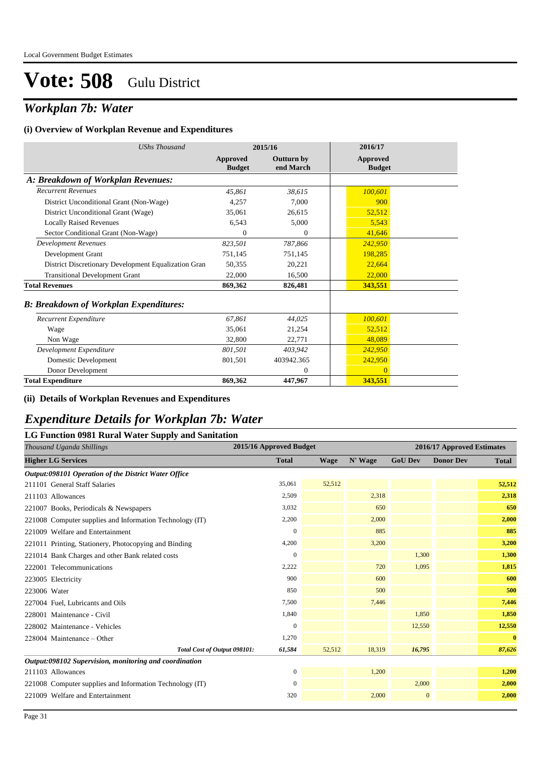Local Government Budget Estimates

# Vote: 508 Gulu District

## *Workplan 7b: Water*

### (i) Overview of Workplan Revenue and Expenditures

| *UShs Thousand* | 2015/16 | | 2016/17 |
|---|---|---|---|
| | **Approved Budget** | **Outturn by end March** | **Approved Budget** |
| ***A: Breakdown of Workplan Revenues:*** | | | |
| *Recurrent Revenues* | *45,861* | *38,615* | *100,601* |
| District Unconditional Grant (Non-Wage) | 4,257 | 7,000 | 900 |
| District Unconditional Grant (Wage) | 35,061 | 26,615 | 52,512 |
| Locally Raised Revenues | 6,543 | 5,000 | 5,543 |
| Sector Conditional Grant (Non-Wage) | 0 | 0 | 41,646 |
| *Development Revenues* | *823,501* | *787,866* | *242,950* |
| Development Grant | 751,145 | 751,145 | 198,285 |
| District Discretionary Development Equalization Gran | 50,355 | 20,221 | 22,664 |
| Transitional Development Grant | 22,000 | 16,500 | 22,000 |
| **Total Revenues** | **869,362** | **826,481** | **343,551** |
| ***B: Breakdown of Workplan Expenditures:*** | | | |
| *Recurrent Expenditure* | *67,861* | *44,025* | *100,601* |
| Wage | 35,061 | 21,254 | 52,512 |
| Non Wage | 32,800 | 22,771 | 48,089 |
| *Development Expenditure* | *801,501* | *403,942* | *242,950* |
| Domestic Development | 801,501 | 403942.365 | 242,950 |
| Donor Development | | 0 | 0 |
| **Total Expenditure** | **869,362** | **447,967** | **343,551** |

### (ii) Details of Workplan Revenues and Expenditures

## *Expenditure Details for Workplan 7b: Water*

### LG Function 0981 Rural Water Supply and Sanitation

| *Thousand Uganda Shillings* | 2015/16 Approved Budget | 2016/17 Approved Estimates | | | | |
|---|---|---|---|---|---|---|
| **Higher LG Services** | **Total** | **Wage** | **N' Wage** | **GoU Dev** | **Donor Dev** | **Total** |
| ***Output:098101 Operation of the District Water Office*** | | | | | | |
| 211101 General Staff Salaries | 35,061 | 52,512 | | | | **52,512** |
| 211103 Allowances | 2,509 | | 2,318 | | | **2,318** |
| 221007 Books, Periodicals & Newspapers | 3,032 | | 650 | | | **650** |
| 221008 Computer supplies and Information Technology (IT) | 2,200 | | 2,000 | | | **2,000** |
| 221009 Welfare and Entertainment | 0 | | 885 | | | **885** |
| 221011 Printing, Stationery, Photocopying and Binding | 4,200 | | 3,200 | | | **3,200** |
| 221014 Bank Charges and other Bank related costs | 0 | | | 1,300 | | **1,300** |
| 222001 Telecommunications | 2,222 | | 720 | 1,095 | | **1,815** |
| 223005 Electricity | 900 | | 600 | | | **600** |
| 223006 Water | 850 | | 500 | | | **500** |
| 227004 Fuel, Lubricants and Oils | 7,500 | | 7,446 | | | **7,446** |
| 228001 Maintenance - Civil | 1,840 | | | 1,850 | | **1,850** |
| 228002 Maintenance - Vehicles | 0 | | | 12,550 | | **12,550** |
| 228004 Maintenance – Other | 1,270 | | | | | **0** |
| *Total Cost of Output 098101:* | *61,584* | 52,512 | 18,319 | *16,795* | | *87,626* |
| ***Output:098102 Supervision, monitoring and coordination*** | | | | | | |
| 211103 Allowances | 0 | | 1,200 | | | **1,200** |
| 221008 Computer supplies and Information Technology (IT) | 0 | | | 2,000 | | **2,000** |
| 221009 Welfare and Entertainment | 320 | | 2,000 | 0 | | **2,000** |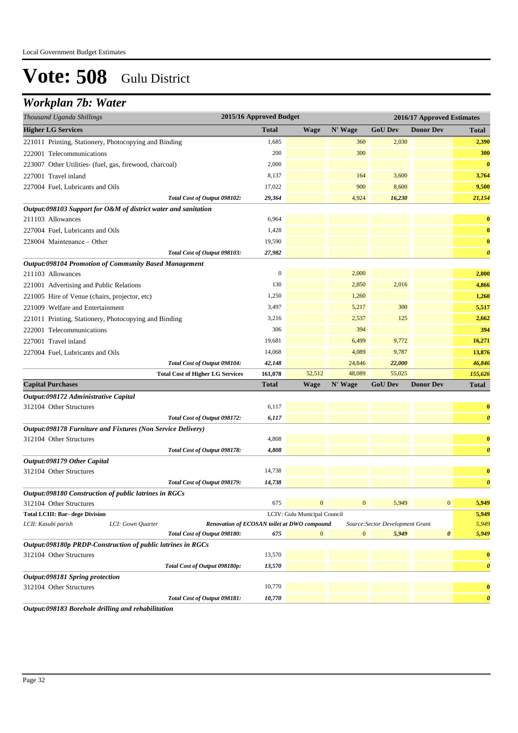Local Government Budget Estimates

# Vote: 508 Gulu District

## Workplan 7b: Water

| *Thousand Uganda Shillings* | 2015/16 Approved Budget | | | 2016/17 Approved Estimates | | |
|---|---|---|---|---|---|---|
| **Higher LG Services** | **Total** | **Wage** | **N' Wage** | **GoU Dev** | **Donor Dev** | **Total** |
| 221011 Printing, Stationery, Photocopying and Binding | 1,685 | | 360 | 2,030 | | 2,390 |
| 222001 Telecommunications | 200 | | 300 | | | 300 |
| 223007 Other Utilities- (fuel, gas, firewood, charcoal) | 2,000 | | | | | 0 |
| 227001 Travel inland | 8,137 | | 164 | 3,600 | | 3,764 |
| 227004 Fuel, Lubricants and Oils | 17,022 | | 900 | 8,600 | | 9,500 |
| *Total Cost of Output 098102:* | *29,364* | | 4,924 | *16,230* | | *21,154* |
| ***Output:098103 Support for O&M of district water and sanitation*** | | | | | | |
| 211103 Allowances | 6,964 | | | | | 0 |
| 227004 Fuel, Lubricants and Oils | 1,428 | | | | | 0 |
| 228004 Maintenance – Other | 19,590 | | | | | 0 |
| *Total Cost of Output 098103:* | *27,982* | | | | | *0* |
| ***Output:098104 Promotion of Community Based Management*** | | | | | | |
| 211103 Allowances | 0 | | 2,000 | | | 2,000 |
| 221001 Advertising and Public Relations | 130 | | 2,850 | 2,016 | | 4,866 |
| 221005 Hire of Venue (chairs, projector, etc) | 1,250 | | 1,260 | | | 1,260 |
| 221009 Welfare and Entertainment | 3,497 | | 5,217 | 300 | | 5,517 |
| 221011 Printing, Stationery, Photocopying and Binding | 3,216 | | 2,537 | 125 | | 2,662 |
| 222001 Telecommunications | 306 | | 394 | | | 394 |
| 227001 Travel inland | 19,681 | | 6,499 | 9,772 | | 16,271 |
| 227004 Fuel, Lubricants and Oils | 14,068 | | 4,089 | 9,787 | | 13,876 |
| *Total Cost of Output 098104:* | *42,148* | | 24,846 | *22,000* | | *46,846* |
| **Total Cost of Higher LG Services** | **161,078** | 52,512 | 48,089 | 55,025 | | *155,626* |
| **Capital Purchases** | **Total** | **Wage** | **N' Wage** | **GoU Dev** | **Donor Dev** | **Total** |
| ***Output:098172 Administrative Capital*** | | | | | | |
| 312104 Other Structures | 6,117 | | | | | 0 |
| *Total Cost of Output 098172:* | *6,117* | | | | | *0* |
| ***Output:098178 Furniture and Fixtures (Non Service Delivery)*** | | | | | | |
| 312104 Other Structures | 4,808 | | | | | 0 |
| *Total Cost of Output 098178:* | *4,808* | | | | | *0* |
| ***Output:098179 Other Capital*** | | | | | | |
| 312104 Other Structures | 14,738 | | | | | 0 |
| *Total Cost of Output 098179:* | *14,738* | | | | | *0* |
| ***Output:098180 Construction of public latrines in RGCs*** | | | | | | |
| 312104 Other Structures | 675 | 0 | 0 | 5,949 | 0 | 5,949 |
| **Total LCIII: Bar- dege Division** | | LCIV: Gulu Municipal Council | | | | 5,949 |
| *LCII: Kasubi parish* — *LCI: Gown Quarter* — ***Renovation of ECOSAN toilet at DWO compound*** | | | *Source:Sector Development Grant* | | | *5,949* |
| *Total Cost of Output 098180:* | *675* | 0 | 0 | *5,949* | *0* | *5,949* |
| ***Output:098180p PRDP-Construction of public latrines in RGCs*** | | | | | | |
| 312104 Other Structures | 13,570 | | | | | 0 |
| *Total Cost of Output 098180p:* | *13,570* | | | | | *0* |
| ***Output:098181 Spring protection*** | | | | | | |
| 312104 Other Structures | 10,770 | | | | | 0 |
| *Total Cost of Output 098181:* | *10,770* | | | | | *0* |

***Output:098183 Borehole drilling and rehabilitation***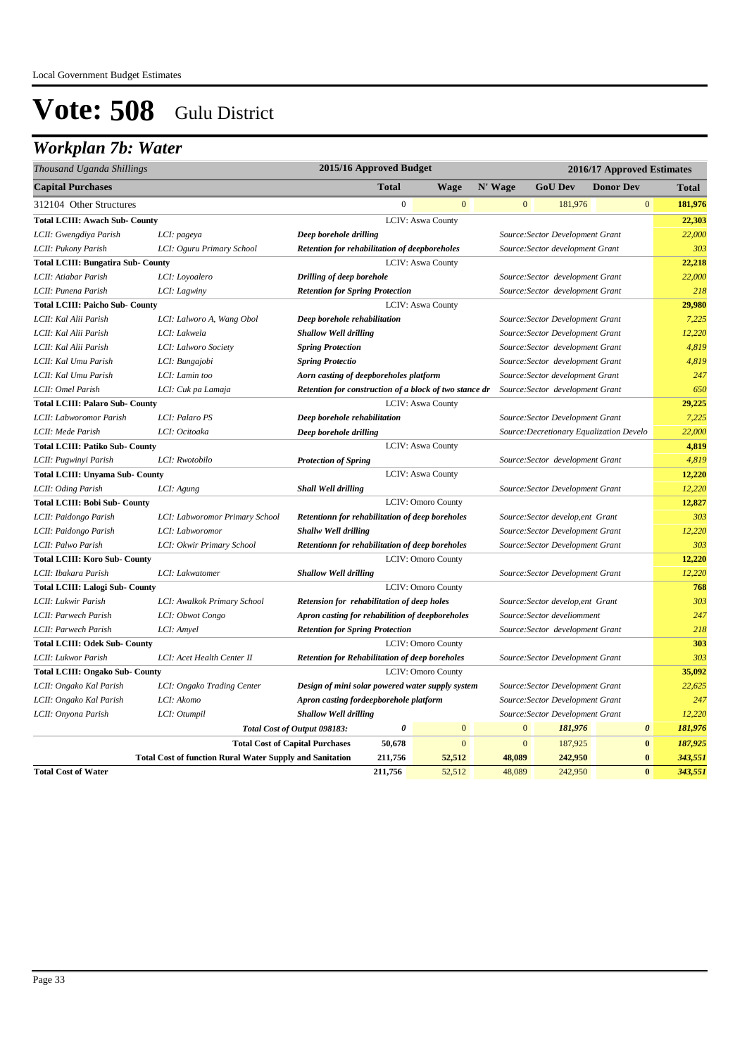Local Government Budget Estimates

# Vote: 508 Gulu District

## *Workplan 7b: Water*

| *Thousand Uganda Shillings* | | | 2015/16 Approved Budget | | 2016/17 Approved Estimates | | | |
|---|---|---|---|---|---|---|---|---|
| **Capital Purchases** | | | **Total** | **Wage** | **N' Wage** | **GoU Dev** | **Donor Dev** | **Total** |
| 312104 Other Structures | | | 0 | 0 | 0 | 181,976 | 0 | **181,976** |
| **Total LCIII: Awach Sub- County** | | LCIV: Aswa County | | | | | | **22,303** |
| *LCII: Gwengdiya Parish* | *LCI: pageya* | ***Deep borehole drilling*** | | | *Source:Sector Development Grant* | | | *22,000* |
| *LCII: Pukony Parish* | *LCI: Oguru Primary School* | ***Retention for rehabilitation of deepboreholes*** | | | *Source:Sector development Grant* | | | *303* |
| **Total LCIII: Bungatira Sub- County** | | LCIV: Aswa County | | | | | | **22,218** |
| *LCII: Atiabar Parish* | *LCI: Loyoalero* | ***Drilling of deep borehole*** | | | *Source:Sector development Grant* | | | *22,000* |
| *LCII: Punena Parish* | *LCI: Lagwiny* | ***Retention for Spring Protection*** | | | *Source:Sector development Grant* | | | *218* |
| **Total LCIII: Paicho Sub- County** | | LCIV: Aswa County | | | | | | **29,980** |
| *LCII: Kal Alii Parish* | *LCI: Lalworo A, Wang Obol* | ***Deep borehole rehabilitation*** | | | *Source:Sector Development Grant* | | | *7,225* |
| *LCII: Kal Alii Parish* | *LCI: Lakwela* | ***Shallow Well drilling*** | | | *Source:Sector Development Grant* | | | *12,220* |
| *LCII: Kal Alii Parish* | *LCI: Lalworo Society* | ***Spring Protection*** | | | *Source:Sector development Grant* | | | *4,819* |
| *LCII: Kal Umu Parish* | *LCI: Bungajobi* | ***Spring Protection*** | | | *Source:Sector development Grant* | | | *4,819* |
| *LCII: Kal Umu Parish* | *LCI: Lamin too* | ***Aorn casting of deepboreholes platform*** | | | *Source:Sector development Grant* | | | *247* |
| *LCII: Omel Parish* | *LCI: Cuk pa Lamaja* | ***Retention for construction of a block of two stance dr*** | | | *Source:Sector development Grant* | | | *650* |
| **Total LCIII: Palaro Sub- County** | | LCIV: Aswa County | | | | | | **29,225** |
| *LCII: Labworomor Parish* | *LCI: Palaro PS* | ***Deep borehole rehabilitation*** | | | *Source:Sector Development Grant* | | | *7,225* |
| *LCII: Mede Parish* | *LCI: Ocitoaka* | ***Deep borehole drilling*** | | | *Source:Decretionary Equalization Develo* | | | *22,000* |
| **Total LCIII: Patiko Sub- County** | | LCIV: Aswa County | | | | | | **4,819** |
| *LCII: Pugwinyi Parish* | *LCI: Rwotobilo* | ***Protection of Spring*** | | | *Source:Sector development Grant* | | | *4,819* |
| **Total LCIII: Unyama Sub- County** | | LCIV: Aswa County | | | | | | **12,220** |
| *LCII: Oding Parish* | *LCI: Agung* | ***Shall Well drilling*** | | | *Source:Sector Development Grant* | | | *12,220* |
| **Total LCIII: Bobi Sub- County** | | LCIV: Omoro County | | | | | | **12,827** |
| *LCII: Paidongo Parish* | *LCI: Labworomor Primary School* | ***Retentionn for rehabilitation of deep boreholes*** | | | *Source:Sector develop,ent Grant* | | | *303* |
| *LCII: Paidongo Parish* | *LCI: Labworomor* | ***Shallw Well drilling*** | | | *Source:Sector Development Grant* | | | *12,220* |
| *LCII: Palwo Parish* | *LCI: Okwir Primary School* | ***Retentionn for rehabilitation of deep boreholes*** | | | *Source:Sector Development Grant* | | | *303* |
| **Total LCIII: Koro Sub- County** | | LCIV: Omoro County | | | | | | **12,220** |
| *LCII: Ibakara Parish* | *LCI: Lakwatomer* | ***Shallow Well drilling*** | | | *Source:Sector Development Grant* | | | *12,220* |
| **Total LCIII: Lalogi Sub- County** | | LCIV: Omoro County | | | | | | **768** |
| *LCII: Lukwir Parish* | *LCI: Awalkok Primary School* | ***Retension for rehabilitation of deep holes*** | | | *Source:Sector develop,ent Grant* | | | *303* |
| *LCII: Parwech Parish* | *LCI: Obwot Congo* | ***Apron casting for rehabilitation of deepboreholes*** | | | *Source:Sector develiomment* | | | *247* |
| *LCII: Parwech Parish* | *LCI: Amyel* | ***Retention for Spring Protection*** | | | *Source:Sector development Grant* | | | *218* |
| **Total LCIII: Odek Sub- County** | | LCIV: Omoro County | | | | | | **303** |
| *LCII: Lukwor Parish* | *LCI: Acet Health Center II* | ***Retention for Rehabilitation of deep boreholes*** | | | *Source:Sector Development Grant* | | | *303* |
| **Total LCIII: Ongako Sub- County** | | LCIV: Omoro County | | | | | | **35,092** |
| *LCII: Ongako Kal Parish* | *LCI: Ongako Trading Center* | ***Design of mini solar powered water supply system*** | | | *Source:Sector Development Grant* | | | *22,625* |
| *LCII: Ongako Kal Parish* | *LCI: Akomo* | ***Apron casting fordeepborehole platform*** | | | *Source:Sector Development Grant* | | | *247* |
| *LCII: Onyona Parish* | *LCI: Otumpil* | ***Shallow Well drilling*** | | | *Source:Sector Development Grant* | | | *12,220* |
| | | *Total Cost of Output 098183:* | *0* | 0 | 0 | *181,976* | *0* | *181,976* |
| | | **Total Cost of Capital Purchases** | **50,678** | 0 | 0 | 187,925 | **0** | ***187,925*** |
| | **Total Cost of function Rural Water Supply and Sanitation** | | **211,756** | **52,512** | **48,089** | **242,950** | **0** | ***343,551*** |
| **Total Cost of Water** | | | **211,756** | 52,512 | 48,089 | 242,950 | **0** | ***343,551*** |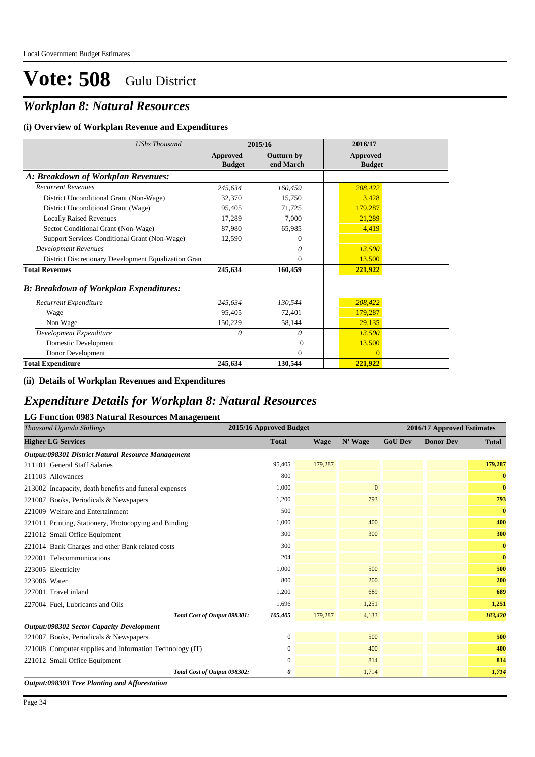# Vote: 508 Gulu District

## *Workplan 8: Natural Resources*

### (i) Overview of Workplan Revenue and Expenditures

| *UShs Thousand* | 2015/16 | | 2016/17 |
|---|---|---|---|
| | **Approved Budget** | **Outturn by end March** | **Approved Budget** |
| ***A: Breakdown of Workplan Revenues:*** | | | |
| *Recurrent Revenues* | *245,634* | *160,459* | *208,422* |
| District Unconditional Grant (Non-Wage) | 32,370 | 15,750 | 3,428 |
| District Unconditional Grant (Wage) | 95,405 | 71,725 | 179,287 |
| Locally Raised Revenues | 17,289 | 7,000 | 21,289 |
| Sector Conditional Grant (Non-Wage) | 87,980 | 65,985 | 4,419 |
| Support Services Conditional Grant (Non-Wage) | 12,590 | 0 | |
| *Development Revenues* | | *0* | *13,500* |
| District Discretionary Development Equalization Gran | | 0 | 13,500 |
| **Total Revenues** | **245,634** | **160,459** | **221,922** |
| ***B: Breakdown of Workplan Expenditures:*** | | | |
| *Recurrent Expenditure* | *245,634* | *130,544* | *208,422* |
| Wage | 95,405 | 72,401 | 179,287 |
| Non Wage | 150,229 | 58,144 | 29,135 |
| *Development Expenditure* | *0* | *0* | *13,500* |
| Domestic Development | | 0 | 13,500 |
| Donor Development | | 0 | 0 |
| **Total Expenditure** | **245,634** | **130,544** | **221,922** |

### (ii) Details of Workplan Revenues and Expenditures

## *Expenditure Details for Workplan 8: Natural Resources*

### LG Function 0983 Natural Resources Management

| *Thousand Uganda Shillings* | 2015/16 Approved Budget | 2016/17 Approved Estimates | | | | |
|---|---|---|---|---|---|---|
| **Higher LG Services** | **Total** | **Wage** | **N' Wage** | **GoU Dev** | **Donor Dev** | **Total** |
| ***Output:098301 District Natural Resource Management*** | | | | | | |
| 211101 General Staff Salaries | 95,405 | 179,287 | | | | 179,287 |
| 211103 Allowances | 800 | | | | | 0 |
| 213002 Incapacity, death benefits and funeral expenses | 1,000 | | 0 | | | 0 |
| 221007 Books, Periodicals & Newspapers | 1,200 | | 793 | | | 793 |
| 221009 Welfare and Entertainment | 500 | | | | | 0 |
| 221011 Printing, Stationery, Photocopying and Binding | 1,000 | | 400 | | | 400 |
| 221012 Small Office Equipment | 300 | | 300 | | | 300 |
| 221014 Bank Charges and other Bank related costs | 300 | | | | | 0 |
| 222001 Telecommunications | 204 | | | | | 0 |
| 223005 Electricity | 1,000 | | 500 | | | 500 |
| 223006 Water | 800 | | 200 | | | 200 |
| 227001 Travel inland | 1,200 | | 689 | | | 689 |
| 227004 Fuel, Lubricants and Oils | 1,696 | | 1,251 | | | 1,251 |
| *Total Cost of Output 098301:* | *105,405* | 179,287 | 4,133 | | | *183,420* |
| ***Output:098302 Sector Capacity Development*** | | | | | | |
| 221007 Books, Periodicals & Newspapers | 0 | | 500 | | | 500 |
| 221008 Computer supplies and Information Technology (IT) | 0 | | 400 | | | 400 |
| 221012 Small Office Equipment | 0 | | 814 | | | 814 |
| *Total Cost of Output 098302:* | *0* | | 1,714 | | | *1,714* |
| ***Output:098303 Tree Planting and Afforestation*** | | | | | | |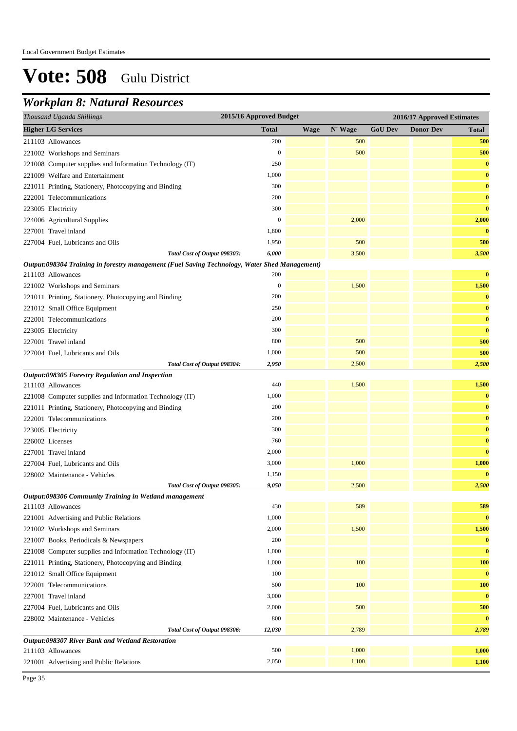Local Government Budget Estimates

# Vote: 508 Gulu District

## *Workplan 8: Natural Resources*

| *Thousand Uganda Shillings* | 2015/16 Approved Budget | 2016/17 Approved Estimates | | | | |
|---|---|---|---|---|---|---|
| **Higher LG Services** | **Total** | **Wage** | **N' Wage** | **GoU Dev** | **Donor Dev** | **Total** |
| 211103 Allowances | 200 | | 500 | | | **500** |
| 221002 Workshops and Seminars | 0 | | 500 | | | **500** |
| 221008 Computer supplies and Information Technology (IT) | 250 | | | | | **0** |
| 221009 Welfare and Entertainment | 1,000 | | | | | **0** |
| 221011 Printing, Stationery, Photocopying and Binding | 300 | | | | | **0** |
| 222001 Telecommunications | 200 | | | | | **0** |
| 223005 Electricity | 300 | | | | | **0** |
| 224006 Agricultural Supplies | 0 | | 2,000 | | | **2,000** |
| 227001 Travel inland | 1,800 | | | | | **0** |
| 227004 Fuel, Lubricants and Oils | 1,950 | | 500 | | | **500** |
| *Total Cost of Output 098303:* | *6,000* | | 3,500 | | | *3,500* |
| ***Output:098304 Training in forestry management (Fuel Saving Technology, Water Shed Management)*** | | | | | | |
| 211103 Allowances | 200 | | | | | **0** |
| 221002 Workshops and Seminars | 0 | | 1,500 | | | **1,500** |
| 221011 Printing, Stationery, Photocopying and Binding | 200 | | | | | **0** |
| 221012 Small Office Equipment | 250 | | | | | **0** |
| 222001 Telecommunications | 200 | | | | | **0** |
| 223005 Electricity | 300 | | | | | **0** |
| 227001 Travel inland | 800 | | 500 | | | **500** |
| 227004 Fuel, Lubricants and Oils | 1,000 | | 500 | | | **500** |
| *Total Cost of Output 098304:* | *2,950* | | 2,500 | | | *2,500* |
| ***Output:098305 Forestry Regulation and Inspection*** | | | | | | |
| 211103 Allowances | 440 | | 1,500 | | | **1,500** |
| 221008 Computer supplies and Information Technology (IT) | 1,000 | | | | | **0** |
| 221011 Printing, Stationery, Photocopying and Binding | 200 | | | | | **0** |
| 222001 Telecommunications | 200 | | | | | **0** |
| 223005 Electricity | 300 | | | | | **0** |
| 226002 Licenses | 760 | | | | | **0** |
| 227001 Travel inland | 2,000 | | | | | **0** |
| 227004 Fuel, Lubricants and Oils | 3,000 | | 1,000 | | | **1,000** |
| 228002 Maintenance - Vehicles | 1,150 | | | | | **0** |
| *Total Cost of Output 098305:* | *9,050* | | 2,500 | | | *2,500* |
| ***Output:098306 Community Training in Wetland management*** | | | | | | |
| 211103 Allowances | 430 | | 589 | | | **589** |
| 221001 Advertising and Public Relations | 1,000 | | | | | **0** |
| 221002 Workshops and Seminars | 2,000 | | 1,500 | | | **1,500** |
| 221007 Books, Periodicals & Newspapers | 200 | | | | | **0** |
| 221008 Computer supplies and Information Technology (IT) | 1,000 | | | | | **0** |
| 221011 Printing, Stationery, Photocopying and Binding | 1,000 | | 100 | | | **100** |
| 221012 Small Office Equipment | 100 | | | | | **0** |
| 222001 Telecommunications | 500 | | 100 | | | **100** |
| 227001 Travel inland | 3,000 | | | | | **0** |
| 227004 Fuel, Lubricants and Oils | 2,000 | | 500 | | | **500** |
| 228002 Maintenance - Vehicles | 800 | | | | | **0** |
| *Total Cost of Output 098306:* | *12,030* | | 2,789 | | | *2,789* |
| ***Output:098307 River Bank and Wetland Restoration*** | | | | | | |
| 211103 Allowances | 500 | | 1,000 | | | **1,000** |
| 221001 Advertising and Public Relations | 2,050 | | 1,100 | | | **1,100** |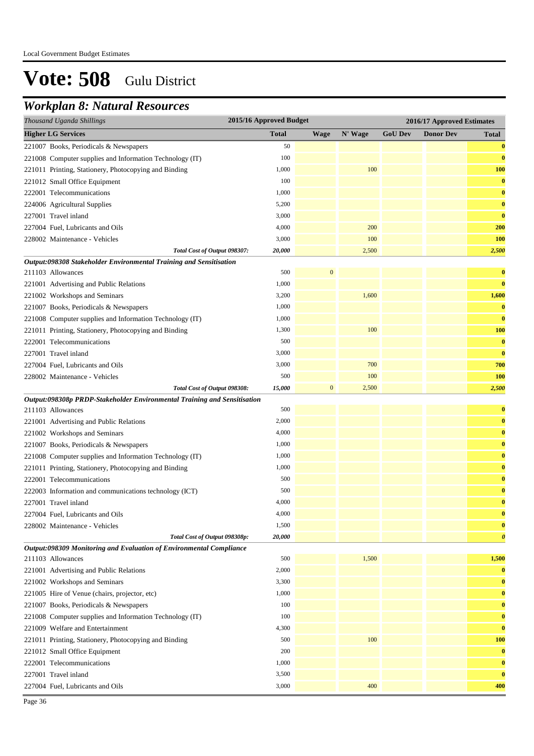# Vote: 508 Gulu District

## *Workplan 8: Natural Resources*

| *Thousand Uganda Shillings* | 2015/16 Approved Budget | 2016/17 Approved Estimates | | | | |
|---|---|---|---|---|---|---|
| **Higher LG Services** | **Total** | **Wage** | **N' Wage** | **GoU Dev** | **Donor Dev** | **Total** |
| 221007 Books, Periodicals & Newspapers | 50 | | | | | **0** |
| 221008 Computer supplies and Information Technology (IT) | 100 | | | | | **0** |
| 221011 Printing, Stationery, Photocopying and Binding | 1,000 | | 100 | | | **100** |
| 221012 Small Office Equipment | 100 | | | | | **0** |
| 222001 Telecommunications | 1,000 | | | | | **0** |
| 224006 Agricultural Supplies | 5,200 | | | | | **0** |
| 227001 Travel inland | 3,000 | | | | | **0** |
| 227004 Fuel, Lubricants and Oils | 4,000 | | 200 | | | **200** |
| 228002 Maintenance - Vehicles | 3,000 | | 100 | | | **100** |
| ***Total Cost of Output 098307:*** | ***20,000*** | | 2,500 | | | ***2,500*** |
| ***Output:098308 Stakeholder Environmental Training and Sensitisation*** | | | | | | |
| 211103 Allowances | 500 | 0 | | | | **0** |
| 221001 Advertising and Public Relations | 1,000 | | | | | **0** |
| 221002 Workshops and Seminars | 3,200 | | 1,600 | | | **1,600** |
| 221007 Books, Periodicals & Newspapers | 1,000 | | | | | **0** |
| 221008 Computer supplies and Information Technology (IT) | 1,000 | | | | | **0** |
| 221011 Printing, Stationery, Photocopying and Binding | 1,300 | | 100 | | | **100** |
| 222001 Telecommunications | 500 | | | | | **0** |
| 227001 Travel inland | 3,000 | | | | | **0** |
| 227004 Fuel, Lubricants and Oils | 3,000 | | 700 | | | **700** |
| 228002 Maintenance - Vehicles | 500 | | 100 | | | **100** |
| ***Total Cost of Output 098308:*** | ***15,000*** | 0 | 2,500 | | | ***2,500*** |
| ***Output:098308p PRDP-Stakeholder Environmental Training and Sensitisation*** | | | | | | |
| 211103 Allowances | 500 | | | | | **0** |
| 221001 Advertising and Public Relations | 2,000 | | | | | **0** |
| 221002 Workshops and Seminars | 4,000 | | | | | **0** |
| 221007 Books, Periodicals & Newspapers | 1,000 | | | | | **0** |
| 221008 Computer supplies and Information Technology (IT) | 1,000 | | | | | **0** |
| 221011 Printing, Stationery, Photocopying and Binding | 1,000 | | | | | **0** |
| 222001 Telecommunications | 500 | | | | | **0** |
| 222003 Information and communications technology (ICT) | 500 | | | | | **0** |
| 227001 Travel inland | 4,000 | | | | | **0** |
| 227004 Fuel, Lubricants and Oils | 4,000 | | | | | **0** |
| 228002 Maintenance - Vehicles | 1,500 | | | | | **0** |
| ***Total Cost of Output 098308p:*** | ***20,000*** | | | | | ***0*** |
| ***Output:098309 Monitoring and Evaluation of Environmental Compliance*** | | | | | | |
| 211103 Allowances | 500 | | 1,500 | | | **1,500** |
| 221001 Advertising and Public Relations | 2,000 | | | | | **0** |
| 221002 Workshops and Seminars | 3,300 | | | | | **0** |
| 221005 Hire of Venue (chairs, projector, etc) | 1,000 | | | | | **0** |
| 221007 Books, Periodicals & Newspapers | 100 | | | | | **0** |
| 221008 Computer supplies and Information Technology (IT) | 100 | | | | | **0** |
| 221009 Welfare and Entertainment | 4,300 | | | | | **0** |
| 221011 Printing, Stationery, Photocopying and Binding | 500 | | 100 | | | **100** |
| 221012 Small Office Equipment | 200 | | | | | **0** |
| 222001 Telecommunications | 1,000 | | | | | **0** |
| 227001 Travel inland | 3,500 | | | | | **0** |
| 227004 Fuel, Lubricants and Oils | 3,000 | | 400 | | | **400** |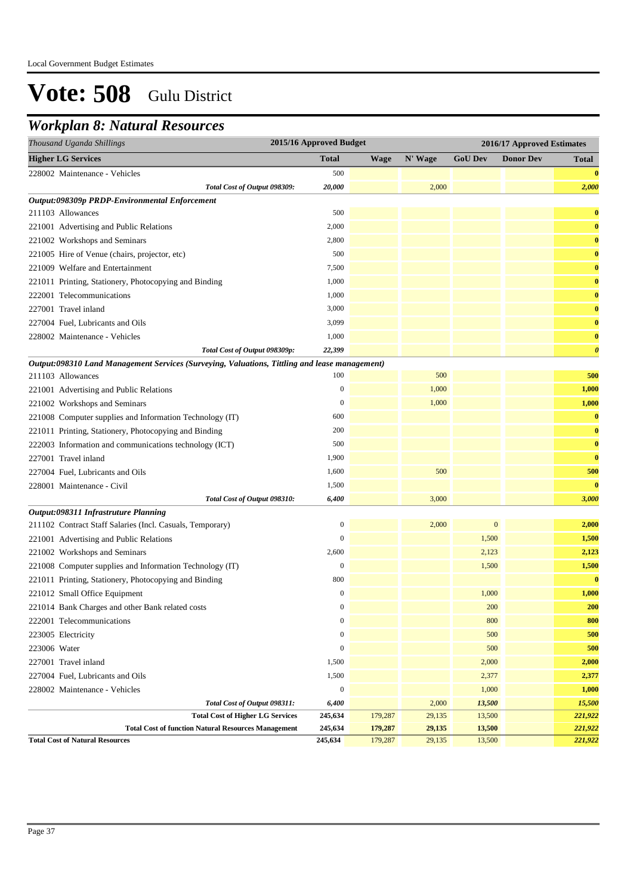# Vote: 508 Gulu District

## Workplan 8: Natural Resources

| Thousand Uganda Shillings | 2015/16 Approved Budget | 2016/17 Approved Estimates | | | | |
|---|---|---|---|---|---|---|
| **Higher LG Services** | **Total** | **Wage** | **N' Wage** | **GoU Dev** | **Donor Dev** | **Total** |
| 228002 Maintenance - Vehicles | 500 | | | | | **0** |
| *Total Cost of Output 098309:* | *20,000* | | 2,000 | | | *2,000* |
| ***Output:098309p PRDP-Environmental Enforcement*** | | | | | | |
| 211103 Allowances | 500 | | | | | **0** |
| 221001 Advertising and Public Relations | 2,000 | | | | | **0** |
| 221002 Workshops and Seminars | 2,800 | | | | | **0** |
| 221005 Hire of Venue (chairs, projector, etc) | 500 | | | | | **0** |
| 221009 Welfare and Entertainment | 7,500 | | | | | **0** |
| 221011 Printing, Stationery, Photocopying and Binding | 1,000 | | | | | **0** |
| 222001 Telecommunications | 1,000 | | | | | **0** |
| 227001 Travel inland | 3,000 | | | | | **0** |
| 227004 Fuel, Lubricants and Oils | 3,099 | | | | | **0** |
| 228002 Maintenance - Vehicles | 1,000 | | | | | **0** |
| *Total Cost of Output 098309p:* | *22,399* | | | | | *0* |
| ***Output:098310 Land Management Services (Surveying, Valuations, Tittling and lease management)*** | | | | | | |
| 211103 Allowances | 100 | | 500 | | | **500** |
| 221001 Advertising and Public Relations | 0 | | 1,000 | | | **1,000** |
| 221002 Workshops and Seminars | 0 | | 1,000 | | | **1,000** |
| 221008 Computer supplies and Information Technology (IT) | 600 | | | | | **0** |
| 221011 Printing, Stationery, Photocopying and Binding | 200 | | | | | **0** |
| 222003 Information and communications technology (ICT) | 500 | | | | | **0** |
| 227001 Travel inland | 1,900 | | | | | **0** |
| 227004 Fuel, Lubricants and Oils | 1,600 | | 500 | | | **500** |
| 228001 Maintenance - Civil | 1,500 | | | | | **0** |
| *Total Cost of Output 098310:* | *6,400* | | 3,000 | | | *3,000* |
| ***Output:098311 Infrastruture Planning*** | | | | | | |
| 211102 Contract Staff Salaries (Incl. Casuals, Temporary) | 0 | | 2,000 | 0 | | **2,000** |
| 221001 Advertising and Public Relations | 0 | | | 1,500 | | **1,500** |
| 221002 Workshops and Seminars | 2,600 | | | 2,123 | | **2,123** |
| 221008 Computer supplies and Information Technology (IT) | 0 | | | 1,500 | | **1,500** |
| 221011 Printing, Stationery, Photocopying and Binding | 800 | | | | | **0** |
| 221012 Small Office Equipment | 0 | | | 1,000 | | **1,000** |
| 221014 Bank Charges and other Bank related costs | 0 | | | 200 | | **200** |
| 222001 Telecommunications | 0 | | | 800 | | **800** |
| 223005 Electricity | 0 | | | 500 | | **500** |
| 223006 Water | 0 | | | 500 | | **500** |
| 227001 Travel inland | 1,500 | | | 2,000 | | **2,000** |
| 227004 Fuel, Lubricants and Oils | 1,500 | | | 2,377 | | **2,377** |
| 228002 Maintenance - Vehicles | 0 | | | 1,000 | | **1,000** |
| *Total Cost of Output 098311:* | *6,400* | | 2,000 | *13,500* | | *15,500* |
| **Total Cost of Higher LG Services** | **245,634** | 179,287 | 29,135 | 13,500 | | ***221,922*** |
| **Total Cost of function Natural Resources Management** | **245,634** | 179,287 | 29,135 | 13,500 | | ***221,922*** |
| **Total Cost of Natural Resources** | **245,634** | 179,287 | 29,135 | 13,500 | | ***221,922*** |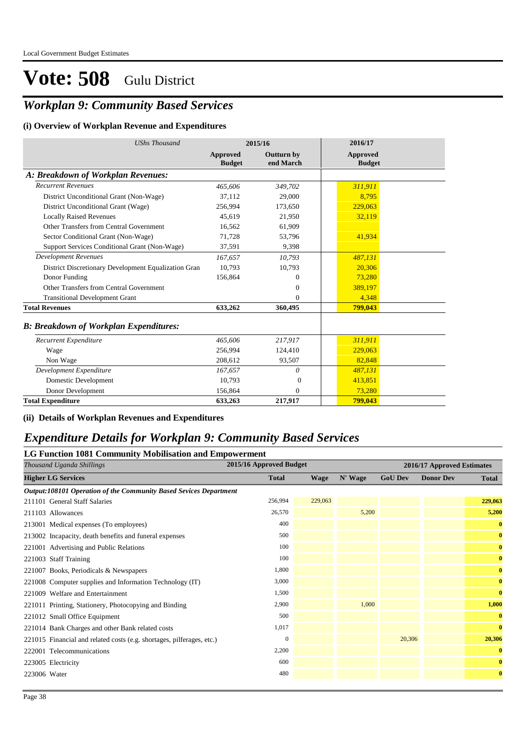Local Government Budget Estimates

# Vote: 508 Gulu District

## *Workplan 9: Community Based Services*

### (i) Overview of Workplan Revenue and Expenditures

| *UShs Thousand* | 2015/16 | | 2016/17 |
|---|---|---|---|
| | **Approved Budget** | **Outturn by end March** | **Approved Budget** |
| ***A: Breakdown of Workplan Revenues:*** | | | |
| *Recurrent Revenues* | *465,606* | *349,702* | *311,911* |
| District Unconditional Grant (Non-Wage) | 37,112 | 29,000 | 8,795 |
| District Unconditional Grant (Wage) | 256,994 | 173,650 | 229,063 |
| Locally Raised Revenues | 45,619 | 21,950 | 32,119 |
| Other Transfers from Central Government | 16,562 | 61,909 | |
| Sector Conditional Grant (Non-Wage) | 71,728 | 53,796 | 41,934 |
| Support Services Conditional Grant (Non-Wage) | 37,591 | 9,398 | |
| *Development Revenues* | *167,657* | *10,793* | *487,131* |
| District Discretionary Development Equalization Gran | 10,793 | 10,793 | 20,306 |
| Donor Funding | 156,864 | 0 | 73,280 |
| Other Transfers from Central Government | | 0 | 389,197 |
| Transitional Development Grant | | 0 | 4,348 |
| **Total Revenues** | **633,262** | **360,495** | **799,043** |
| ***B: Breakdown of Workplan Expenditures:*** | | | |
| *Recurrent Expenditure* | *465,606* | *217,917* | *311,911* |
| Wage | 256,994 | 124,410 | 229,063 |
| Non Wage | 208,612 | 93,507 | 82,848 |
| *Development Expenditure* | *167,657* | *0* | *487,131* |
| Domestic Development | 10,793 | 0 | 413,851 |
| Donor Development | 156,864 | 0 | 73,280 |
| **Total Expenditure** | **633,263** | **217,917** | **799,043** |

### (ii) Details of Workplan Revenues and Expenditures

## *Expenditure Details for Workplan 9: Community Based Services*

### LG Function 1081 Community Mobilisation and Empowerment

| *Thousand Uganda Shillings* | 2015/16 Approved Budget | 2016/17 Approved Estimates | | | | |
|---|---|---|---|---|---|---|
| **Higher LG Services** | **Total** | **Wage** | **N' Wage** | **GoU Dev** | **Donor Dev** | **Total** |
| ***Output:108101 Operation of the Community Based Sevices Department*** | | | | | | |
| 211101 General Staff Salaries | 256,994 | 229,063 | | | | **229,063** |
| 211103 Allowances | 26,570 | | 5,200 | | | **5,200** |
| 213001 Medical expenses (To employees) | 400 | | | | | **0** |
| 213002 Incapacity, death benefits and funeral expenses | 500 | | | | | **0** |
| 221001 Advertising and Public Relations | 100 | | | | | **0** |
| 221003 Staff Training | 100 | | | | | **0** |
| 221007 Books, Periodicals & Newspapers | 1,800 | | | | | **0** |
| 221008 Computer supplies and Information Technology (IT) | 3,000 | | | | | **0** |
| 221009 Welfare and Entertainment | 1,500 | | | | | **0** |
| 221011 Printing, Stationery, Photocopying and Binding | 2,900 | | 1,000 | | | **1,000** |
| 221012 Small Office Equipment | 500 | | | | | **0** |
| 221014 Bank Charges and other Bank related costs | 1,017 | | | | | **0** |
| 221015 Financial and related costs (e.g. shortages, pilferages, etc.) | 0 | | | 20,306 | | **20,306** |
| 222001 Telecommunications | 2,200 | | | | | **0** |
| 223005 Electricity | 600 | | | | | **0** |
| 223006 Water | 480 | | | | | **0** |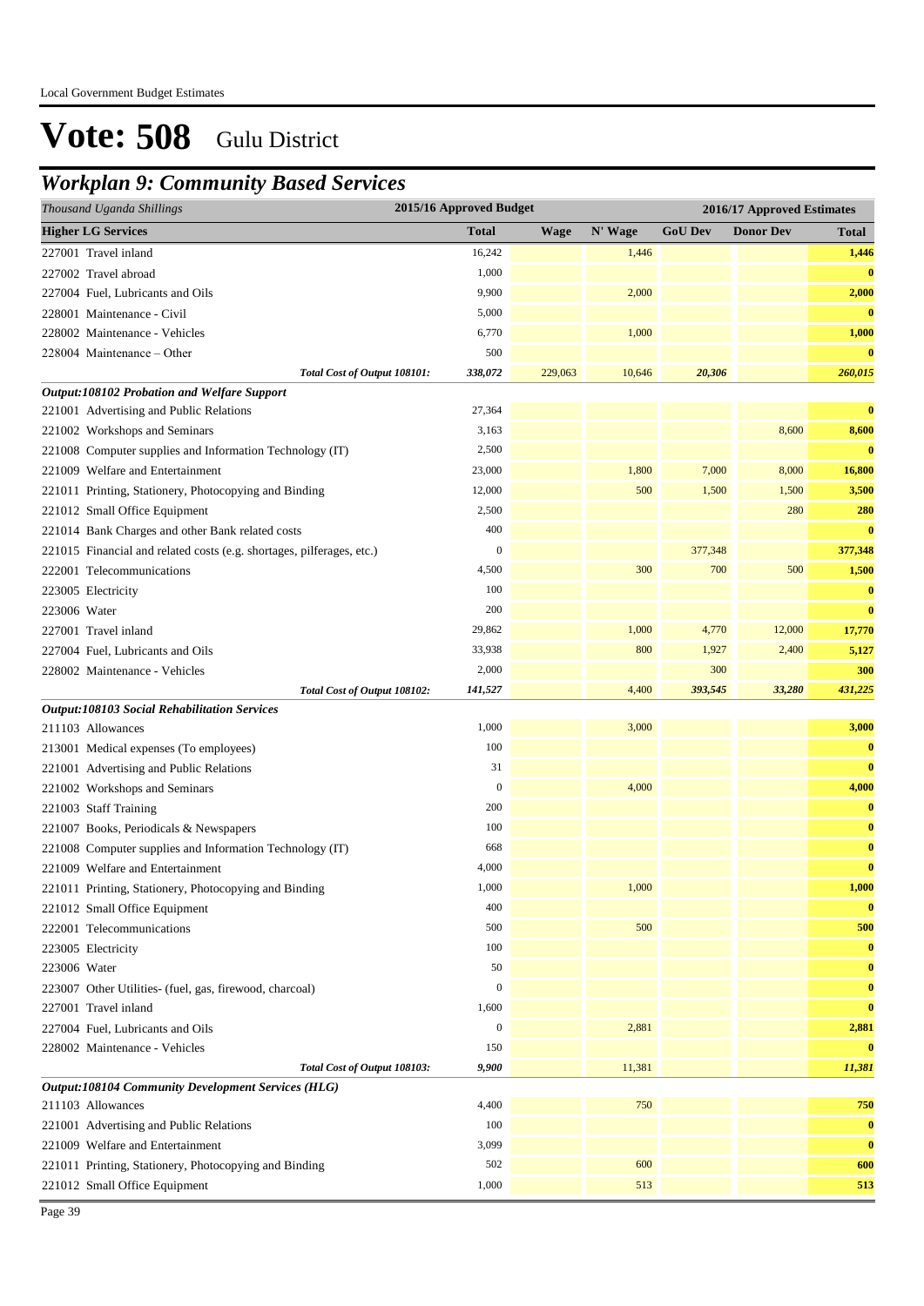Local Government Budget Estimates

# Vote: 508 Gulu District

## *Workplan 9: Community Based Services*

| *Thousand Uganda Shillings* | 2015/16 Approved Budget | | | 2016/17 Approved Estimates | | |
|---|---|---|---|---|---|---|
| **Higher LG Services** | **Total** | **Wage** | **N' Wage** | **GoU Dev** | **Donor Dev** | **Total** |
| 227001 Travel inland | 16,242 | | 1,446 | | | **1,446** |
| 227002 Travel abroad | 1,000 | | | | | **0** |
| 227004 Fuel, Lubricants and Oils | 9,900 | | 2,000 | | | **2,000** |
| 228001 Maintenance - Civil | 5,000 | | | | | **0** |
| 228002 Maintenance - Vehicles | 6,770 | | 1,000 | | | **1,000** |
| 228004 Maintenance – Other | 500 | | | | | **0** |
| *Total Cost of Output 108101:* | *338,072* | *229,063* | *10,646* | *20,306* | | *260,015* |
| ***Output:108102 Probation and Welfare Support*** | | | | | | |
| 221001 Advertising and Public Relations | 27,364 | | | | | **0** |
| 221002 Workshops and Seminars | 3,163 | | | | 8,600 | **8,600** |
| 221008 Computer supplies and Information Technology (IT) | 2,500 | | | | | **0** |
| 221009 Welfare and Entertainment | 23,000 | | 1,800 | 7,000 | 8,000 | **16,800** |
| 221011 Printing, Stationery, Photocopying and Binding | 12,000 | | 500 | 1,500 | 1,500 | **3,500** |
| 221012 Small Office Equipment | 2,500 | | | | 280 | **280** |
| 221014 Bank Charges and other Bank related costs | 400 | | | | | **0** |
| 221015 Financial and related costs (e.g. shortages, pilferages, etc.) | 0 | | | 377,348 | | **377,348** |
| 222001 Telecommunications | 4,500 | | 300 | 700 | 500 | **1,500** |
| 223005 Electricity | 100 | | | | | **0** |
| 223006 Water | 200 | | | | | **0** |
| 227001 Travel inland | 29,862 | | 1,000 | 4,770 | 12,000 | **17,770** |
| 227004 Fuel, Lubricants and Oils | 33,938 | | 800 | 1,927 | 2,400 | **5,127** |
| 228002 Maintenance - Vehicles | 2,000 | | | 300 | | **300** |
| *Total Cost of Output 108102:* | *141,527* | | *4,400* | *393,545* | *33,280* | *431,225* |
| ***Output:108103 Social Rehabilitation Services*** | | | | | | |
| 211103 Allowances | 1,000 | | 3,000 | | | **3,000** |
| 213001 Medical expenses (To employees) | 100 | | | | | **0** |
| 221001 Advertising and Public Relations | 31 | | | | | **0** |
| 221002 Workshops and Seminars | 0 | | 4,000 | | | **4,000** |
| 221003 Staff Training | 200 | | | | | **0** |
| 221007 Books, Periodicals & Newspapers | 100 | | | | | **0** |
| 221008 Computer supplies and Information Technology (IT) | 668 | | | | | **0** |
| 221009 Welfare and Entertainment | 4,000 | | | | | **0** |
| 221011 Printing, Stationery, Photocopying and Binding | 1,000 | | 1,000 | | | **1,000** |
| 221012 Small Office Equipment | 400 | | | | | **0** |
| 222001 Telecommunications | 500 | | 500 | | | **500** |
| 223005 Electricity | 100 | | | | | **0** |
| 223006 Water | 50 | | | | | **0** |
| 223007 Other Utilities- (fuel, gas, firewood, charcoal) | 0 | | | | | **0** |
| 227001 Travel inland | 1,600 | | | | | **0** |
| 227004 Fuel, Lubricants and Oils | 0 | | 2,881 | | | **2,881** |
| 228002 Maintenance - Vehicles | 150 | | | | | **0** |
| *Total Cost of Output 108103:* | *9,900* | | *11,381* | | | *11,381* |
| ***Output:108104 Community Development Services (HLG)*** | | | | | | |
| 211103 Allowances | 4,400 | | 750 | | | **750** |
| 221001 Advertising and Public Relations | 100 | | | | | **0** |
| 221009 Welfare and Entertainment | 3,099 | | | | | **0** |
| 221011 Printing, Stationery, Photocopying and Binding | 502 | | 600 | | | **600** |
| 221012 Small Office Equipment | 1,000 | | 513 | | | **513** |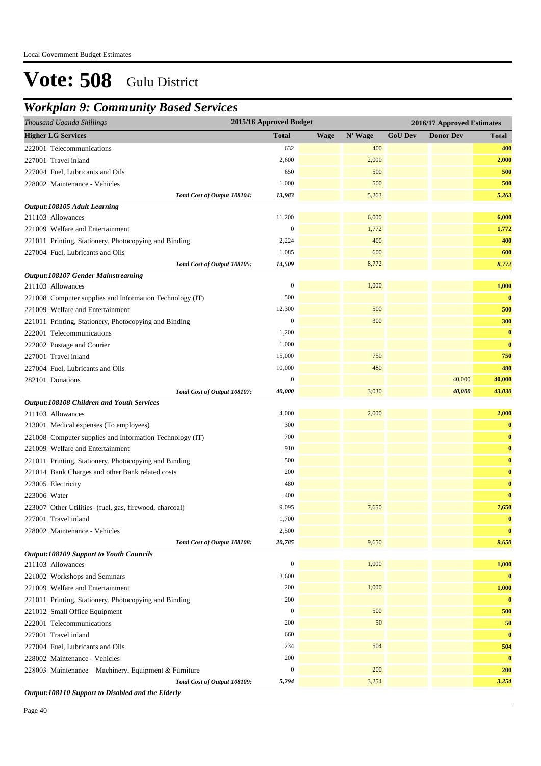Local Government Budget Estimates

# Vote: 508 Gulu District

## *Workplan 9: Community Based Services*

| *Thousand Uganda Shillings* | 2015/16 Approved Budget | 2016/17 Approved Estimates | | | | |
|---|---|---|---|---|---|---|
| **Higher LG Services** | **Total** | **Wage** | **N' Wage** | **GoU Dev** | **Donor Dev** | **Total** |
| 222001 Telecommunications | 632 | | 400 | | | **400** |
| 227001 Travel inland | 2,600 | | 2,000 | | | **2,000** |
| 227004 Fuel, Lubricants and Oils | 650 | | 500 | | | **500** |
| 228002 Maintenance - Vehicles | 1,000 | | 500 | | | **500** |
| *Total Cost of Output 108104:* | *13,983* | | 5,263 | | | ***5,263*** |
| ***Output:108105 Adult Learning*** | | | | | | |
| 211103 Allowances | 11,200 | | 6,000 | | | **6,000** |
| 221009 Welfare and Entertainment | 0 | | 1,772 | | | **1,772** |
| 221011 Printing, Stationery, Photocopying and Binding | 2,224 | | 400 | | | **400** |
| 227004 Fuel, Lubricants and Oils | 1,085 | | 600 | | | **600** |
| *Total Cost of Output 108105:* | *14,509* | | 8,772 | | | ***8,772*** |
| ***Output:108107 Gender Mainstreaming*** | | | | | | |
| 211103 Allowances | 0 | | 1,000 | | | **1,000** |
| 221008 Computer supplies and Information Technology (IT) | 500 | | | | | **0** |
| 221009 Welfare and Entertainment | 12,300 | | 500 | | | **500** |
| 221011 Printing, Stationery, Photocopying and Binding | 0 | | 300 | | | **300** |
| 222001 Telecommunications | 1,200 | | | | | **0** |
| 222002 Postage and Courier | 1,000 | | | | | **0** |
| 227001 Travel inland | 15,000 | | 750 | | | **750** |
| 227004 Fuel, Lubricants and Oils | 10,000 | | 480 | | | **480** |
| 282101 Donations | 0 | | | | 40,000 | **40,000** |
| *Total Cost of Output 108107:* | *40,000* | | 3,030 | | *40,000* | ***43,030*** |
| ***Output:108108 Children and Youth Services*** | | | | | | |
| 211103 Allowances | 4,000 | | 2,000 | | | **2,000** |
| 213001 Medical expenses (To employees) | 300 | | | | | **0** |
| 221008 Computer supplies and Information Technology (IT) | 700 | | | | | **0** |
| 221009 Welfare and Entertainment | 910 | | | | | **0** |
| 221011 Printing, Stationery, Photocopying and Binding | 500 | | | | | **0** |
| 221014 Bank Charges and other Bank related costs | 200 | | | | | **0** |
| 223005 Electricity | 480 | | | | | **0** |
| 223006 Water | 400 | | | | | **0** |
| 223007 Other Utilities- (fuel, gas, firewood, charcoal) | 9,095 | | 7,650 | | | **7,650** |
| 227001 Travel inland | 1,700 | | | | | **0** |
| 228002 Maintenance - Vehicles | 2,500 | | | | | **0** |
| *Total Cost of Output 108108:* | *20,785* | | 9,650 | | | ***9,650*** |
| ***Output:108109 Support to Youth Councils*** | | | | | | |
| 211103 Allowances | 0 | | 1,000 | | | **1,000** |
| 221002 Workshops and Seminars | 3,600 | | | | | **0** |
| 221009 Welfare and Entertainment | 200 | | 1,000 | | | **1,000** |
| 221011 Printing, Stationery, Photocopying and Binding | 200 | | | | | **0** |
| 221012 Small Office Equipment | 0 | | 500 | | | **500** |
| 222001 Telecommunications | 200 | | 50 | | | **50** |
| 227001 Travel inland | 660 | | | | | **0** |
| 227004 Fuel, Lubricants and Oils | 234 | | 504 | | | **504** |
| 228002 Maintenance - Vehicles | 200 | | | | | **0** |
| 228003 Maintenance – Machinery, Equipment & Furniture | 0 | | 200 | | | **200** |
| *Total Cost of Output 108109:* | *5,294* | | 3,254 | | | ***3,254*** |
| ***Output:108110 Support to Disabled and the Elderly*** | | | | | | |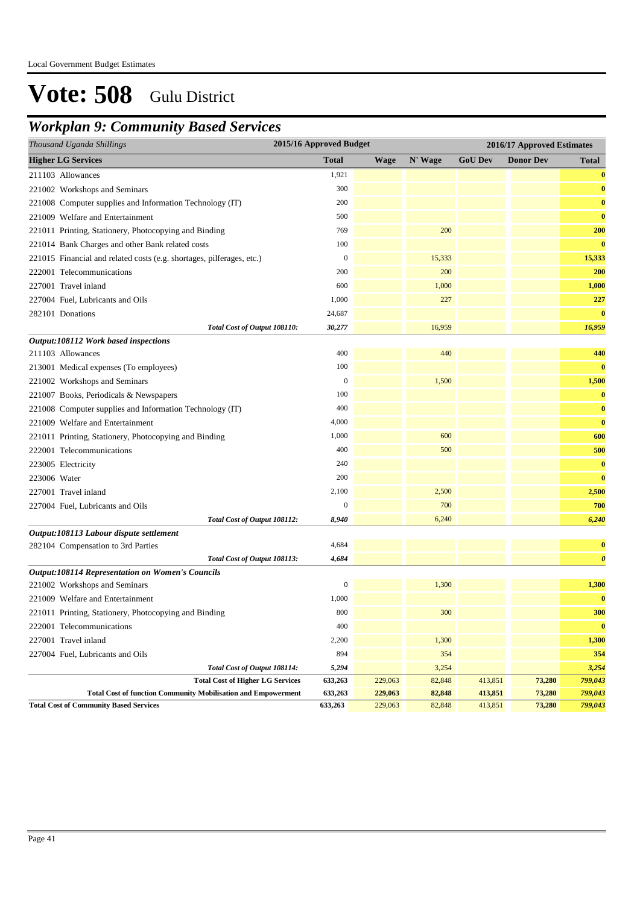Local Government Budget Estimates

# Vote: 508 Gulu District

## Workplan 9: Community Based Services

| *Thousand Uganda Shillings* | 2015/16 Approved Budget | 2016/17 Approved Estimates | | | | |
|---|---|---|---|---|---|---|
| **Higher LG Services** | **Total** | **Wage** | **N' Wage** | **GoU Dev** | **Donor Dev** | **Total** |
| 211103 Allowances | 1,921 | | | | | **0** |
| 221002 Workshops and Seminars | 300 | | | | | **0** |
| 221008 Computer supplies and Information Technology (IT) | 200 | | | | | **0** |
| 221009 Welfare and Entertainment | 500 | | | | | **0** |
| 221011 Printing, Stationery, Photocopying and Binding | 769 | | 200 | | | **200** |
| 221014 Bank Charges and other Bank related costs | 100 | | | | | **0** |
| 221015 Financial and related costs (e.g. shortages, pilferages, etc.) | 0 | | 15,333 | | | **15,333** |
| 222001 Telecommunications | 200 | | 200 | | | **200** |
| 227001 Travel inland | 600 | | 1,000 | | | **1,000** |
| 227004 Fuel, Lubricants and Oils | 1,000 | | 227 | | | **227** |
| 282101 Donations | 24,687 | | | | | **0** |
| ***Total Cost of Output 108110:*** | ***30,277*** | | 16,959 | | | ***16,959*** |
| ***Output:108112 Work based inspections*** | | | | | | |
| 211103 Allowances | 400 | | 440 | | | **440** |
| 213001 Medical expenses (To employees) | 100 | | | | | **0** |
| 221002 Workshops and Seminars | 0 | | 1,500 | | | **1,500** |
| 221007 Books, Periodicals & Newspapers | 100 | | | | | **0** |
| 221008 Computer supplies and Information Technology (IT) | 400 | | | | | **0** |
| 221009 Welfare and Entertainment | 4,000 | | | | | **0** |
| 221011 Printing, Stationery, Photocopying and Binding | 1,000 | | 600 | | | **600** |
| 222001 Telecommunications | 400 | | 500 | | | **500** |
| 223005 Electricity | 240 | | | | | **0** |
| 223006 Water | 200 | | | | | **0** |
| 227001 Travel inland | 2,100 | | 2,500 | | | **2,500** |
| 227004 Fuel, Lubricants and Oils | 0 | | 700 | | | **700** |
| ***Total Cost of Output 108112:*** | ***8,940*** | | 6,240 | | | ***6,240*** |
| ***Output:108113 Labour dispute settlement*** | | | | | | |
| 282104 Compensation to 3rd Parties | 4,684 | | | | | **0** |
| ***Total Cost of Output 108113:*** | ***4,684*** | | | | | ***0*** |
| ***Output:108114 Representation on Women's Councils*** | | | | | | |
| 221002 Workshops and Seminars | 0 | | 1,300 | | | **1,300** |
| 221009 Welfare and Entertainment | 1,000 | | | | | **0** |
| 221011 Printing, Stationery, Photocopying and Binding | 800 | | 300 | | | **300** |
| 222001 Telecommunications | 400 | | | | | **0** |
| 227001 Travel inland | 2,200 | | 1,300 | | | **1,300** |
| 227004 Fuel, Lubricants and Oils | 894 | | 354 | | | **354** |
| ***Total Cost of Output 108114:*** | ***5,294*** | | 3,254 | | | ***3,254*** |
| **Total Cost of Higher LG Services** | **633,263** | 229,063 | 82,848 | 413,851 | **73,280** | ***799,043*** |
| **Total Cost of function Community Mobilisation and Empowerment** | **633,263** | **229,063** | **82,848** | **413,851** | **73,280** | ***799,043*** |
| **Total Cost of Community Based Services** | **633,263** | 229,063 | 82,848 | 413,851 | **73,280** | ***799,043*** |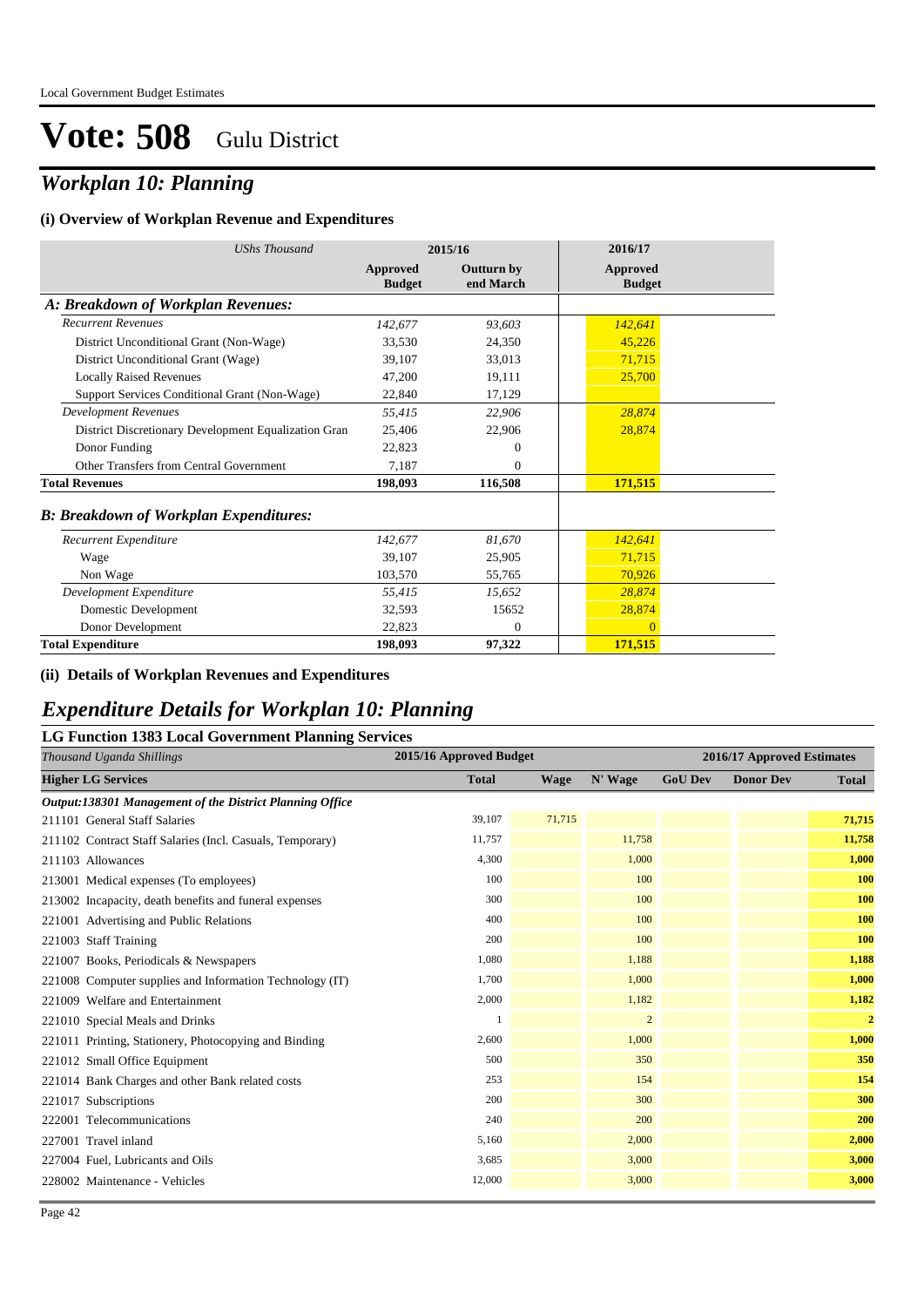Local Government Budget Estimates

# Vote: 508 Gulu District

## *Workplan 10: Planning*

### (i) Overview of Workplan Revenue and Expenditures

| *UShs Thousand* | 2015/16 | | 2016/17 |
|---|---|---|---|
| | **Approved Budget** | **Outturn by end March** | **Approved Budget** |
| ***A: Breakdown of Workplan Revenues:*** | | | |
| *Recurrent Revenues* | *142,677* | *93,603* | *142,641* |
| District Unconditional Grant (Non-Wage) | 33,530 | 24,350 | 45,226 |
| District Unconditional Grant (Wage) | 39,107 | 33,013 | 71,715 |
| Locally Raised Revenues | 47,200 | 19,111 | 25,700 |
| Support Services Conditional Grant (Non-Wage) | 22,840 | 17,129 | |
| *Development Revenues* | *55,415* | *22,906* | *28,874* |
| District Discretionary Development Equalization Gran | 25,406 | 22,906 | 28,874 |
| Donor Funding | 22,823 | 0 | |
| Other Transfers from Central Government | 7,187 | 0 | |
| **Total Revenues** | **198,093** | **116,508** | **171,515** |
| ***B: Breakdown of Workplan Expenditures:*** | | | |
| *Recurrent Expenditure* | *142,677* | *81,670* | *142,641* |
| Wage | 39,107 | 25,905 | 71,715 |
| Non Wage | 103,570 | 55,765 | 70,926 |
| *Development Expenditure* | *55,415* | *15,652* | *28,874* |
| Domestic Development | 32,593 | 15652 | 28,874 |
| Donor Development | 22,823 | 0 | 0 |
| **Total Expenditure** | **198,093** | **97,322** | **171,515** |

### (ii) Details of Workplan Revenues and Expenditures

## *Expenditure Details for Workplan 10: Planning*

### LG Function 1383 Local Government Planning Services

| *Thousand Uganda Shillings* | 2015/16 Approved Budget | 2016/17 Approved Estimates | | | | |
|---|---|---|---|---|---|---|
| **Higher LG Services** | **Total** | **Wage** | **N' Wage** | **GoU Dev** | **Donor Dev** | **Total** |
| ***Output:138301 Management of the District Planning Office*** | | | | | | |
| 211101 General Staff Salaries | 39,107 | 71,715 | | | | **71,715** |
| 211102 Contract Staff Salaries (Incl. Casuals, Temporary) | 11,757 | | 11,758 | | | **11,758** |
| 211103 Allowances | 4,300 | | 1,000 | | | **1,000** |
| 213001 Medical expenses (To employees) | 100 | | 100 | | | **100** |
| 213002 Incapacity, death benefits and funeral expenses | 300 | | 100 | | | **100** |
| 221001 Advertising and Public Relations | 400 | | 100 | | | **100** |
| 221003 Staff Training | 200 | | 100 | | | **100** |
| 221007 Books, Periodicals & Newspapers | 1,080 | | 1,188 | | | **1,188** |
| 221008 Computer supplies and Information Technology (IT) | 1,700 | | 1,000 | | | **1,000** |
| 221009 Welfare and Entertainment | 2,000 | | 1,182 | | | **1,182** |
| 221010 Special Meals and Drinks | 1 | | 2 | | | **2** |
| 221011 Printing, Stationery, Photocopying and Binding | 2,600 | | 1,000 | | | **1,000** |
| 221012 Small Office Equipment | 500 | | 350 | | | **350** |
| 221014 Bank Charges and other Bank related costs | 253 | | 154 | | | **154** |
| 221017 Subscriptions | 200 | | 300 | | | **300** |
| 222001 Telecommunications | 240 | | 200 | | | **200** |
| 227001 Travel inland | 5,160 | | 2,000 | | | **2,000** |
| 227004 Fuel, Lubricants and Oils | 3,685 | | 3,000 | | | **3,000** |
| 228002 Maintenance - Vehicles | 12,000 | | 3,000 | | | **3,000** |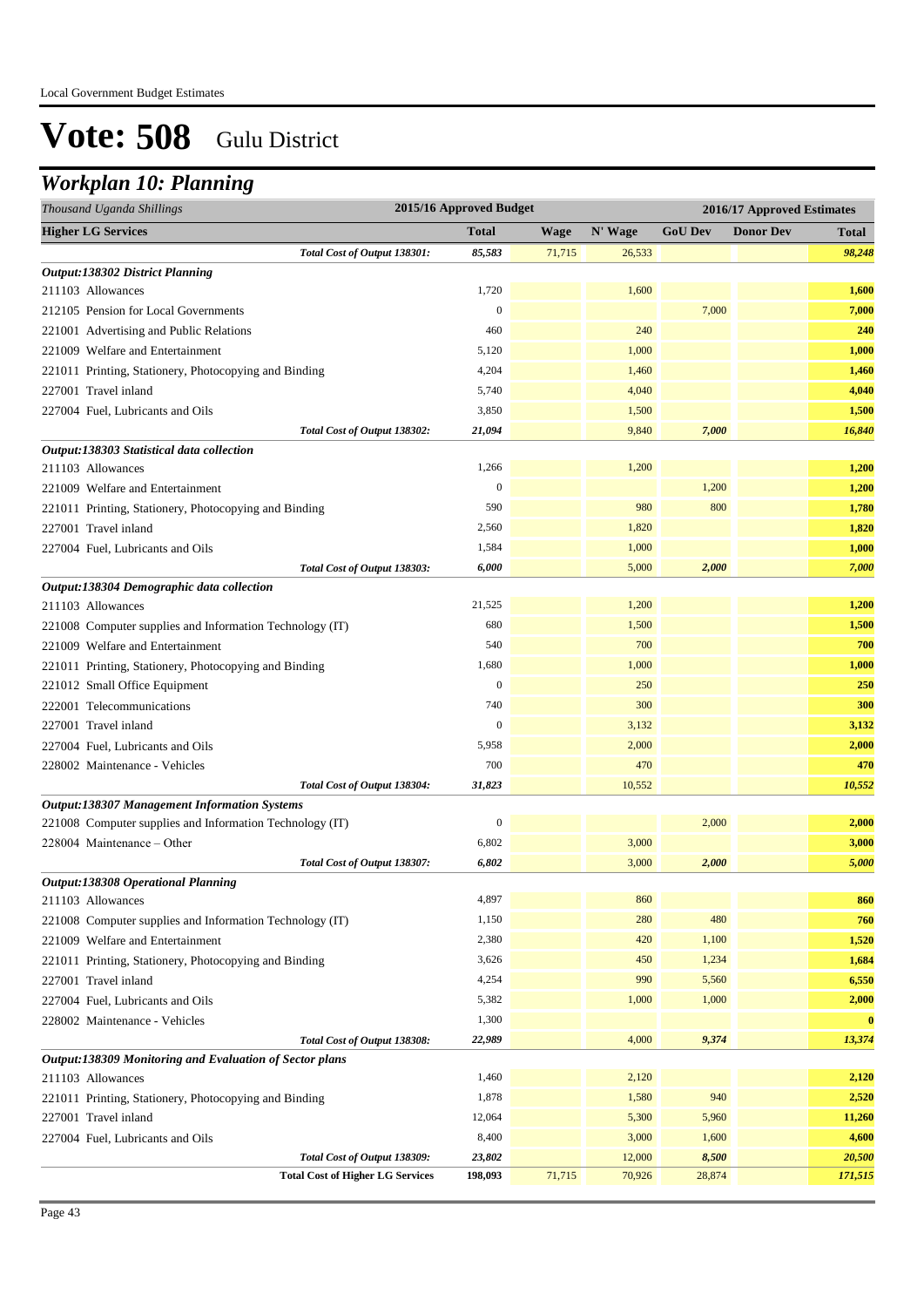Local Government Budget Estimates

# Vote: 508 Gulu District

## *Workplan 10: Planning*

| *Thousand Uganda Shillings* | 2015/16 Approved Budget | 2016/17 Approved Estimates | | | | |
|---|---|---|---|---|---|---|
| **Higher LG Services** | **Total** | **Wage** | **N' Wage** | **GoU Dev** | **Donor Dev** | **Total** |
| *Total Cost of Output 138301:* | *85,583* | 71,715 | 26,533 | | | *98,248* |
| ***Output:138302 District Planning*** | | | | | | |
| 211103 Allowances | 1,720 | | 1,600 | | | 1,600 |
| 212105 Pension for Local Governments | 0 | | | 7,000 | | 7,000 |
| 221001 Advertising and Public Relations | 460 | | 240 | | | 240 |
| 221009 Welfare and Entertainment | 5,120 | | 1,000 | | | 1,000 |
| 221011 Printing, Stationery, Photocopying and Binding | 4,204 | | 1,460 | | | 1,460 |
| 227001 Travel inland | 5,740 | | 4,040 | | | 4,040 |
| 227004 Fuel, Lubricants and Oils | 3,850 | | 1,500 | | | 1,500 |
| *Total Cost of Output 138302:* | *21,094* | | 9,840 | *7,000* | | *16,840* |
| ***Output:138303 Statistical data collection*** | | | | | | |
| 211103 Allowances | 1,266 | | 1,200 | | | 1,200 |
| 221009 Welfare and Entertainment | 0 | | | 1,200 | | 1,200 |
| 221011 Printing, Stationery, Photocopying and Binding | 590 | | 980 | 800 | | 1,780 |
| 227001 Travel inland | 2,560 | | 1,820 | | | 1,820 |
| 227004 Fuel, Lubricants and Oils | 1,584 | | 1,000 | | | 1,000 |
| *Total Cost of Output 138303:* | *6,000* | | 5,000 | *2,000* | | *7,000* |
| ***Output:138304 Demographic data collection*** | | | | | | |
| 211103 Allowances | 21,525 | | 1,200 | | | 1,200 |
| 221008 Computer supplies and Information Technology (IT) | 680 | | 1,500 | | | 1,500 |
| 221009 Welfare and Entertainment | 540 | | 700 | | | 700 |
| 221011 Printing, Stationery, Photocopying and Binding | 1,680 | | 1,000 | | | 1,000 |
| 221012 Small Office Equipment | 0 | | 250 | | | 250 |
| 222001 Telecommunications | 740 | | 300 | | | 300 |
| 227001 Travel inland | 0 | | 3,132 | | | 3,132 |
| 227004 Fuel, Lubricants and Oils | 5,958 | | 2,000 | | | 2,000 |
| 228002 Maintenance - Vehicles | 700 | | 470 | | | 470 |
| *Total Cost of Output 138304:* | *31,823* | | 10,552 | | | *10,552* |
| ***Output:138307 Management Information Systems*** | | | | | | |
| 221008 Computer supplies and Information Technology (IT) | 0 | | | 2,000 | | 2,000 |
| 228004 Maintenance – Other | 6,802 | | 3,000 | | | 3,000 |
| *Total Cost of Output 138307:* | *6,802* | | 3,000 | *2,000* | | *5,000* |
| ***Output:138308 Operational Planning*** | | | | | | |
| 211103 Allowances | 4,897 | | 860 | | | 860 |
| 221008 Computer supplies and Information Technology (IT) | 1,150 | | 280 | 480 | | 760 |
| 221009 Welfare and Entertainment | 2,380 | | 420 | 1,100 | | 1,520 |
| 221011 Printing, Stationery, Photocopying and Binding | 3,626 | | 450 | 1,234 | | 1,684 |
| 227001 Travel inland | 4,254 | | 990 | 5,560 | | 6,550 |
| 227004 Fuel, Lubricants and Oils | 5,382 | | 1,000 | 1,000 | | 2,000 |
| 228002 Maintenance - Vehicles | 1,300 | | | | | 0 |
| *Total Cost of Output 138308:* | *22,989* | | 4,000 | *9,374* | | *13,374* |
| ***Output:138309 Monitoring and Evaluation of Sector plans*** | | | | | | |
| 211103 Allowances | 1,460 | | 2,120 | | | 2,120 |
| 221011 Printing, Stationery, Photocopying and Binding | 1,878 | | 1,580 | 940 | | 2,520 |
| 227001 Travel inland | 12,064 | | 5,300 | 5,960 | | 11,260 |
| 227004 Fuel, Lubricants and Oils | 8,400 | | 3,000 | 1,600 | | 4,600 |
| *Total Cost of Output 138309:* | *23,802* | | 12,000 | *8,500* | | *20,500* |
| **Total Cost of Higher LG Services** | **198,093** | 71,715 | 70,926 | 28,874 | | ***171,515*** |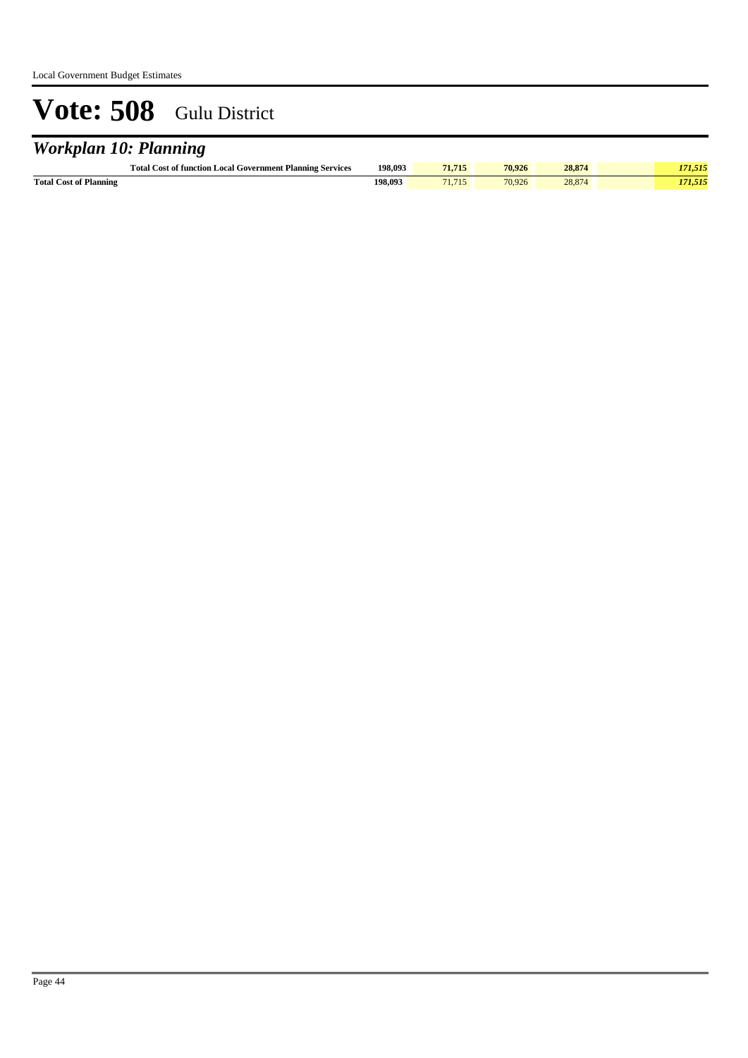# Vote: 508 Gulu District

## *Workplan 10: Planning*

| | | | | | | |
|---|---|---|---|---|---|---|
| **Total Cost of function Local Government Planning Services** | **198,093** | **71,715** | **70,926** | **28,874** | | ***171,515*** |
| **Total Cost of Planning** | **198,093** | 71,715 | 70,926 | 28,874 | | ***171,515*** |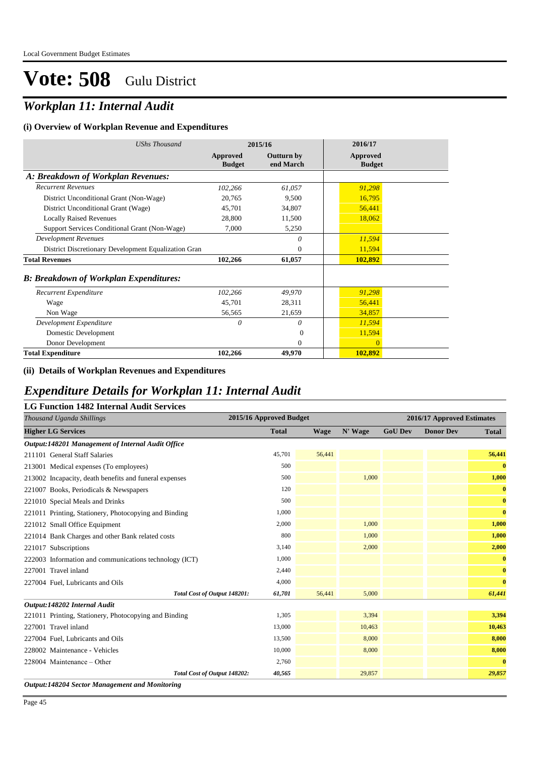Local Government Budget Estimates

# Vote: 508 Gulu District

## *Workplan 11: Internal Audit*

### (i) Overview of Workplan Revenue and Expenditures

| *UShs Thousand* | 2015/16 | | 2016/17 |
|---|---|---|---|
| | **Approved Budget** | **Outturn by end March** | **Approved Budget** |
| ***A: Breakdown of Workplan Revenues:*** | | | |
| *Recurrent Revenues* | *102,266* | *61,057* | *91,298* |
| District Unconditional Grant (Non-Wage) | 20,765 | 9,500 | 16,795 |
| District Unconditional Grant (Wage) | 45,701 | 34,807 | 56,441 |
| Locally Raised Revenues | 28,800 | 11,500 | 18,062 |
| Support Services Conditional Grant (Non-Wage) | 7,000 | 5,250 | |
| *Development Revenues* | | *0* | *11,594* |
| District Discretionary Development Equalization Gran | | 0 | 11,594 |
| **Total Revenues** | **102,266** | **61,057** | **102,892** |
| ***B: Breakdown of Workplan Expenditures:*** | | | |
| *Recurrent Expenditure* | *102,266* | *49,970* | *91,298* |
| Wage | 45,701 | 28,311 | 56,441 |
| Non Wage | 56,565 | 21,659 | 34,857 |
| *Development Expenditure* | *0* | *0* | *11,594* |
| Domestic Development | | 0 | 11,594 |
| Donor Development | | 0 | 0 |
| **Total Expenditure** | **102,266** | **49,970** | **102,892** |

### (ii) Details of Workplan Revenues and Expenditures

## *Expenditure Details for Workplan 11: Internal Audit*

### LG Function 1482 Internal Audit Services

| *Thousand Uganda Shillings* | 2015/16 Approved Budget | 2016/17 Approved Estimates | | | | |
|---|---|---|---|---|---|---|
| **Higher LG Services** | **Total** | **Wage** | **N' Wage** | **GoU Dev** | **Donor Dev** | **Total** |
| ***Output:148201 Management of Internal Audit Office*** | | | | | | |
| 211101 General Staff Salaries | 45,701 | 56,441 | | | | **56,441** |
| 213001 Medical expenses (To employees) | 500 | | | | | **0** |
| 213002 Incapacity, death benefits and funeral expenses | 500 | | 1,000 | | | **1,000** |
| 221007 Books, Periodicals & Newspapers | 120 | | | | | **0** |
| 221010 Special Meals and Drinks | 500 | | | | | **0** |
| 221011 Printing, Stationery, Photocopying and Binding | 1,000 | | | | | **0** |
| 221012 Small Office Equipment | 2,000 | | 1,000 | | | **1,000** |
| 221014 Bank Charges and other Bank related costs | 800 | | 1,000 | | | **1,000** |
| 221017 Subscriptions | 3,140 | | 2,000 | | | **2,000** |
| 222003 Information and communications technology (ICT) | 1,000 | | | | | **0** |
| 227001 Travel inland | 2,440 | | | | | **0** |
| 227004 Fuel, Lubricants and Oils | 4,000 | | | | | **0** |
| ***Total Cost of Output 148201:*** | ***61,701*** | 56,441 | 5,000 | | | ***61,441*** |
| ***Output:148202 Internal Audit*** | | | | | | |
| 221011 Printing, Stationery, Photocopying and Binding | 1,305 | | 3,394 | | | **3,394** |
| 227001 Travel inland | 13,000 | | 10,463 | | | **10,463** |
| 227004 Fuel, Lubricants and Oils | 13,500 | | 8,000 | | | **8,000** |
| 228002 Maintenance - Vehicles | 10,000 | | 8,000 | | | **8,000** |
| 228004 Maintenance – Other | 2,760 | | | | | **0** |
| ***Total Cost of Output 148202:*** | ***40,565*** | | 29,857 | | | ***29,857*** |
| ***Output:148204 Sector Management and Monitoring*** | | | | | | |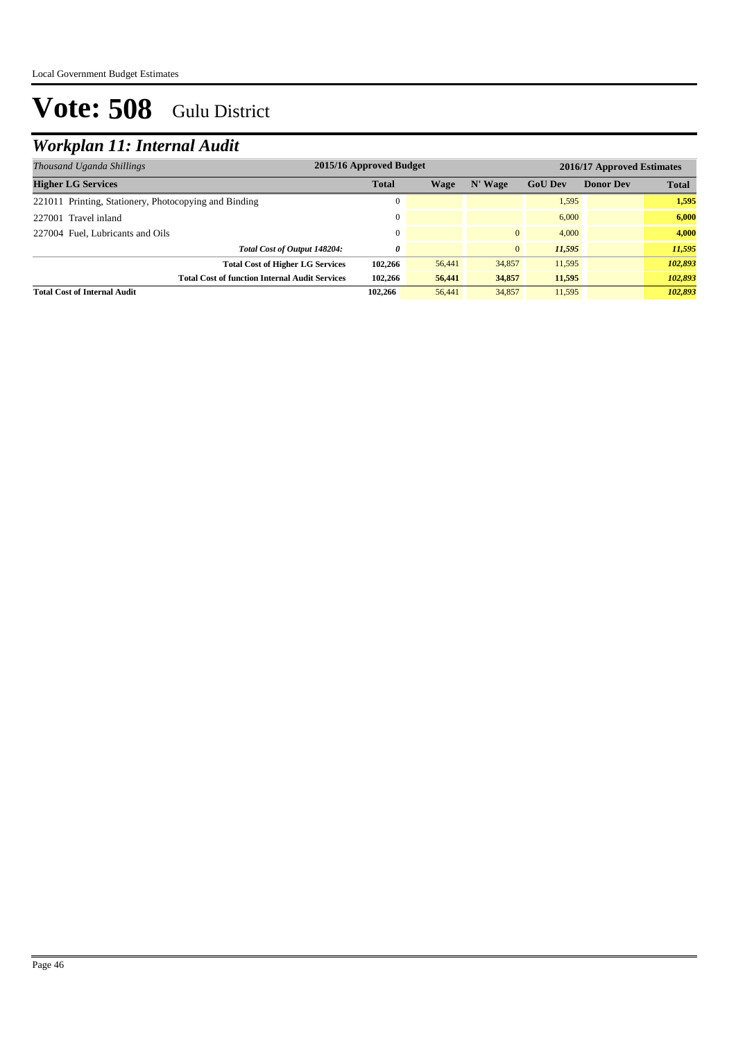# Vote: 508 Gulu District

## *Workplan 11: Internal Audit*

| *Thousand Uganda Shillings* | 2015/16 Approved Budget | 2016/17 Approved Estimates | | | | |
|---|---|---|---|---|---|---|
| **Higher LG Services** | **Total** | **Wage** | **N' Wage** | **GoU Dev** | **Donor Dev** | **Total** |
| 221011 Printing, Stationery, Photocopying and Binding | 0 | | | 1,595 | | **1,595** |
| 227001 Travel inland | 0 | | | 6,000 | | **6,000** |
| 227004 Fuel, Lubricants and Oils | 0 | | 0 | 4,000 | | **4,000** |
| ***Total Cost of Output 148204:*** | ***0*** | | 0 | ***11,595*** | | ***11,595*** |
| **Total Cost of Higher LG Services** | **102,266** | 56,441 | 34,857 | 11,595 | | ***102,893*** |
| **Total Cost of function Internal Audit Services** | **102,266** | **56,441** | **34,857** | **11,595** | | ***102,893*** |
| **Total Cost of Internal Audit** | **102,266** | 56,441 | 34,857 | 11,595 | | ***102,893*** |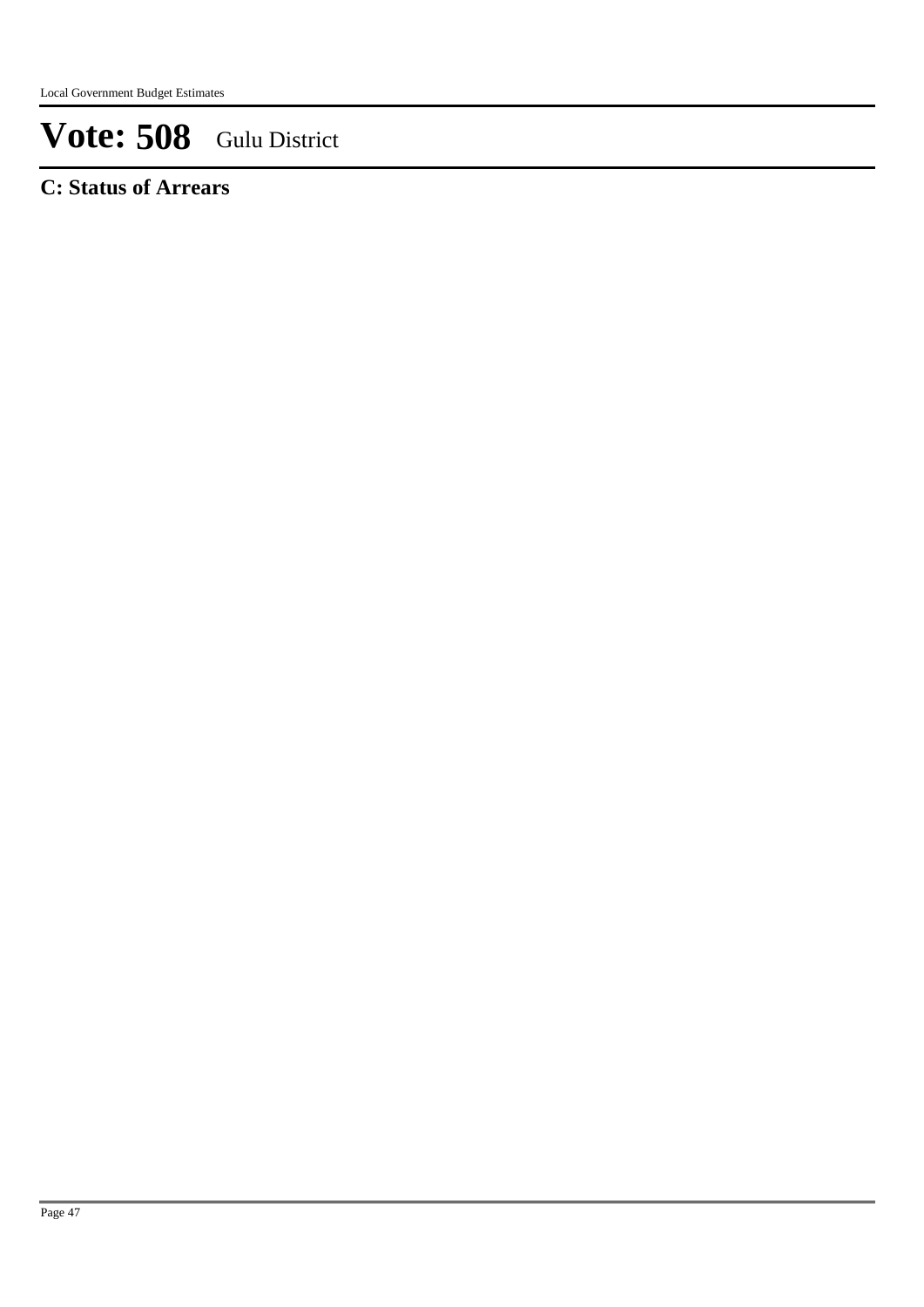# Vote: 508 Gulu District

## C: Status of Arrears